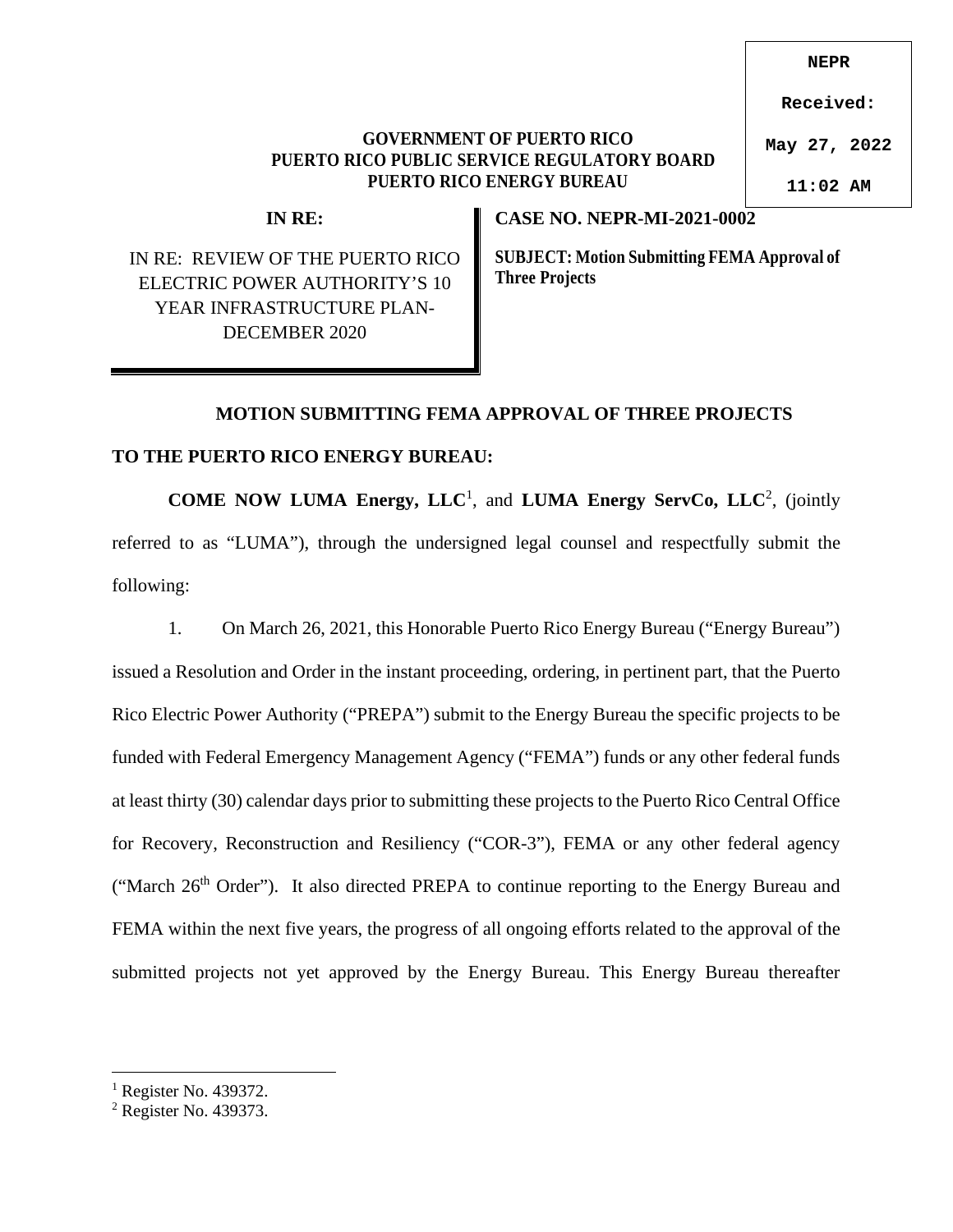NEPR

Received:

May 27, 2022

11:02 AM

**GOVERNMENT OF PUERTO RICO**
**PUERTO RICO PUBLIC SERVICE REGULATORY BOARD**
**PUERTO RICO ENERGY BUREAU**

| **IN RE:** | **CASE NO. NEPR-MI-2021-0002** |
|---|---|
| IN RE: REVIEW OF THE PUERTO RICO ELECTRIC POWER AUTHORITY'S 10 YEAR INFRASTRUCTURE PLAN-DECEMBER 2020 | **SUBJECT: Motion Submitting FEMA Approval of Three Projects** |

**MOTION SUBMITTING FEMA APPROVAL OF THREE PROJECTS**

**TO THE PUERTO RICO ENERGY BUREAU:**

**COME NOW LUMA Energy, LLC**[1], and **LUMA Energy ServCo, LLC**[2], (jointly referred to as "LUMA"), through the undersigned legal counsel and respectfully submit the following:

1. On March 26, 2021, this Honorable Puerto Rico Energy Bureau ("Energy Bureau") issued a Resolution and Order in the instant proceeding, ordering, in pertinent part, that the Puerto Rico Electric Power Authority ("PREPA") submit to the Energy Bureau the specific projects to be funded with Federal Emergency Management Agency ("FEMA") funds or any other federal funds at least thirty (30) calendar days prior to submitting these projects to the Puerto Rico Central Office for Recovery, Reconstruction and Resiliency ("COR-3"), FEMA or any other federal agency ("March 26th Order"). It also directed PREPA to continue reporting to the Energy Bureau and FEMA within the next five years, the progress of all ongoing efforts related to the approval of the submitted projects not yet approved by the Energy Bureau. This Energy Bureau thereafter

[1] Register No. 439372.
[2] Register No. 439373.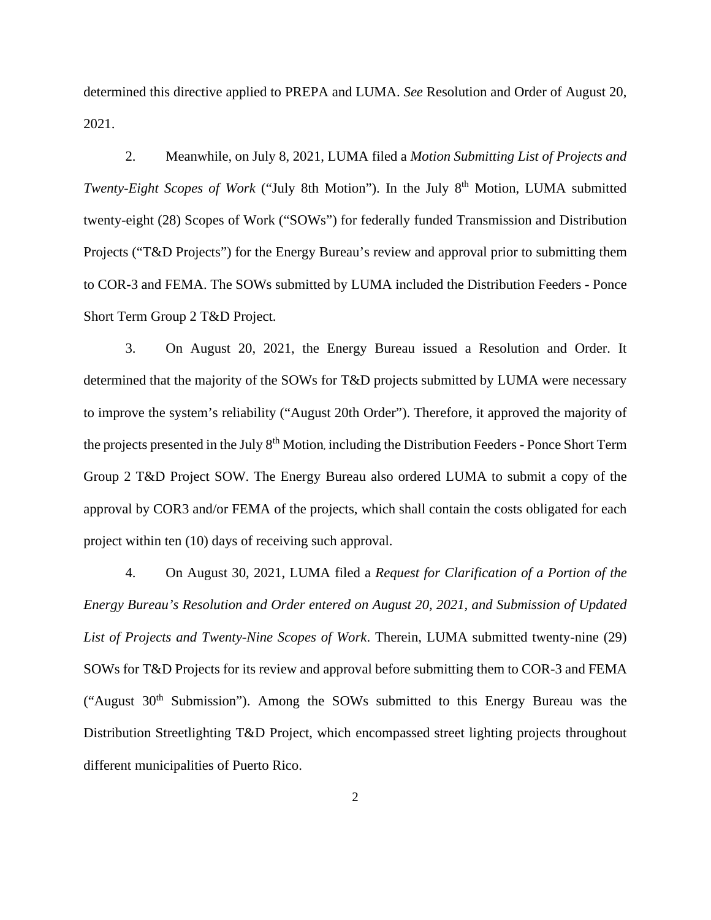determined this directive applied to PREPA and LUMA. *See* Resolution and Order of August 20, 2021.

2. Meanwhile, on July 8, 2021, LUMA filed a *Motion Submitting List of Projects and Twenty-Eight Scopes of Work* ("July 8th Motion"). In the July 8th Motion, LUMA submitted twenty-eight (28) Scopes of Work ("SOWs") for federally funded Transmission and Distribution Projects ("T&D Projects") for the Energy Bureau's review and approval prior to submitting them to COR-3 and FEMA. The SOWs submitted by LUMA included the Distribution Feeders - Ponce Short Term Group 2 T&D Project.

3. On August 20, 2021, the Energy Bureau issued a Resolution and Order. It determined that the majority of the SOWs for T&D projects submitted by LUMA were necessary to improve the system's reliability ("August 20th Order"). Therefore, it approved the majority of the projects presented in the July 8th Motion, including the Distribution Feeders - Ponce Short Term Group 2 T&D Project SOW. The Energy Bureau also ordered LUMA to submit a copy of the approval by COR3 and/or FEMA of the projects, which shall contain the costs obligated for each project within ten (10) days of receiving such approval.

4. On August 30, 2021, LUMA filed a *Request for Clarification of a Portion of the Energy Bureau's Resolution and Order entered on August 20, 2021, and Submission of Updated List of Projects and Twenty-Nine Scopes of Work*. Therein, LUMA submitted twenty-nine (29) SOWs for T&D Projects for its review and approval before submitting them to COR-3 and FEMA ("August 30th Submission"). Among the SOWs submitted to this Energy Bureau was the Distribution Streetlighting T&D Project, which encompassed street lighting projects throughout different municipalities of Puerto Rico.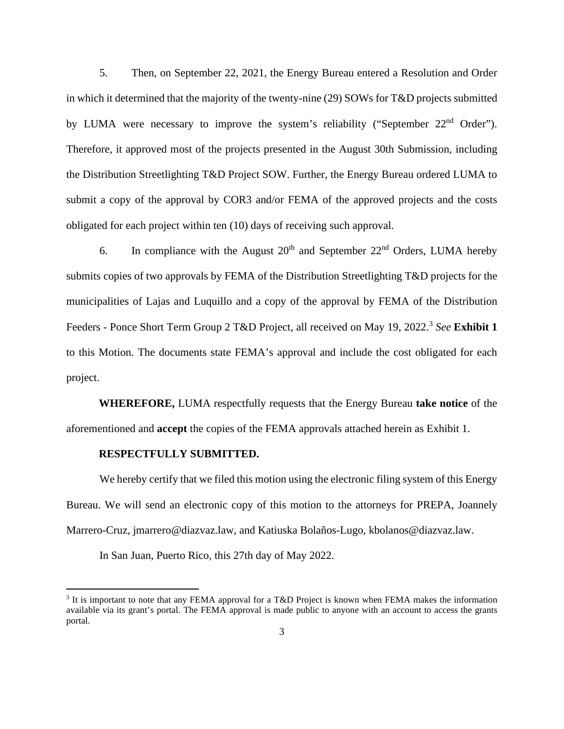5. Then, on September 22, 2021, the Energy Bureau entered a Resolution and Order in which it determined that the majority of the twenty-nine (29) SOWs for T&D projects submitted by LUMA were necessary to improve the system's reliability ("September 22nd Order"). Therefore, it approved most of the projects presented in the August 30th Submission, including the Distribution Streetlighting T&D Project SOW. Further, the Energy Bureau ordered LUMA to submit a copy of the approval by COR3 and/or FEMA of the approved projects and the costs obligated for each project within ten (10) days of receiving such approval.

6. In compliance with the August 20th and September 22nd Orders, LUMA hereby submits copies of two approvals by FEMA of the Distribution Streetlighting T&D projects for the municipalities of Lajas and Luquillo and a copy of the approval by FEMA of the Distribution Feeders - Ponce Short Term Group 2 T&D Project, all received on May 19, 2022.[3] *See* **Exhibit 1** to this Motion. The documents state FEMA's approval and include the cost obligated for each project.

**WHEREFORE,** LUMA respectfully requests that the Energy Bureau **take notice** of the aforementioned and **accept** the copies of the FEMA approvals attached herein as Exhibit 1.

**RESPECTFULLY SUBMITTED.**

We hereby certify that we filed this motion using the electronic filing system of this Energy Bureau. We will send an electronic copy of this motion to the attorneys for PREPA, Joannely Marrero-Cruz, jmarrero@diazvaz.law, and Katiuska Bolaños-Lugo, kbolanos@diazvaz.law.

In San Juan, Puerto Rico, this 27th day of May 2022.

---

[3] It is important to note that any FEMA approval for a T&D Project is known when FEMA makes the information available via its grant's portal. The FEMA approval is made public to anyone with an account to access the grants portal.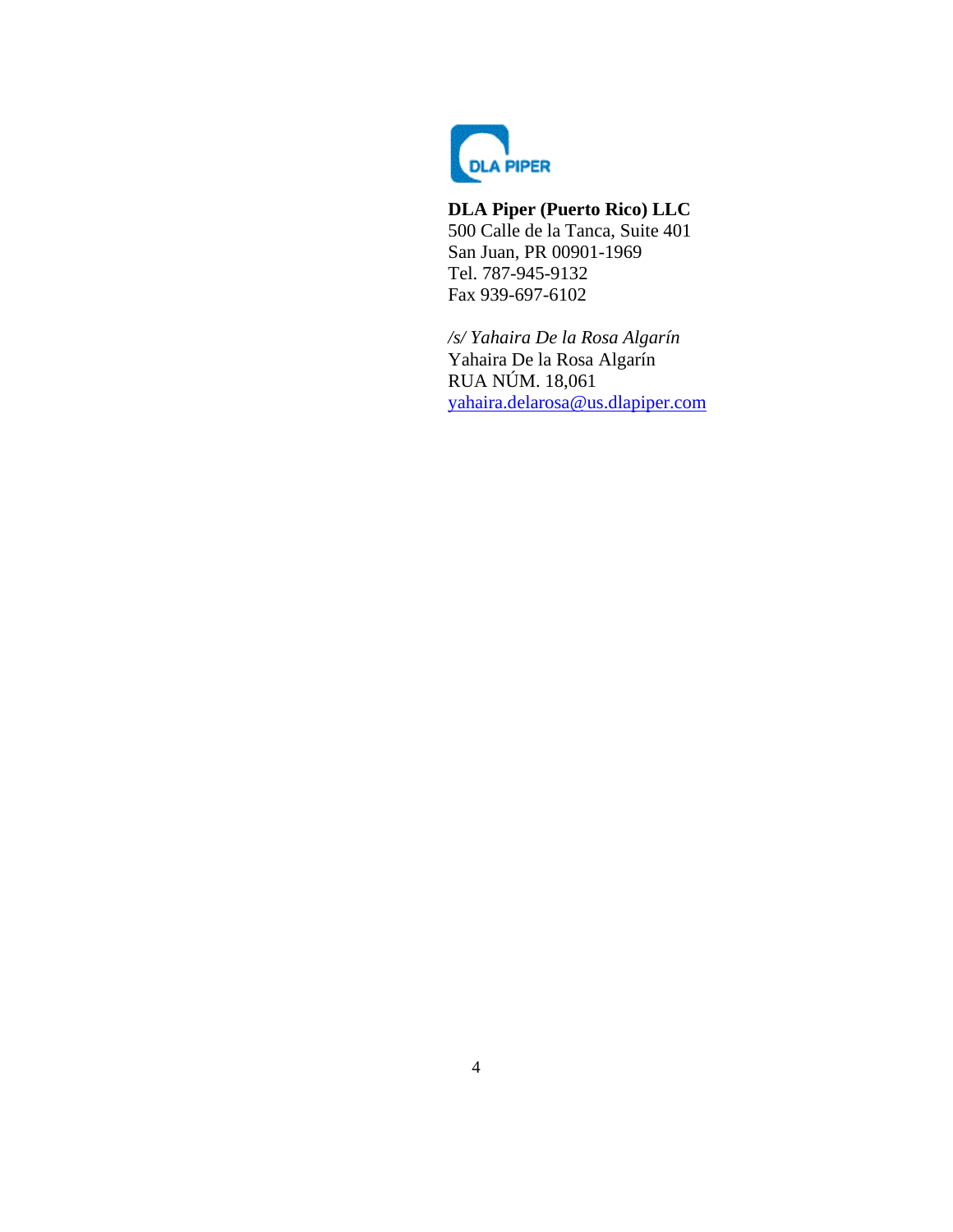**DLA Piper (Puerto Rico) LLC**
500 Calle de la Tanca, Suite 401
San Juan, PR 00901-1969
Tel. 787-945-9132
Fax 939-697-6102

*/s/ Yahaira De la Rosa Algarín*
Yahaira De la Rosa Algarín
RUA NÚM. 18,061
yahaira.delarosa@us.dlapiper.com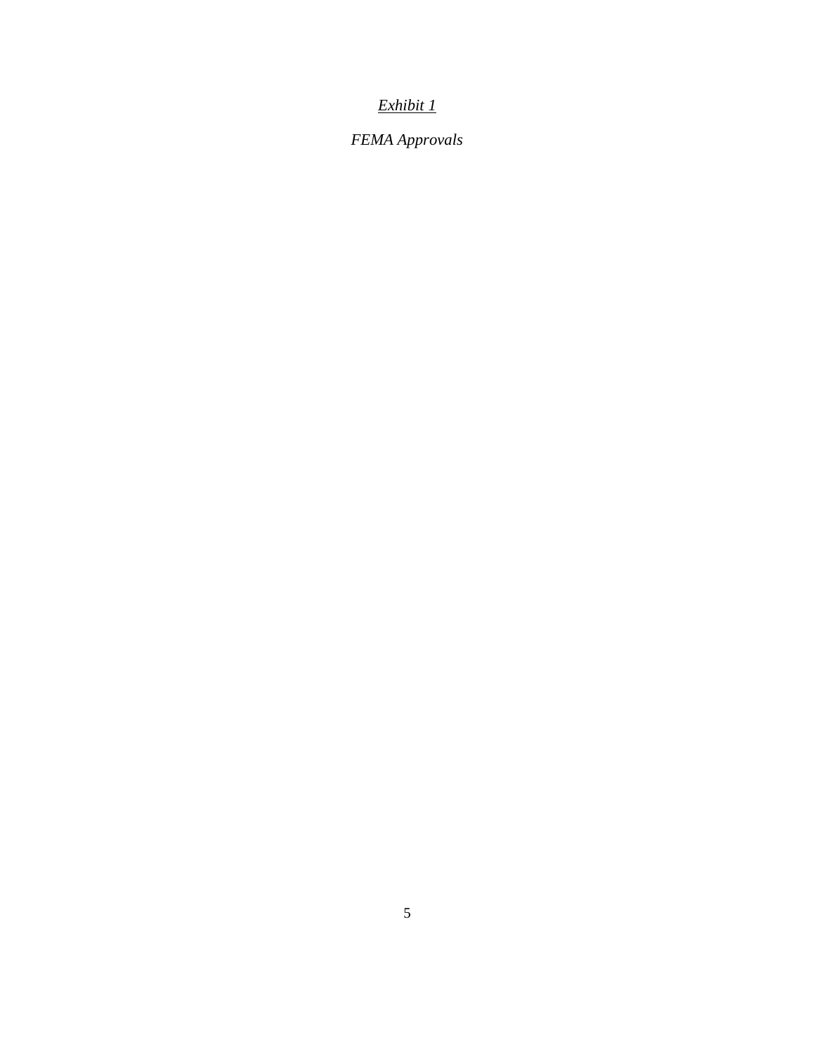*<u>Exhibit 1</u>*

*FEMA Approvals*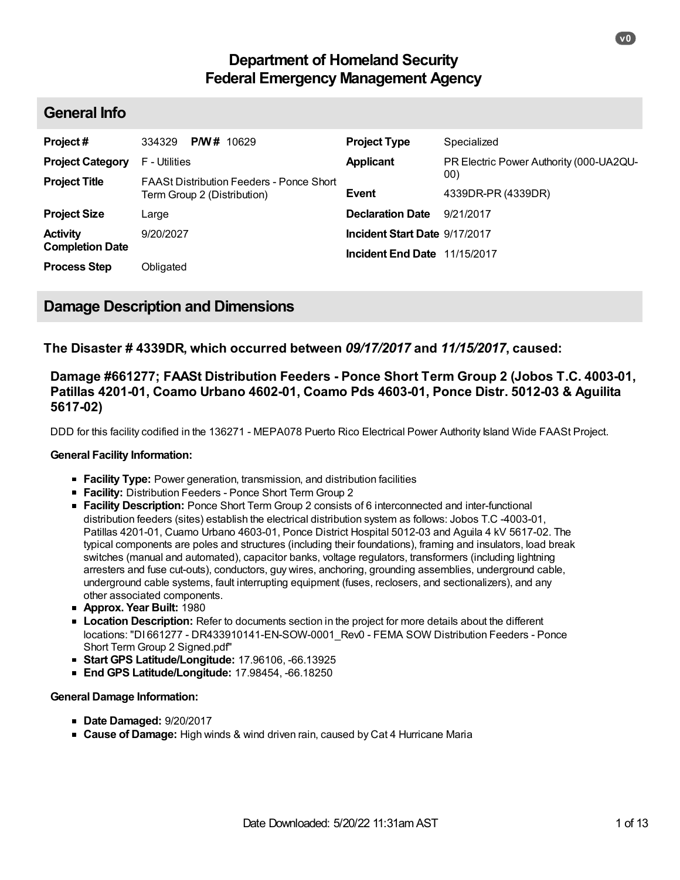# Department of Homeland Security
# Federal Emergency Management Agency

## General Info

| | | | |
|---|---|---|---|
| **Project #** | 334329 **P/W #** 10629 | **Project Type** | Specialized |
| **Project Category** | F - Utilities | **Applicant** | PR Electric Power Authority (000-UA2QU-00) |
| **Project Title** | FAASt Distribution Feeders - Ponce Short Term Group 2 (Distribution) | **Event** | 4339DR-PR (4339DR) |
| **Project Size** | Large | **Declaration Date** | 9/21/2017 |
| **Activity Completion Date** | 9/20/2027 | **Incident Start Date** | 9/17/2017 |
| **Process Step** | Obligated | **Incident End Date** | 11/15/2017 |

## Damage Description and Dimensions

### The Disaster # 4339DR, which occurred between *09/17/2017* and *11/15/2017*, caused:

#### Damage #661277; FAASt Distribution Feeders - Ponce Short Term Group 2 (Jobos T.C. 4003-01, Patillas 4201-01, Coamo Urbano 4602-01, Coamo Pds 4603-01, Ponce Distr. 5012-03 & Aguilita 5617-02)

DDD for this facility codified in the 136271 - MEPA078 Puerto Rico Electrical Power Authority Island Wide FAASt Project.

**General Facility Information:**

- **Facility Type:** Power generation, transmission, and distribution facilities
- **Facility:** Distribution Feeders - Ponce Short Term Group 2
- **Facility Description:** Ponce Short Term Group 2 consists of 6 interconnected and inter-functional distribution feeders (sites) establish the electrical distribution system as follows: Jobos T.C -4003-01, Patillas 4201-01, Cuamo Urbano 4603-01, Ponce District Hospital 5012-03 and Aguila 4 kV 5617-02. The typical components are poles and structures (including their foundations), framing and insulators, load break switches (manual and automated), capacitor banks, voltage regulators, transformers (including lightning arresters and fuse cut-outs), conductors, guy wires, anchoring, grounding assemblies, underground cable, underground cable systems, fault interrupting equipment (fuses, reclosers, and sectionalizers), and any other associated components.
- **Approx. Year Built:** 1980
- **Location Description:** Refer to documents section in the project for more details about the different locations: "DI 661277 - DR433910141-EN-SOW-0001_Rev0 - FEMA SOW Distribution Feeders - Ponce Short Term Group 2 Signed.pdf"
- **Start GPS Latitude/Longitude:** 17.96106, -66.13925
- **End GPS Latitude/Longitude:** 17.98454, -66.18250

**General Damage Information:**

- **Date Damaged:** 9/20/2017
- **Cause of Damage:** High winds & wind driven rain, caused by Cat 4 Hurricane Maria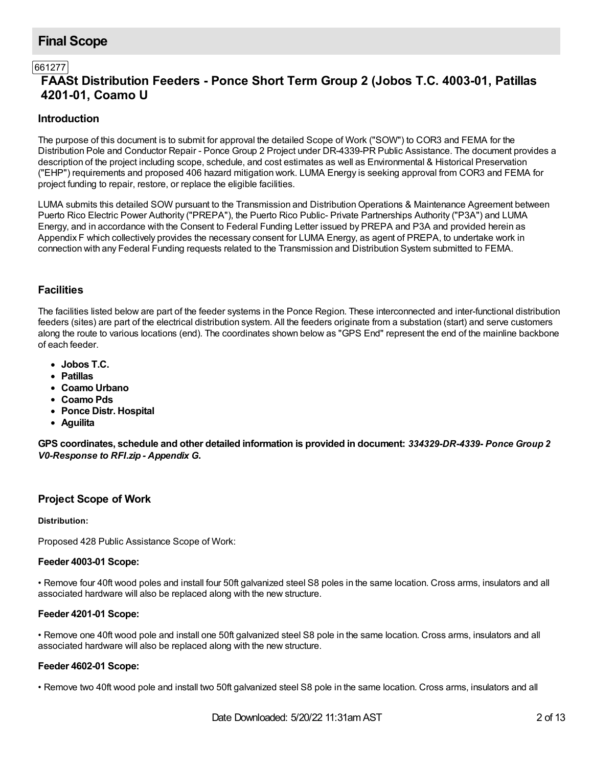## Final Scope

661277

### FAASt Distribution Feeders - Ponce Short Term Group 2 (Jobos T.C. 4003-01, Patillas 4201-01, Coamo U

### Introduction

The purpose of this document is to submit for approval the detailed Scope of Work ("SOW") to COR3 and FEMA for the Distribution Pole and Conductor Repair - Ponce Group 2 Project under DR-4339-PR Public Assistance. The document provides a description of the project including scope, schedule, and cost estimates as well as Environmental & Historical Preservation ("EHP") requirements and proposed 406 hazard mitigation work. LUMA Energy is seeking approval from COR3 and FEMA for project funding to repair, restore, or replace the eligible facilities.

LUMA submits this detailed SOW pursuant to the Transmission and Distribution Operations & Maintenance Agreement between Puerto Rico Electric Power Authority ("PREPA"), the Puerto Rico Public- Private Partnerships Authority ("P3A") and LUMA Energy, and in accordance with the Consent to Federal Funding Letter issued by PREPA and P3A and provided herein as Appendix F which collectively provides the necessary consent for LUMA Energy, as agent of PREPA, to undertake work in connection with any Federal Funding requests related to the Transmission and Distribution System submitted to FEMA.

### Facilities

The facilities listed below are part of the feeder systems in the Ponce Region. These interconnected and inter-functional distribution feeders (sites) are part of the electrical distribution system. All the feeders originate from a substation (start) and serve customers along the route to various locations (end). The coordinates shown below as "GPS End" represent the end of the mainline backbone of each feeder.

- **Jobos T.C.**
- **Patillas**
- **Coamo Urbano**
- **Coamo Pds**
- **Ponce Distr. Hospital**
- **Aguilita**

**GPS coordinates, schedule and other detailed information is provided in document:** ***334329-DR-4339- Ponce Group 2 V0-Response to RFI.zip - Appendix G.***

### Project Scope of Work

**Distribution:**

Proposed 428 Public Assistance Scope of Work:

**Feeder 4003-01 Scope:**

• Remove four 40ft wood poles and install four 50ft galvanized steel S8 poles in the same location. Cross arms, insulators and all associated hardware will also be replaced along with the new structure.

**Feeder 4201-01 Scope:**

• Remove one 40ft wood pole and install one 50ft galvanized steel S8 pole in the same location. Cross arms, insulators and all associated hardware will also be replaced along with the new structure.

**Feeder 4602-01 Scope:**

• Remove two 40ft wood pole and install two 50ft galvanized steel S8 pole in the same location. Cross arms, insulators and all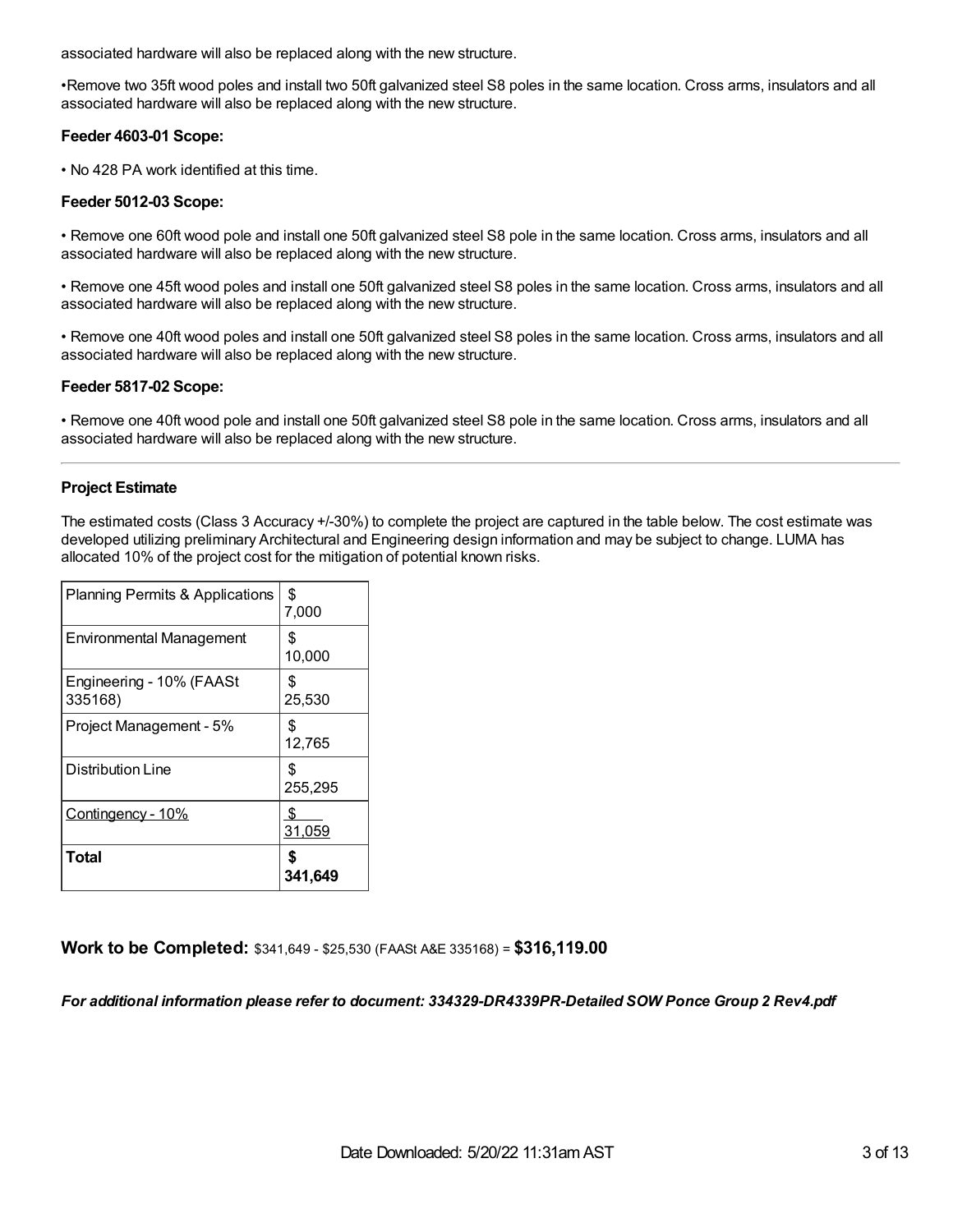associated hardware will also be replaced along with the new structure.

•Remove two 35ft wood poles and install two 50ft galvanized steel S8 poles in the same location. Cross arms, insulators and all associated hardware will also be replaced along with the new structure.

**Feeder 4603-01 Scope:**

• No 428 PA work identified at this time.

**Feeder 5012-03 Scope:**

• Remove one 60ft wood pole and install one 50ft galvanized steel S8 pole in the same location. Cross arms, insulators and all associated hardware will also be replaced along with the new structure.

• Remove one 45ft wood poles and install one 50ft galvanized steel S8 poles in the same location. Cross arms, insulators and all associated hardware will also be replaced along with the new structure.

• Remove one 40ft wood poles and install one 50ft galvanized steel S8 poles in the same location. Cross arms, insulators and all associated hardware will also be replaced along with the new structure.

**Feeder 5817-02 Scope:**

• Remove one 40ft wood pole and install one 50ft galvanized steel S8 pole in the same location. Cross arms, insulators and all associated hardware will also be replaced along with the new structure.

---

**Project Estimate**

The estimated costs (Class 3 Accuracy +/-30%) to complete the project are captured in the table below. The cost estimate was developed utilizing preliminary Architectural and Engineering design information and may be subject to change. LUMA has allocated 10% of the project cost for the mitigation of potential known risks.

| | |
|---|---|
| Planning Permits & Applications | $ 7,000 |
| Environmental Management | $ 10,000 |
| Engineering - 10% (FAASt 335168) | $ 25,530 |
| Project Management - 5% | $ 12,765 |
| Distribution Line | $ 255,295 |
| Contingency - 10% | $ 31,059 |
| **Total** | **$ 341,649** |

## Work to be Completed: $341,649 - $25,530 (FAASt A&E 335168) = **$316,119.00**

***For additional information please refer to document: 334329-DR4339PR-Detailed SOW Ponce Group 2 Rev4.pdf***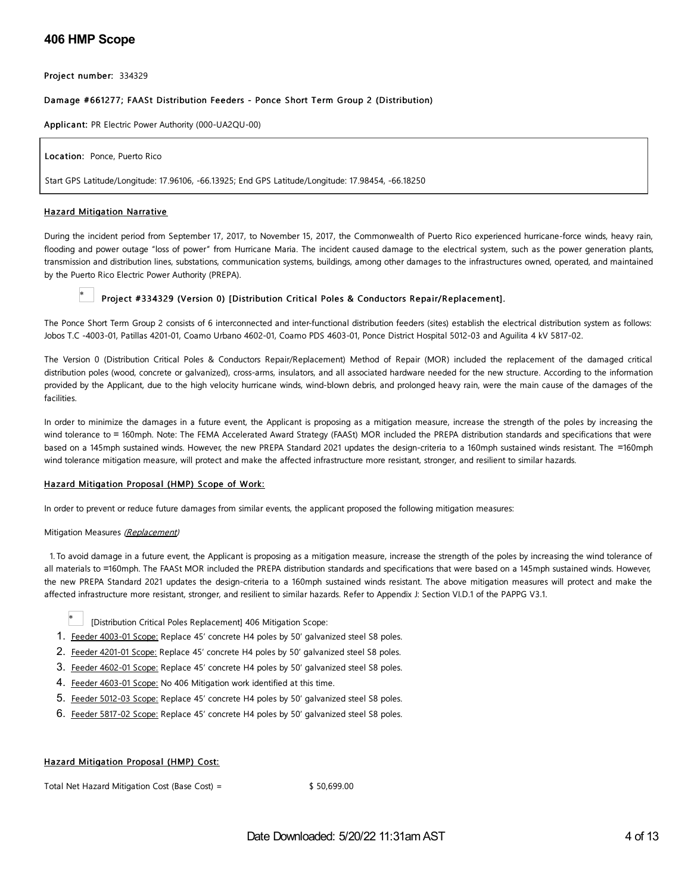# 406 HMP Scope

**Project number:** 334329

**Damage #661277; FAASt Distribution Feeders - Ponce Short Term Group 2 (Distribution)**

**Applicant:** PR Electric Power Authority (000-UA2QU-00)

**Location:** Ponce, Puerto Rico

Start GPS Latitude/Longitude: 17.96106, -66.13925; End GPS Latitude/Longitude: 17.98454, -66.18250

**Hazard Mitigation Narrative**

During the incident period from September 17, 2017, to November 15, 2017, the Commonwealth of Puerto Rico experienced hurricane-force winds, heavy rain, flooding and power outage "loss of power" from Hurricane Maria. The incident caused damage to the electrical system, such as the power generation plants, transmission and distribution lines, substations, communication systems, buildings, among other damages to the infrastructures owned, operated, and maintained by the Puerto Rico Electric Power Authority (PREPA).

**Project #334329 (Version 0) [Distribution Critical Poles & Conductors Repair/Replacement].**

The Ponce Short Term Group 2 consists of 6 interconnected and inter-functional distribution feeders (sites) establish the electrical distribution system as follows: Jobos T.C -4003-01, Patillas 4201-01, Coamo Urbano 4602-01, Coamo PDS 4603-01, Ponce District Hospital 5012-03 and Aguilita 4 kV 5817-02.

The Version 0 (Distribution Critical Poles & Conductors Repair/Replacement) Method of Repair (MOR) included the replacement of the damaged critical distribution poles (wood, concrete or galvanized), cross-arms, insulators, and all associated hardware needed for the new structure. According to the information provided by the Applicant, due to the high velocity hurricane winds, wind-blown debris, and prolonged heavy rain, were the main cause of the damages of the facilities.

In order to minimize the damages in a future event, the Applicant is proposing as a mitigation measure, increase the strength of the poles by increasing the wind tolerance to = 160mph. Note: The FEMA Accelerated Award Strategy (FAASt) MOR included the PREPA distribution standards and specifications that were based on a 145mph sustained winds. However, the new PREPA Standard 2021 updates the design-criteria to a 160mph sustained winds resistant. The =160mph wind tolerance mitigation measure, will protect and make the affected infrastructure more resistant, stronger, and resilient to similar hazards.

**Hazard Mitigation Proposal (HMP) Scope of Work:**

In order to prevent or reduce future damages from similar events, the applicant proposed the following mitigation measures:

Mitigation Measures *(Replacement)*

1. To avoid damage in a future event, the Applicant is proposing as a mitigation measure, increase the strength of the poles by increasing the wind tolerance of all materials to =160mph. The FAASt MOR included the PREPA distribution standards and specifications that were based on a 145mph sustained winds. However, the new PREPA Standard 2021 updates the design-criteria to a 160mph sustained winds resistant. The above mitigation measures will protect and make the affected infrastructure more resistant, stronger, and resilient to similar hazards. Refer to Appendix J: Section VI.D.1 of the PAPPG V3.1.

[Distribution Critical Poles Replacement] 406 Mitigation Scope:

1. Feeder 4003-01 Scope: Replace 45' concrete H4 poles by 50' galvanized steel S8 poles.
2. Feeder 4201-01 Scope: Replace 45' concrete H4 poles by 50' galvanized steel S8 poles.
3. Feeder 4602-01 Scope: Replace 45' concrete H4 poles by 50' galvanized steel S8 poles.
4. Feeder 4603-01 Scope: No 406 Mitigation work identified at this time.
5. Feeder 5012-03 Scope: Replace 45' concrete H4 poles by 50' galvanized steel S8 poles.
6. Feeder 5817-02 Scope: Replace 45' concrete H4 poles by 50' galvanized steel S8 poles.

**Hazard Mitigation Proposal (HMP) Cost:**

Total Net Hazard Mitigation Cost (Base Cost) = $ 50,699.00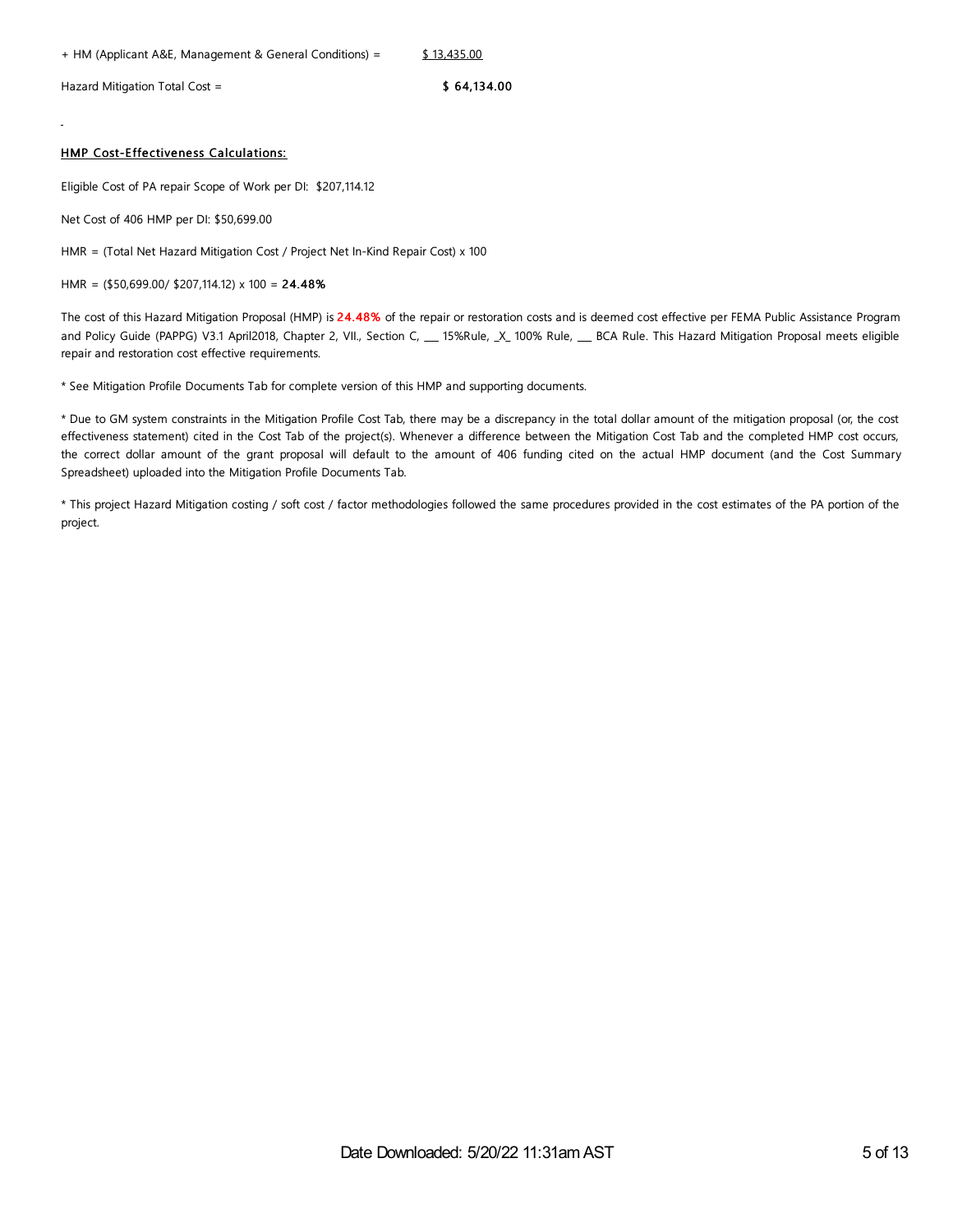+ HM (Applicant A&E, Management & General Conditions) = $ 13,435.00

Hazard Mitigation Total Cost = **$ 64,134.00**

**HMP Cost-Effectiveness Calculations:**

Eligible Cost of PA repair Scope of Work per DI: $207,114.12

Net Cost of 406 HMP per DI: $50,699.00

HMR = (Total Net Hazard Mitigation Cost / Project Net In-Kind Repair Cost) x 100

HMR = ($50,699.00/ $207,114.12) x 100 = **24.48%**

The cost of this Hazard Mitigation Proposal (HMP) is **24.48%** of the repair or restoration costs and is deemed cost effective per FEMA Public Assistance Program and Policy Guide (PAPPG) V3.1 April2018, Chapter 2, VII., Section C, ___ 15%Rule, _X_ 100% Rule, ___ BCA Rule. This Hazard Mitigation Proposal meets eligible repair and restoration cost effective requirements.

* See Mitigation Profile Documents Tab for complete version of this HMP and supporting documents.

* Due to GM system constraints in the Mitigation Profile Cost Tab, there may be a discrepancy in the total dollar amount of the mitigation proposal (or, the cost effectiveness statement) cited in the Cost Tab of the project(s). Whenever a difference between the Mitigation Cost Tab and the completed HMP cost occurs, the correct dollar amount of the grant proposal will default to the amount of 406 funding cited on the actual HMP document (and the Cost Summary Spreadsheet) uploaded into the Mitigation Profile Documents Tab.

* This project Hazard Mitigation costing / soft cost / factor methodologies followed the same procedures provided in the cost estimates of the PA portion of the project.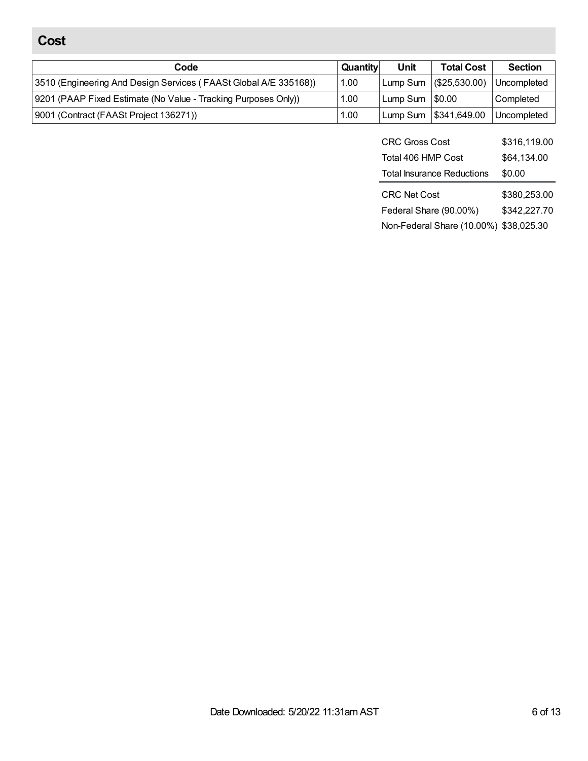## Cost

| Code | Quantity | Unit | Total Cost | Section |
|---|---|---|---|---|
| 3510 (Engineering And Design Services ( FAASt Global A/E 335168)) | 1.00 | Lump Sum | ($25,530.00) | Uncompleted |
| 9201 (PAAP Fixed Estimate (No Value - Tracking Purposes Only)) | 1.00 | Lump Sum | $0.00 | Completed |
| 9001 (Contract (FAASt Project 136271)) | 1.00 | Lump Sum | $341,649.00 | Uncompleted |

| | |
|---|---|
| CRC Gross Cost | $316,119.00 |
| Total 406 HMP Cost | $64,134.00 |
| Total Insurance Reductions | $0.00 |
| CRC Net Cost | $380,253.00 |
| Federal Share (90.00%) | $342,227.70 |
| Non-Federal Share (10.00%) | $38,025.30 |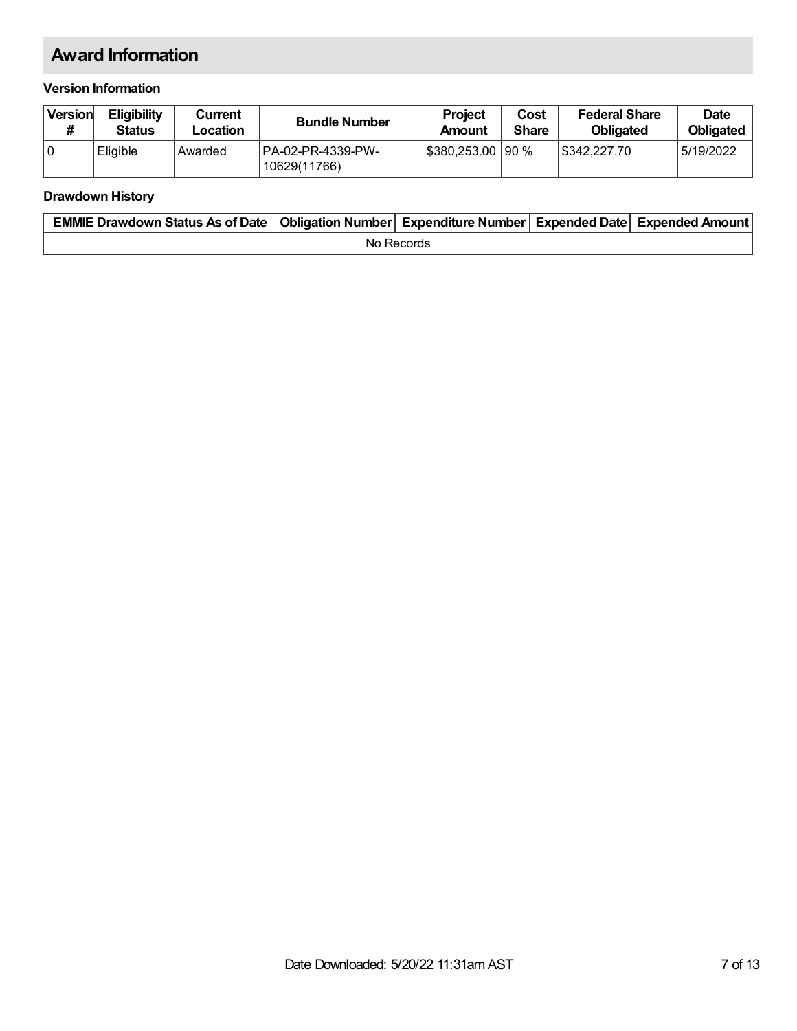## Award Information

### Version Information

| Version # | Eligibility Status | Current Location | Bundle Number | Project Amount | Cost Share | Federal Share Obligated | Date Obligated |
|---|---|---|---|---|---|---|---|
| 0 | Eligible | Awarded | PA-02-PR-4339-PW-10629(11766) | $380,253.00 | 90 % | $342,227.70 | 5/19/2022 |

### Drawdown History

| EMMIE Drawdown Status As of Date | Obligation Number | Expenditure Number | Expended Date | Expended Amount |
|---|---|---|---|---|
| No Records | | | | |

Date Downloaded: 5/20/22 11:31am AST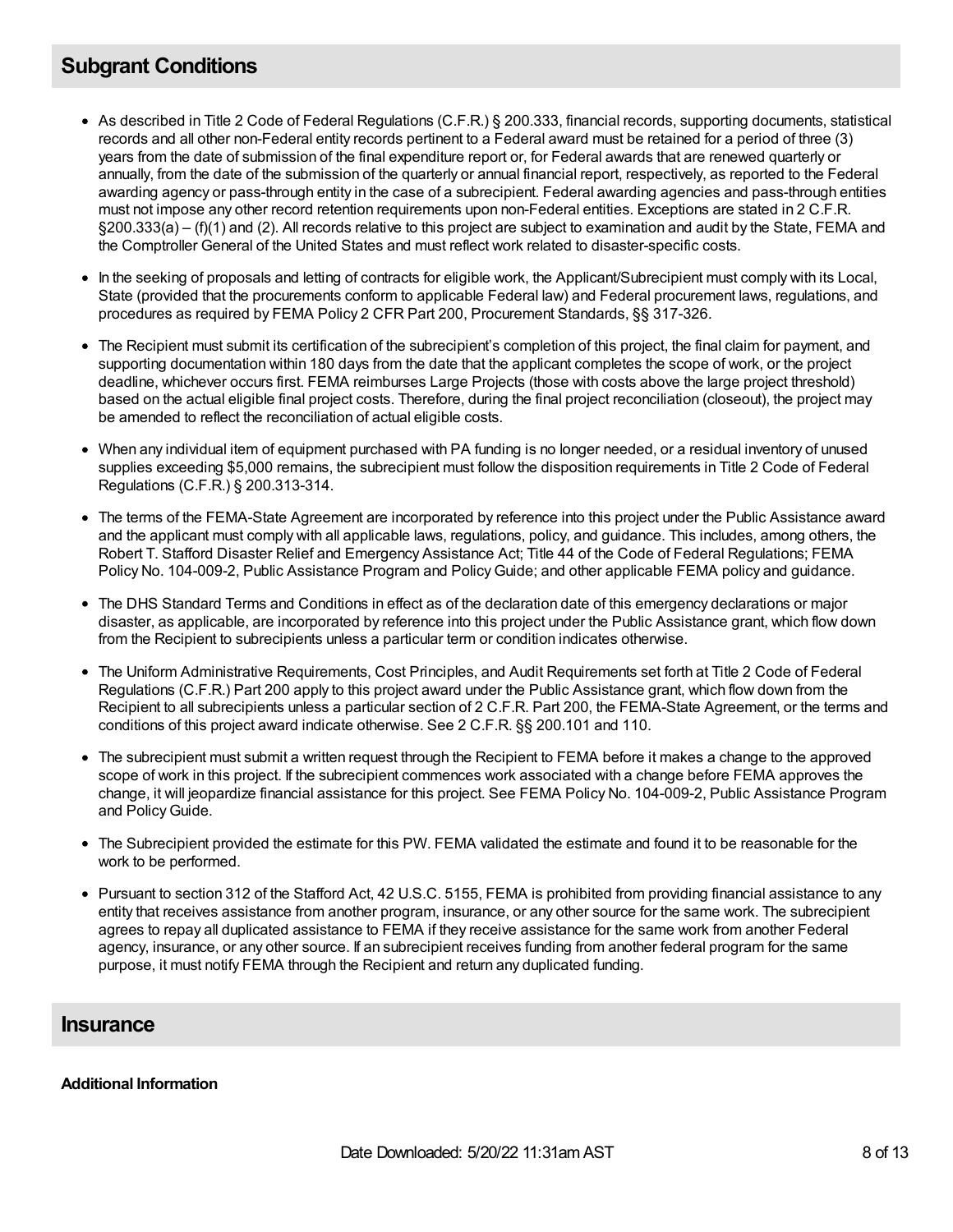## Subgrant Conditions

- As described in Title 2 Code of Federal Regulations (C.F.R.) § 200.333, financial records, supporting documents, statistical records and all other non-Federal entity records pertinent to a Federal award must be retained for a period of three (3) years from the date of submission of the final expenditure report or, for Federal awards that are renewed quarterly or annually, from the date of the submission of the quarterly or annual financial report, respectively, as reported to the Federal awarding agency or pass-through entity in the case of a subrecipient. Federal awarding agencies and pass-through entities must not impose any other record retention requirements upon non-Federal entities. Exceptions are stated in 2 C.F.R. §200.333(a) – (f)(1) and (2). All records relative to this project are subject to examination and audit by the State, FEMA and the Comptroller General of the United States and must reflect work related to disaster-specific costs.
- In the seeking of proposals and letting of contracts for eligible work, the Applicant/Subrecipient must comply with its Local, State (provided that the procurements conform to applicable Federal law) and Federal procurement laws, regulations, and procedures as required by FEMA Policy 2 CFR Part 200, Procurement Standards, §§ 317-326.
- The Recipient must submit its certification of the subrecipient's completion of this project, the final claim for payment, and supporting documentation within 180 days from the date that the applicant completes the scope of work, or the project deadline, whichever occurs first. FEMA reimburses Large Projects (those with costs above the large project threshold) based on the actual eligible final project costs. Therefore, during the final project reconciliation (closeout), the project may be amended to reflect the reconciliation of actual eligible costs.
- When any individual item of equipment purchased with PA funding is no longer needed, or a residual inventory of unused supplies exceeding $5,000 remains, the subrecipient must follow the disposition requirements in Title 2 Code of Federal Regulations (C.F.R.) § 200.313-314.
- The terms of the FEMA-State Agreement are incorporated by reference into this project under the Public Assistance award and the applicant must comply with all applicable laws, regulations, policy, and guidance. This includes, among others, the Robert T. Stafford Disaster Relief and Emergency Assistance Act; Title 44 of the Code of Federal Regulations; FEMA Policy No. 104-009-2, Public Assistance Program and Policy Guide; and other applicable FEMA policy and guidance.
- The DHS Standard Terms and Conditions in effect as of the declaration date of this emergency declarations or major disaster, as applicable, are incorporated by reference into this project under the Public Assistance grant, which flow down from the Recipient to subrecipients unless a particular term or condition indicates otherwise.
- The Uniform Administrative Requirements, Cost Principles, and Audit Requirements set forth at Title 2 Code of Federal Regulations (C.F.R.) Part 200 apply to this project award under the Public Assistance grant, which flow down from the Recipient to all subrecipients unless a particular section of 2 C.F.R. Part 200, the FEMA-State Agreement, or the terms and conditions of this project award indicate otherwise. See 2 C.F.R. §§ 200.101 and 110.
- The subrecipient must submit a written request through the Recipient to FEMA before it makes a change to the approved scope of work in this project. If the subrecipient commences work associated with a change before FEMA approves the change, it will jeopardize financial assistance for this project. See FEMA Policy No. 104-009-2, Public Assistance Program and Policy Guide.
- The Subrecipient provided the estimate for this PW. FEMA validated the estimate and found it to be reasonable for the work to be performed.
- Pursuant to section 312 of the Stafford Act, 42 U.S.C. 5155, FEMA is prohibited from providing financial assistance to any entity that receives assistance from another program, insurance, or any other source for the same work. The subrecipient agrees to repay all duplicated assistance to FEMA if they receive assistance for the same work from another Federal agency, insurance, or any other source. If an subrecipient receives funding from another federal program for the same purpose, it must notify FEMA through the Recipient and return any duplicated funding.

## Insurance

**Additional Information**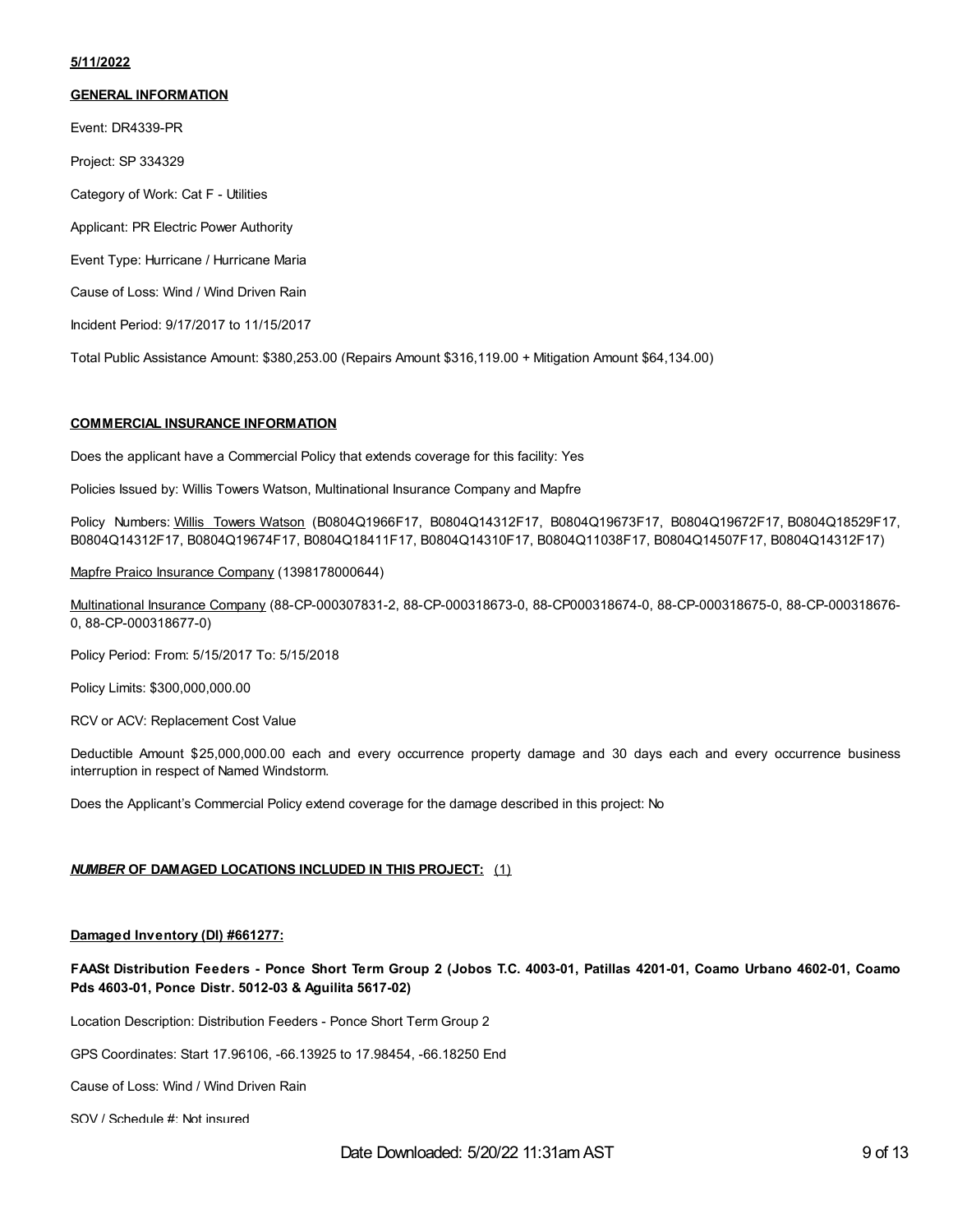**5/11/2022**

**GENERAL INFORMATION**

Event: DR4339-PR

Project: SP 334329

Category of Work: Cat F - Utilities

Applicant: PR Electric Power Authority

Event Type: Hurricane / Hurricane Maria

Cause of Loss: Wind / Wind Driven Rain

Incident Period: 9/17/2017 to 11/15/2017

Total Public Assistance Amount: $380,253.00 (Repairs Amount $316,119.00 + Mitigation Amount $64,134.00)

**COMMERCIAL INSURANCE INFORMATION**

Does the applicant have a Commercial Policy that extends coverage for this facility: Yes

Policies Issued by: Willis Towers Watson, Multinational Insurance Company and Mapfre

Policy Numbers: Willis Towers Watson (B0804Q1966F17, B0804Q14312F17, B0804Q19673F17, B0804Q19672F17, B0804Q18529F17, B0804Q14312F17, B0804Q19674F17, B0804Q18411F17, B0804Q14310F17, B0804Q11038F17, B0804Q14507F17, B0804Q14312F17)

Mapfre Praico Insurance Company (1398178000644)

Multinational Insurance Company (88-CP-000307831-2, 88-CP-000318673-0, 88-CP000318674-0, 88-CP-000318675-0, 88-CP-000318676-0, 88-CP-000318677-0)

Policy Period: From: 5/15/2017 To: 5/15/2018

Policy Limits: $300,000,000.00

RCV or ACV: Replacement Cost Value

Deductible Amount $25,000,000.00 each and every occurrence property damage and 30 days each and every occurrence business interruption in respect of Named Windstorm.

Does the Applicant's Commercial Policy extend coverage for the damage described in this project: No

***NUMBER*** **OF DAMAGED LOCATIONS INCLUDED IN THIS PROJECT:** (1)

**Damaged Inventory (DI) #661277:**

**FAASt Distribution Feeders - Ponce Short Term Group 2 (Jobos T.C. 4003-01, Patillas 4201-01, Coamo Urbano 4602-01, Coamo Pds 4603-01, Ponce Distr. 5012-03 & Aguilita 5617-02)**

Location Description: Distribution Feeders - Ponce Short Term Group 2

GPS Coordinates: Start 17.96106, -66.13925 to 17.98454, -66.18250 End

Cause of Loss: Wind / Wind Driven Rain

SOV / Schedule #: Not insured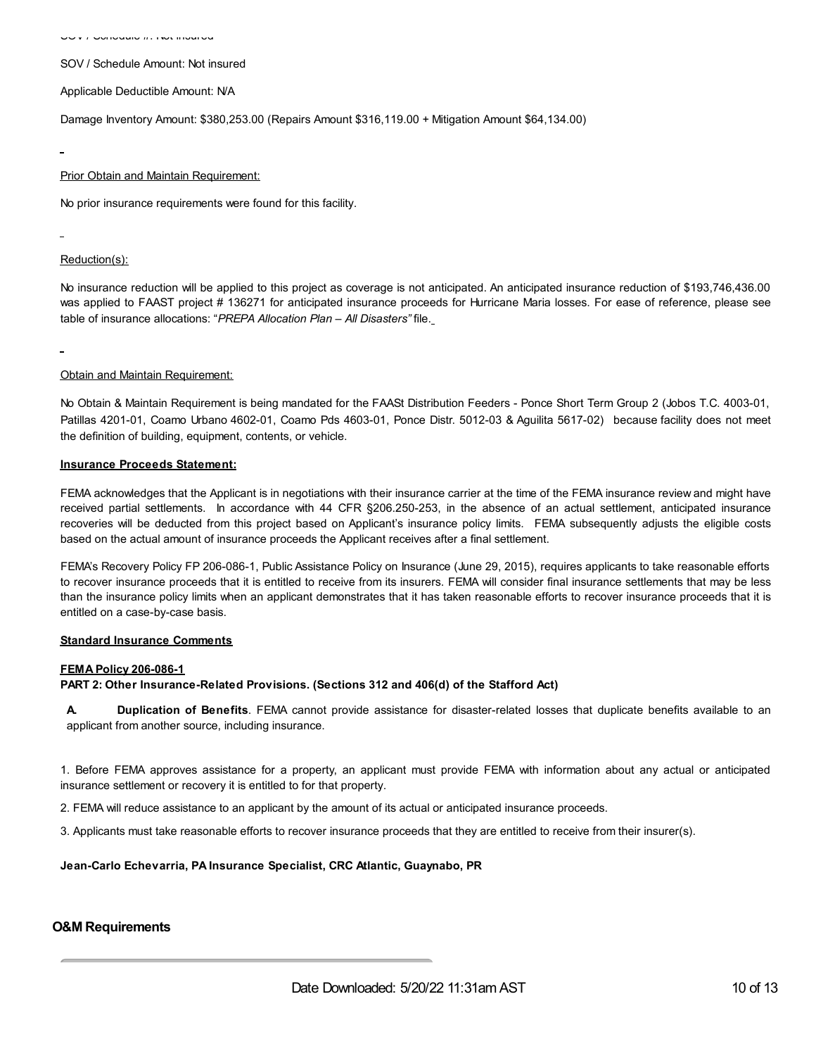SOV / Schedule #: Not insured

SOV / Schedule Amount: Not insured

Applicable Deductible Amount: N/A

Damage Inventory Amount: $380,253.00 (Repairs Amount $316,119.00 + Mitigation Amount $64,134.00)

Prior Obtain and Maintain Requirement:

No prior insurance requirements were found for this facility.

Reduction(s):

No insurance reduction will be applied to this project as coverage is not anticipated. An anticipated insurance reduction of $193,746,436.00 was applied to FAAST project # 136271 for anticipated insurance proceeds for Hurricane Maria losses. For ease of reference, please see table of insurance allocations: "*PREPA Allocation Plan – All Disasters"* file.

Obtain and Maintain Requirement:

No Obtain & Maintain Requirement is being mandated for the FAASt Distribution Feeders - Ponce Short Term Group 2 (Jobos T.C. 4003-01, Patillas 4201-01, Coamo Urbano 4602-01, Coamo Pds 4603-01, Ponce Distr. 5012-03 & Aguilita 5617-02) because facility does not meet the definition of building, equipment, contents, or vehicle.

**Insurance Proceeds Statement:**

FEMA acknowledges that the Applicant is in negotiations with their insurance carrier at the time of the FEMA insurance review and might have received partial settlements. In accordance with 44 CFR §206.250-253, in the absence of an actual settlement, anticipated insurance recoveries will be deducted from this project based on Applicant's insurance policy limits. FEMA subsequently adjusts the eligible costs based on the actual amount of insurance proceeds the Applicant receives after a final settlement.

FEMA's Recovery Policy FP 206-086-1, Public Assistance Policy on Insurance (June 29, 2015), requires applicants to take reasonable efforts to recover insurance proceeds that it is entitled to receive from its insurers. FEMA will consider final insurance settlements that may be less than the insurance policy limits when an applicant demonstrates that it has taken reasonable efforts to recover insurance proceeds that it is entitled on a case-by-case basis.

**Standard Insurance Comments**

**FEMA Policy 206-086-1**

**PART 2: Other Insurance-Related Provisions. (Sections 312 and 406(d) of the Stafford Act)**

**A. Duplication of Benefits**. FEMA cannot provide assistance for disaster-related losses that duplicate benefits available to an applicant from another source, including insurance.

1. Before FEMA approves assistance for a property, an applicant must provide FEMA with information about any actual or anticipated insurance settlement or recovery it is entitled to for that property.

2. FEMA will reduce assistance to an applicant by the amount of its actual or anticipated insurance proceeds.

3. Applicants must take reasonable efforts to recover insurance proceeds that they are entitled to receive from their insurer(s).

**Jean-Carlo Echevarria, PA Insurance Specialist, CRC Atlantic, Guaynabo, PR**

## O&M Requirements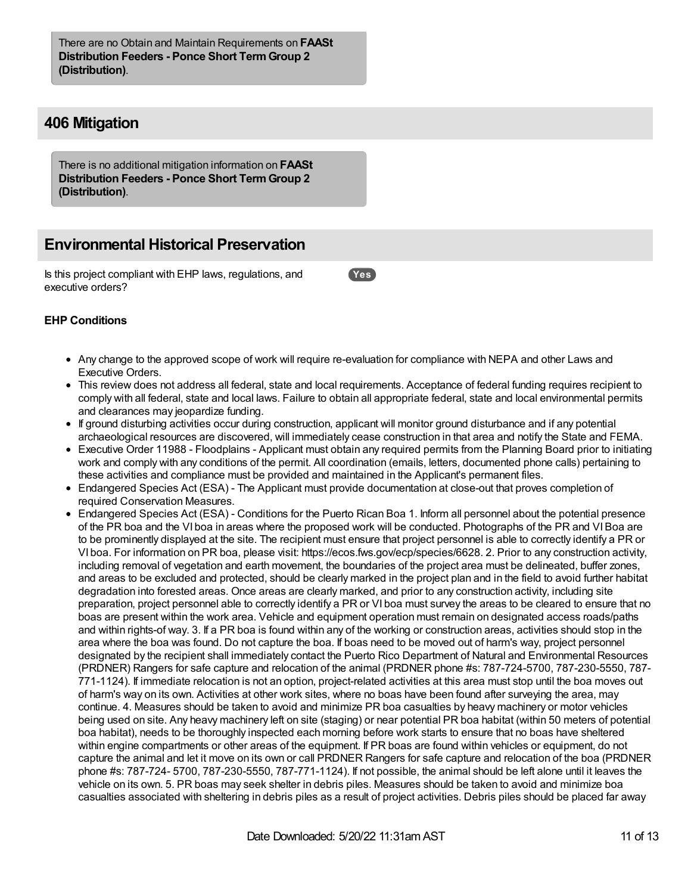There are no Obtain and Maintain Requirements on **FAASt Distribution Feeders - Ponce Short Term Group 2 (Distribution)**.

## 406 Mitigation

There is no additional mitigation information on **FAASt Distribution Feeders - Ponce Short Term Group 2 (Distribution)**.

## Environmental Historical Preservation

Is this project compliant with EHP laws, regulations, and executive orders? **Yes**

### EHP Conditions

- Any change to the approved scope of work will require re-evaluation for compliance with NEPA and other Laws and Executive Orders.
- This review does not address all federal, state and local requirements. Acceptance of federal funding requires recipient to comply with all federal, state and local laws. Failure to obtain all appropriate federal, state and local environmental permits and clearances may jeopardize funding.
- If ground disturbing activities occur during construction, applicant will monitor ground disturbance and if any potential archaeological resources are discovered, will immediately cease construction in that area and notify the State and FEMA.
- Executive Order 11988 - Floodplains - Applicant must obtain any required permits from the Planning Board prior to initiating work and comply with any conditions of the permit. All coordination (emails, letters, documented phone calls) pertaining to these activities and compliance must be provided and maintained in the Applicant's permanent files.
- Endangered Species Act (ESA) - The Applicant must provide documentation at close-out that proves completion of required Conservation Measures.
- Endangered Species Act (ESA) - Conditions for the Puerto Rican Boa 1. Inform all personnel about the potential presence of the PR boa and the VI boa in areas where the proposed work will be conducted. Photographs of the PR and VI Boa are to be prominently displayed at the site. The recipient must ensure that project personnel is able to correctly identify a PR or VI boa. For information on PR boa, please visit: https://ecos.fws.gov/ecp/species/6628. 2. Prior to any construction activity, including removal of vegetation and earth movement, the boundaries of the project area must be delineated, buffer zones, and areas to be excluded and protected, should be clearly marked in the project plan and in the field to avoid further habitat degradation into forested areas. Once areas are clearly marked, and prior to any construction activity, including site preparation, project personnel able to correctly identify a PR or VI boa must survey the areas to be cleared to ensure that no boas are present within the work area. Vehicle and equipment operation must remain on designated access roads/paths and within rights-of way. 3. If a PR boa is found within any of the working or construction areas, activities should stop in the area where the boa was found. Do not capture the boa. If boas need to be moved out of harm's way, project personnel designated by the recipient shall immediately contact the Puerto Rico Department of Natural and Environmental Resources (PRDNER) Rangers for safe capture and relocation of the animal (PRDNER phone #s: 787-724-5700, 787-230-5550, 787-771-1124). If immediate relocation is not an option, project-related activities at this area must stop until the boa moves out of harm's way on its own. Activities at other work sites, where no boas have been found after surveying the area, may continue. 4. Measures should be taken to avoid and minimize PR boa casualties by heavy machinery or motor vehicles being used on site. Any heavy machinery left on site (staging) or near potential PR boa habitat (within 50 meters of potential boa habitat), needs to be thoroughly inspected each morning before work starts to ensure that no boas have sheltered within engine compartments or other areas of the equipment. If PR boas are found within vehicles or equipment, do not capture the animal and let it move on its own or call PRDNER Rangers for safe capture and relocation of the boa (PRDNER phone #s: 787-724- 5700, 787-230-5550, 787-771-1124). If not possible, the animal should be left alone until it leaves the vehicle on its own. 5. PR boas may seek shelter in debris piles. Measures should be taken to avoid and minimize boa casualties associated with sheltering in debris piles as a result of project activities. Debris piles should be placed far away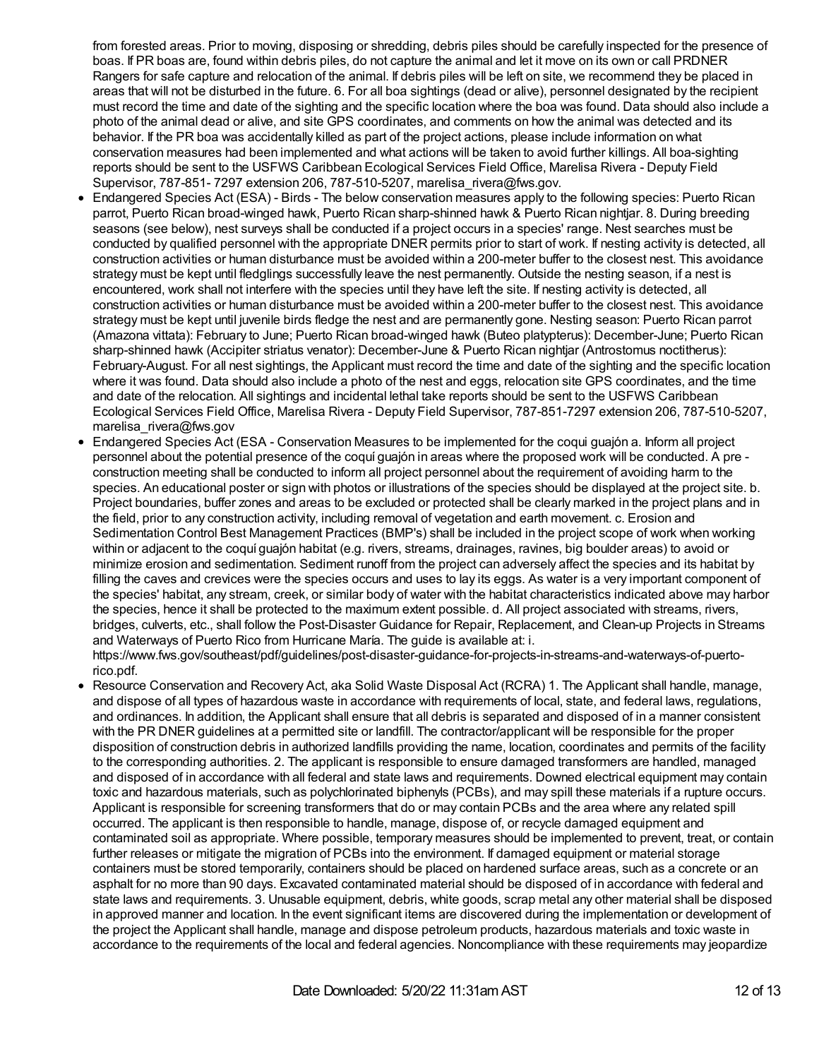from forested areas. Prior to moving, disposing or shredding, debris piles should be carefully inspected for the presence of boas. If PR boas are, found within debris piles, do not capture the animal and let it move on its own or call PRDNER Rangers for safe capture and relocation of the animal. If debris piles will be left on site, we recommend they be placed in areas that will not be disturbed in the future. 6. For all boa sightings (dead or alive), personnel designated by the recipient must record the time and date of the sighting and the specific location where the boa was found. Data should also include a photo of the animal dead or alive, and site GPS coordinates, and comments on how the animal was detected and its behavior. If the PR boa was accidentally killed as part of the project actions, please include information on what conservation measures had been implemented and what actions will be taken to avoid further killings. All boa-sighting reports should be sent to the USFWS Caribbean Ecological Services Field Office, Marelisa Rivera - Deputy Field Supervisor, 787-851- 7297 extension 206, 787-510-5207, marelisa_rivera@fws.gov.

- Endangered Species Act (ESA) - Birds - The below conservation measures apply to the following species: Puerto Rican parrot, Puerto Rican broad-winged hawk, Puerto Rican sharp-shinned hawk & Puerto Rican nightjar. 8. During breeding seasons (see below), nest surveys shall be conducted if a project occurs in a species' range. Nest searches must be conducted by qualified personnel with the appropriate DNER permits prior to start of work. If nesting activity is detected, all construction activities or human disturbance must be avoided within a 200-meter buffer to the closest nest. This avoidance strategy must be kept until fledglings successfully leave the nest permanently. Outside the nesting season, if a nest is encountered, work shall not interfere with the species until they have left the site. If nesting activity is detected, all construction activities or human disturbance must be avoided within a 200-meter buffer to the closest nest. This avoidance strategy must be kept until juvenile birds fledge the nest and are permanently gone. Nesting season: Puerto Rican parrot (Amazona vittata): February to June; Puerto Rican broad-winged hawk (Buteo platypterus): December-June; Puerto Rican sharp-shinned hawk (Accipiter striatus venator): December-June & Puerto Rican nightjar (Antrostomus noctitherus): February-August. For all nest sightings, the Applicant must record the time and date of the sighting and the specific location where it was found. Data should also include a photo of the nest and eggs, relocation site GPS coordinates, and the time and date of the relocation. All sightings and incidental lethal take reports should be sent to the USFWS Caribbean Ecological Services Field Office, Marelisa Rivera - Deputy Field Supervisor, 787-851-7297 extension 206, 787-510-5207, marelisa_rivera@fws.gov
- Endangered Species Act (ESA - Conservation Measures to be implemented for the coqui guajón a. Inform all project personnel about the potential presence of the coquí guajón in areas where the proposed work will be conducted. A pre - construction meeting shall be conducted to inform all project personnel about the requirement of avoiding harm to the species. An educational poster or sign with photos or illustrations of the species should be displayed at the project site. b. Project boundaries, buffer zones and areas to be excluded or protected shall be clearly marked in the project plans and in the field, prior to any construction activity, including removal of vegetation and earth movement. c. Erosion and Sedimentation Control Best Management Practices (BMP's) shall be included in the project scope of work when working within or adjacent to the coquí guajón habitat (e.g. rivers, streams, drainages, ravines, big boulder areas) to avoid or minimize erosion and sedimentation. Sediment runoff from the project can adversely affect the species and its habitat by filling the caves and crevices were the species occurs and uses to lay its eggs. As water is a very important component of the species' habitat, any stream, creek, or similar body of water with the habitat characteristics indicated above may harbor the species, hence it shall be protected to the maximum extent possible. d. All project associated with streams, rivers, bridges, culverts, etc., shall follow the Post-Disaster Guidance for Repair, Replacement, and Clean-up Projects in Streams and Waterways of Puerto Rico from Hurricane María. The guide is available at: i. https://www.fws.gov/southeast/pdf/guidelines/post-disaster-guidance-for-projects-in-streams-and-waterways-of-puerto-rico.pdf.
- Resource Conservation and Recovery Act, aka Solid Waste Disposal Act (RCRA) 1. The Applicant shall handle, manage, and dispose of all types of hazardous waste in accordance with requirements of local, state, and federal laws, regulations, and ordinances. In addition, the Applicant shall ensure that all debris is separated and disposed of in a manner consistent with the PR DNER guidelines at a permitted site or landfill. The contractor/applicant will be responsible for the proper disposition of construction debris in authorized landfills providing the name, location, coordinates and permits of the facility to the corresponding authorities. 2. The applicant is responsible to ensure damaged transformers are handled, managed and disposed of in accordance with all federal and state laws and requirements. Downed electrical equipment may contain toxic and hazardous materials, such as polychlorinated biphenyls (PCBs), and may spill these materials if a rupture occurs. Applicant is responsible for screening transformers that do or may contain PCBs and the area where any related spill occurred. The applicant is then responsible to handle, manage, dispose of, or recycle damaged equipment and contaminated soil as appropriate. Where possible, temporary measures should be implemented to prevent, treat, or contain further releases or mitigate the migration of PCBs into the environment. If damaged equipment or material storage containers must be stored temporarily, containers should be placed on hardened surface areas, such as a concrete or an asphalt for no more than 90 days. Excavated contaminated material should be disposed of in accordance with federal and state laws and requirements. 3. Unusable equipment, debris, white goods, scrap metal any other material shall be disposed in approved manner and location. In the event significant items are discovered during the implementation or development of the project the Applicant shall handle, manage and dispose petroleum products, hazardous materials and toxic waste in accordance to the requirements of the local and federal agencies. Noncompliance with these requirements may jeopardize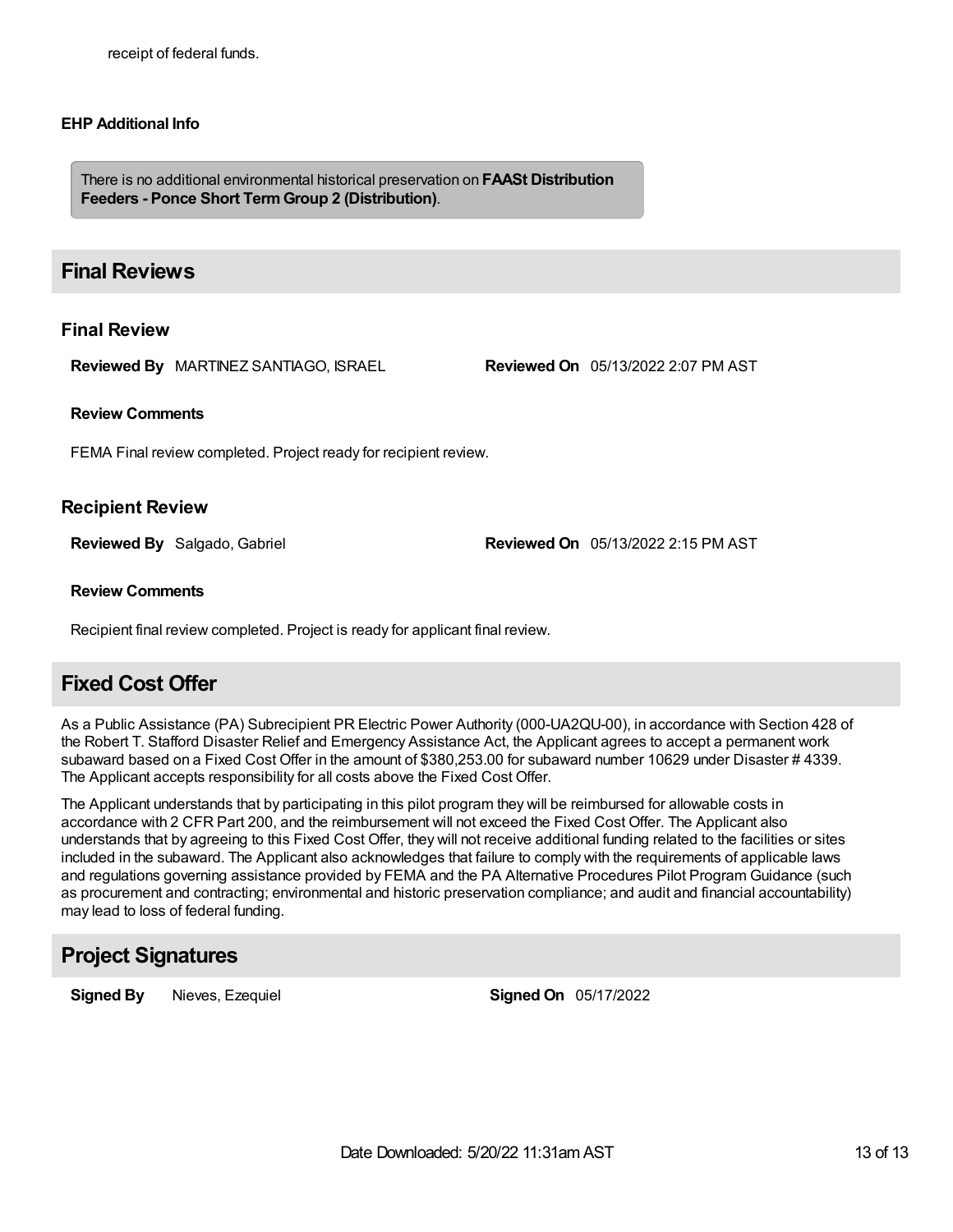receipt of federal funds.

#### EHP Additional Info

There is no additional environmental historical preservation on **FAASt Distribution Feeders - Ponce Short Term Group 2 (Distribution)**.

## Final Reviews

### Final Review

**Reviewed By** MARTINEZ SANTIAGO, ISRAEL **Reviewed On** 05/13/2022 2:07 PM AST

#### Review Comments

FEMA Final review completed. Project ready for recipient review.

### Recipient Review

**Reviewed By** Salgado, Gabriel **Reviewed On** 05/13/2022 2:15 PM AST

#### Review Comments

Recipient final review completed. Project is ready for applicant final review.

## Fixed Cost Offer

As a Public Assistance (PA) Subrecipient PR Electric Power Authority (000-UA2QU-00), in accordance with Section 428 of the Robert T. Stafford Disaster Relief and Emergency Assistance Act, the Applicant agrees to accept a permanent work subaward based on a Fixed Cost Offer in the amount of $380,253.00 for subaward number 10629 under Disaster # 4339. The Applicant accepts responsibility for all costs above the Fixed Cost Offer.

The Applicant understands that by participating in this pilot program they will be reimbursed for allowable costs in accordance with 2 CFR Part 200, and the reimbursement will not exceed the Fixed Cost Offer. The Applicant also understands that by agreeing to this Fixed Cost Offer, they will not receive additional funding related to the facilities or sites included in the subaward. The Applicant also acknowledges that failure to comply with the requirements of applicable laws and regulations governing assistance provided by FEMA and the PA Alternative Procedures Pilot Program Guidance (such as procurement and contracting; environmental and historic preservation compliance; and audit and financial accountability) may lead to loss of federal funding.

## Project Signatures

**Signed By** Nieves, Ezequiel **Signed On** 05/17/2022

Date Downloaded: 5/20/22 11:31am AST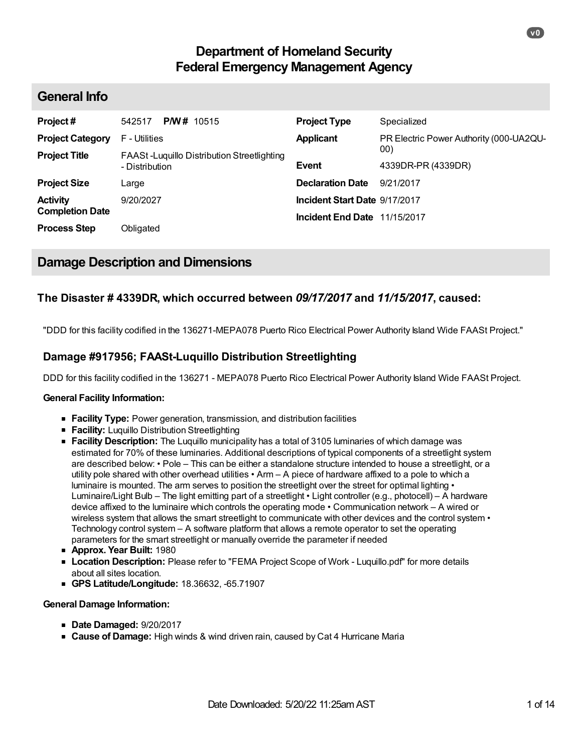# Department of Homeland Security
# Federal Emergency Management Agency

## General Info

| | | | |
|---|---|---|---|
| **Project #** | 542517 **P/W #** 10515 | **Project Type** | Specialized |
| **Project Category** | F - Utilities | **Applicant** | PR Electric Power Authority (000-UA2QU-00) |
| **Project Title** | FAASt -Luquillo Distribution Streetlighting - Distribution | **Event** | 4339DR-PR (4339DR) |
| **Project Size** | Large | **Declaration Date** | 9/21/2017 |
| **Activity Completion Date** | 9/20/2027 | **Incident Start Date** | 9/17/2017 |
| **Process Step** | Obligated | **Incident End Date** | 11/15/2017 |

## Damage Description and Dimensions

### The Disaster # 4339DR, which occurred between *09/17/2017* and *11/15/2017*, caused:

"DDD for this facility codified in the 136271-MEPA078 Puerto Rico Electrical Power Authority Island Wide FAASt Project."

### Damage #917956; FAASt-Luquillo Distribution Streetlighting

DDD for this facility codified in the 136271 - MEPA078 Puerto Rico Electrical Power Authority Island Wide FAASt Project.

**General Facility Information:**

- **Facility Type:** Power generation, transmission, and distribution facilities
- **Facility:** Luquillo Distribution Streetlighting
- **Facility Description:** The Luquillo municipality has a total of 3105 luminaries of which damage was estimated for 70% of these luminaries. Additional descriptions of typical components of a streetlight system are described below: • Pole – This can be either a standalone structure intended to house a streetlight, or a utility pole shared with other overhead utilities • Arm – A piece of hardware affixed to a pole to which a luminaire is mounted. The arm serves to position the streetlight over the street for optimal lighting • Luminaire/Light Bulb – The light emitting part of a streetlight • Light controller (e.g., photocell) – A hardware device affixed to the luminaire which controls the operating mode • Communication network – A wired or wireless system that allows the smart streetlight to communicate with other devices and the control system • Technology control system – A software platform that allows a remote operator to set the operating parameters for the smart streetlight or manually override the parameter if needed
- **Approx. Year Built:** 1980
- **Location Description:** Please refer to "FEMA Project Scope of Work - Luquillo.pdf" for more details about all sites location.
- **GPS Latitude/Longitude:** 18.36632, -65.71907

**General Damage Information:**

- **Date Damaged:** 9/20/2017
- **Cause of Damage:** High winds & wind driven rain, caused by Cat 4 Hurricane Maria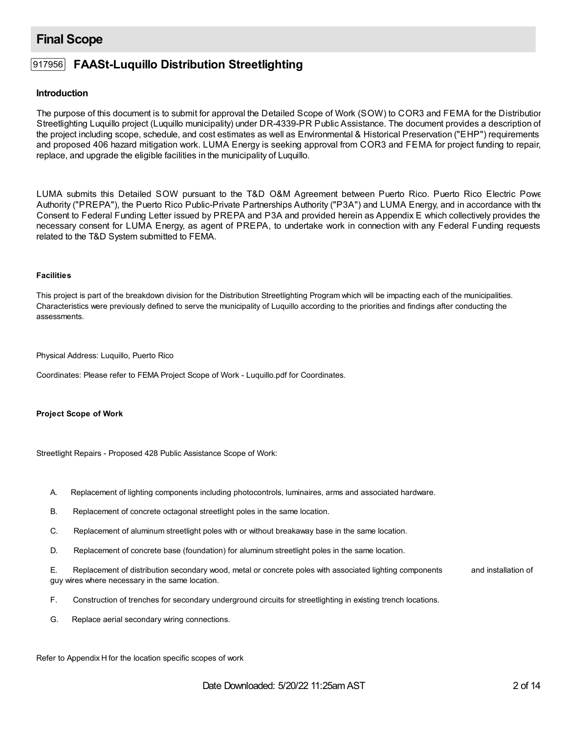## Final Scope

### 917956 FAASt-Luquillo Distribution Streetlighting

#### Introduction

The purpose of this document is to submit for approval the Detailed Scope of Work (SOW) to COR3 and FEMA for the Distribution Streetlighting Luquillo project (Luquillo municipality) under DR-4339-PR Public Assistance. The document provides a description of the project including scope, schedule, and cost estimates as well as Environmental & Historical Preservation ("EHP") requirements and proposed 406 hazard mitigation work. LUMA Energy is seeking approval from COR3 and FEMA for project funding to repair, replace, and upgrade the eligible facilities in the municipality of Luquillo.

LUMA submits this Detailed SOW pursuant to the T&D O&M Agreement between Puerto Rico. Puerto Rico Electric Power Authority ("PREPA"), the Puerto Rico Public-Private Partnerships Authority ("P3A") and LUMA Energy, and in accordance with the Consent to Federal Funding Letter issued by PREPA and P3A and provided herein as Appendix E which collectively provides the necessary consent for LUMA Energy, as agent of PREPA, to undertake work in connection with any Federal Funding requests related to the T&D System submitted to FEMA.

**Facilities**

This project is part of the breakdown division for the Distribution Streetlighting Program which will be impacting each of the municipalities. Characteristics were previously defined to serve the municipality of Luquillo according to the priorities and findings after conducting the assessments.

Physical Address: Luquillo, Puerto Rico

Coordinates: Please refer to FEMA Project Scope of Work - Luquillo.pdf for Coordinates.

**Project Scope of Work**

Streetlight Repairs - Proposed 428 Public Assistance Scope of Work:

A. Replacement of lighting components including photocontrols, luminaires, arms and associated hardware.

B. Replacement of concrete octagonal streetlight poles in the same location.

C. Replacement of aluminum streetlight poles with or without breakaway base in the same location.

D. Replacement of concrete base (foundation) for aluminum streetlight poles in the same location.

E. Replacement of distribution secondary wood, metal or concrete poles with associated lighting components and installation of guy wires where necessary in the same location.

F. Construction of trenches for secondary underground circuits for streetlighting in existing trench locations.

G. Replace aerial secondary wiring connections.

Refer to Appendix H for the location specific scopes of work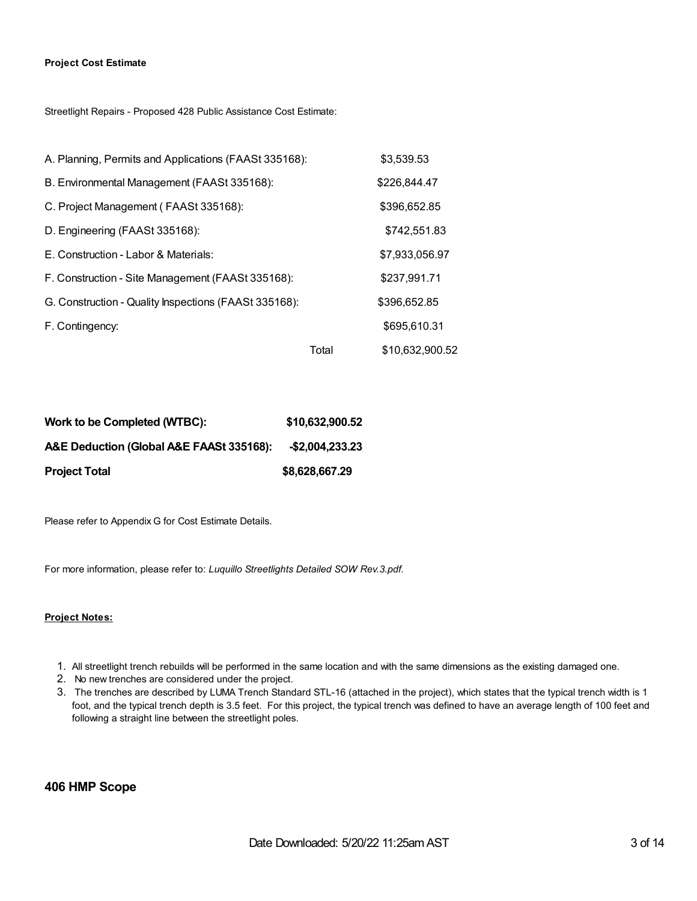**Project Cost Estimate**

Streetlight Repairs - Proposed 428 Public Assistance Cost Estimate:

| | | |
|---|---|---|
| A. Planning, Permits and Applications (FAASt 335168): | | $3,539.53 |
| B. Environmental Management (FAASt 335168): | | $226,844.47 |
| C. Project Management ( FAASt 335168): | | $396,652.85 |
| D. Engineering (FAASt 335168): | | $742,551.83 |
| E. Construction - Labor & Materials: | | $7,933,056.97 |
| F. Construction - Site Management (FAASt 335168): | | $237,991.71 |
| G. Construction - Quality Inspections (FAASt 335168): | | $396,652.85 |
| F. Contingency: | | $695,610.31 |
| | Total | $10,632,900.52 |

| | |
|---|---|
| **Work to be Completed (WTBC):** | **$10,632,900.52** |
| **A&E Deduction (Global A&E FAASt 335168):** | **-$2,004,233.23** |
| **Project Total** | **$8,628,667.29** |

Please refer to Appendix G for Cost Estimate Details.

For more information, please refer to: *Luquillo Streetlights Detailed SOW Rev.3.pdf.*

**Project Notes:**

1. All streetlight trench rebuilds will be performed in the same location and with the same dimensions as the existing damaged one.
2. No new trenches are considered under the project.
3. The trenches are described by LUMA Trench Standard STL-16 (attached in the project), which states that the typical trench width is 1 foot, and the typical trench depth is 3.5 feet. For this project, the typical trench was defined to have an average length of 100 feet and following a straight line between the streetlight poles.

## 406 HMP Scope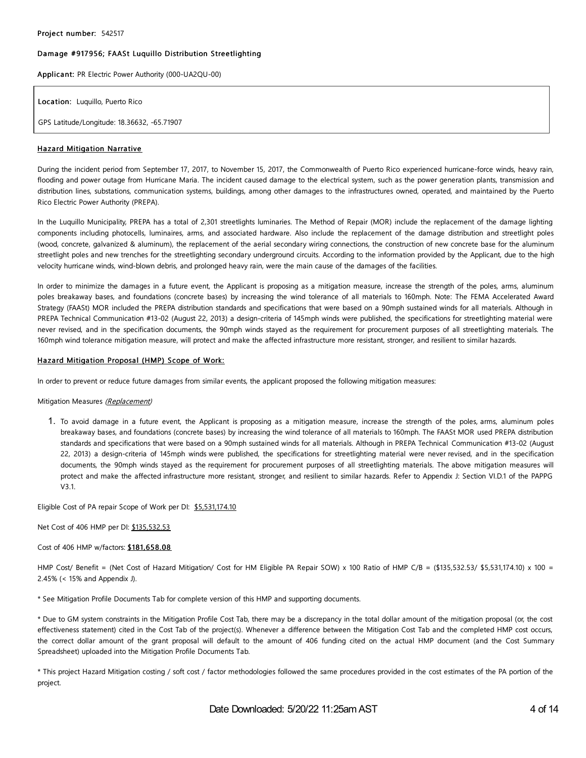**Project number:** 542517

**Damage #917956; FAASt Luquillo Distribution Streetlighting**

**Applicant:** PR Electric Power Authority (000-UA2QU-00)

**Location:** Luquillo, Puerto Rico

GPS Latitude/Longitude: 18.36632, -65.71907

**Hazard Mitigation Narrative**

During the incident period from September 17, 2017, to November 15, 2017, the Commonwealth of Puerto Rico experienced hurricane-force winds, heavy rain, flooding and power outage from Hurricane Maria. The incident caused damage to the electrical system, such as the power generation plants, transmission and distribution lines, substations, communication systems, buildings, among other damages to the infrastructures owned, operated, and maintained by the Puerto Rico Electric Power Authority (PREPA).

In the Luquillo Municipality, PREPA has a total of 2,301 streetlights luminaries. The Method of Repair (MOR) include the replacement of the damage lighting components including photocells, luminaires, arms, and associated hardware. Also include the replacement of the damage distribution and streetlight poles (wood, concrete, galvanized & aluminum), the replacement of the aerial secondary wiring connections, the construction of new concrete base for the aluminum streetlight poles and new trenches for the streetlighting secondary underground circuits. According to the information provided by the Applicant, due to the high velocity hurricane winds, wind-blown debris, and prolonged heavy rain, were the main cause of the damages of the facilities.

In order to minimize the damages in a future event, the Applicant is proposing as a mitigation measure, increase the strength of the poles, arms, aluminum poles breakaway bases, and foundations (concrete bases) by increasing the wind tolerance of all materials to 160mph. Note: The FEMA Accelerated Award Strategy (FAASt) MOR included the PREPA distribution standards and specifications that were based on a 90mph sustained winds for all materials. Although in PREPA Technical Communication #13-02 (August 22, 2013) a design-criteria of 145mph winds were published, the specifications for streetlighting material were never revised, and in the specification documents, the 90mph winds stayed as the requirement for procurement purposes of all streetlighting materials. The 160mph wind tolerance mitigation measure, will protect and make the affected infrastructure more resistant, stronger, and resilient to similar hazards.

**Hazard Mitigation Proposal (HMP) Scope of Work:**

In order to prevent or reduce future damages from similar events, the applicant proposed the following mitigation measures:

Mitigation Measures *(Replacement)*

1. To avoid damage in a future event, the Applicant is proposing as a mitigation measure, increase the strength of the poles, arms, aluminum poles breakaway bases, and foundations (concrete bases) by increasing the wind tolerance of all materials to 160mph. The FAASt MOR used PREPA distribution standards and specifications that were based on a 90mph sustained winds for all materials. Although in PREPA Technical Communication #13-02 (August 22, 2013) a design-criteria of 145mph winds were published, the specifications for streetlighting material were never revised, and in the specification documents, the 90mph winds stayed as the requirement for procurement purposes of all streetlighting materials. The above mitigation measures will protect and make the affected infrastructure more resistant, stronger, and resilient to similar hazards. Refer to Appendix J: Section VI.D.1 of the PAPPG V3.1.

Eligible Cost of PA repair Scope of Work per DI: $5,531,174.10

Net Cost of 406 HMP per DI: $135,532.53

Cost of 406 HMP w/factors: **$181,658.08**

HMP Cost/ Benefit = (Net Cost of Hazard Mitigation/ Cost for HM Eligible PA Repair SOW) x 100 Ratio of HMP C/B = ($135,532.53/ $5,531,174.10) x 100 = 2.45% (< 15% and Appendix J).

* See Mitigation Profile Documents Tab for complete version of this HMP and supporting documents.

* Due to GM system constraints in the Mitigation Profile Cost Tab, there may be a discrepancy in the total dollar amount of the mitigation proposal (or, the cost effectiveness statement) cited in the Cost Tab of the project(s). Whenever a difference between the Mitigation Cost Tab and the completed HMP cost occurs, the correct dollar amount of the grant proposal will default to the amount of 406 funding cited on the actual HMP document (and the Cost Summary Spreadsheet) uploaded into the Mitigation Profile Documents Tab.

* This project Hazard Mitigation costing / soft cost / factor methodologies followed the same procedures provided in the cost estimates of the PA portion of the project.

Date Downloaded: 5/20/22 11:25am AST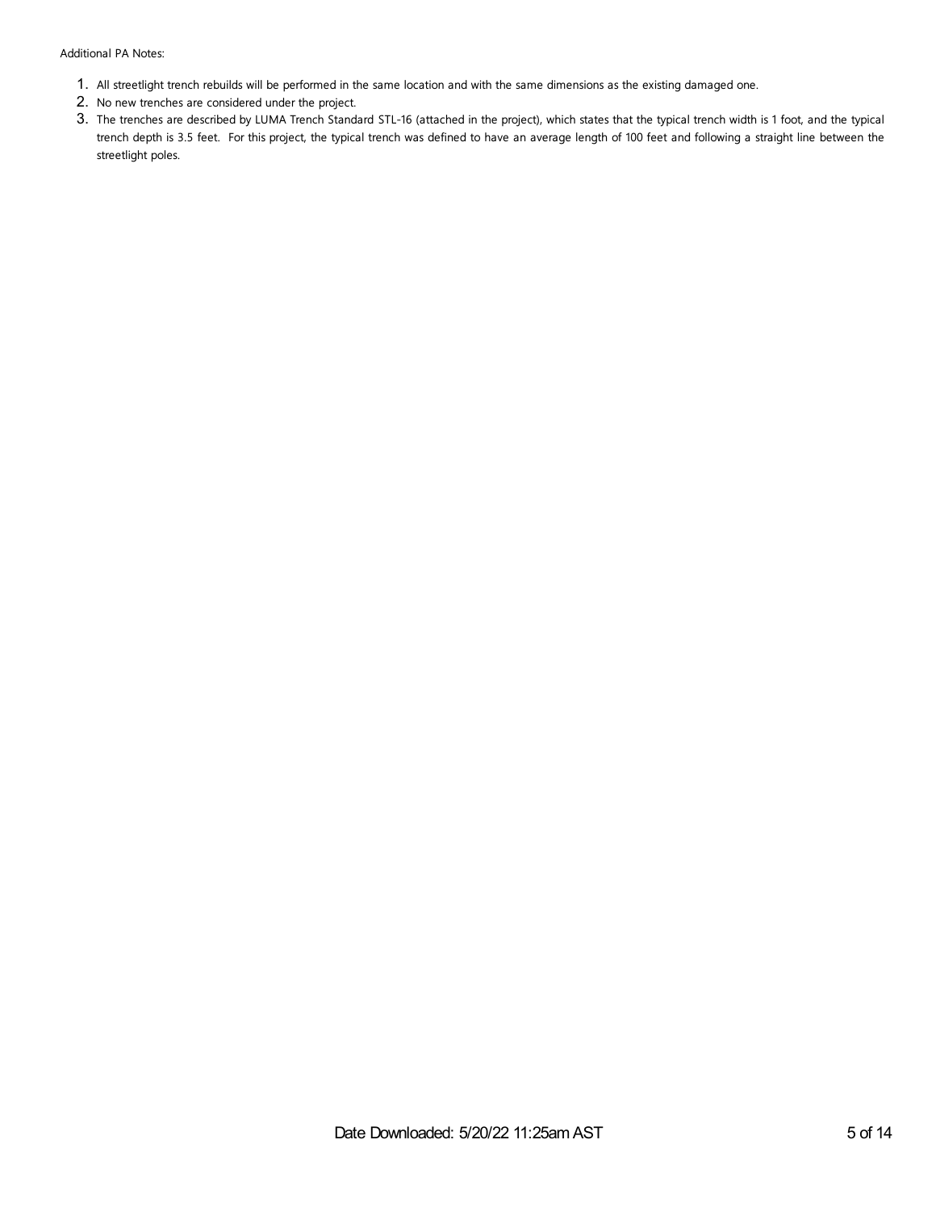Additional PA Notes:

1. All streetlight trench rebuilds will be performed in the same location and with the same dimensions as the existing damaged one.
2. No new trenches are considered under the project.
3. The trenches are described by LUMA Trench Standard STL-16 (attached in the project), which states that the typical trench width is 1 foot, and the typical trench depth is 3.5 feet. For this project, the typical trench was defined to have an average length of 100 feet and following a straight line between the streetlight poles.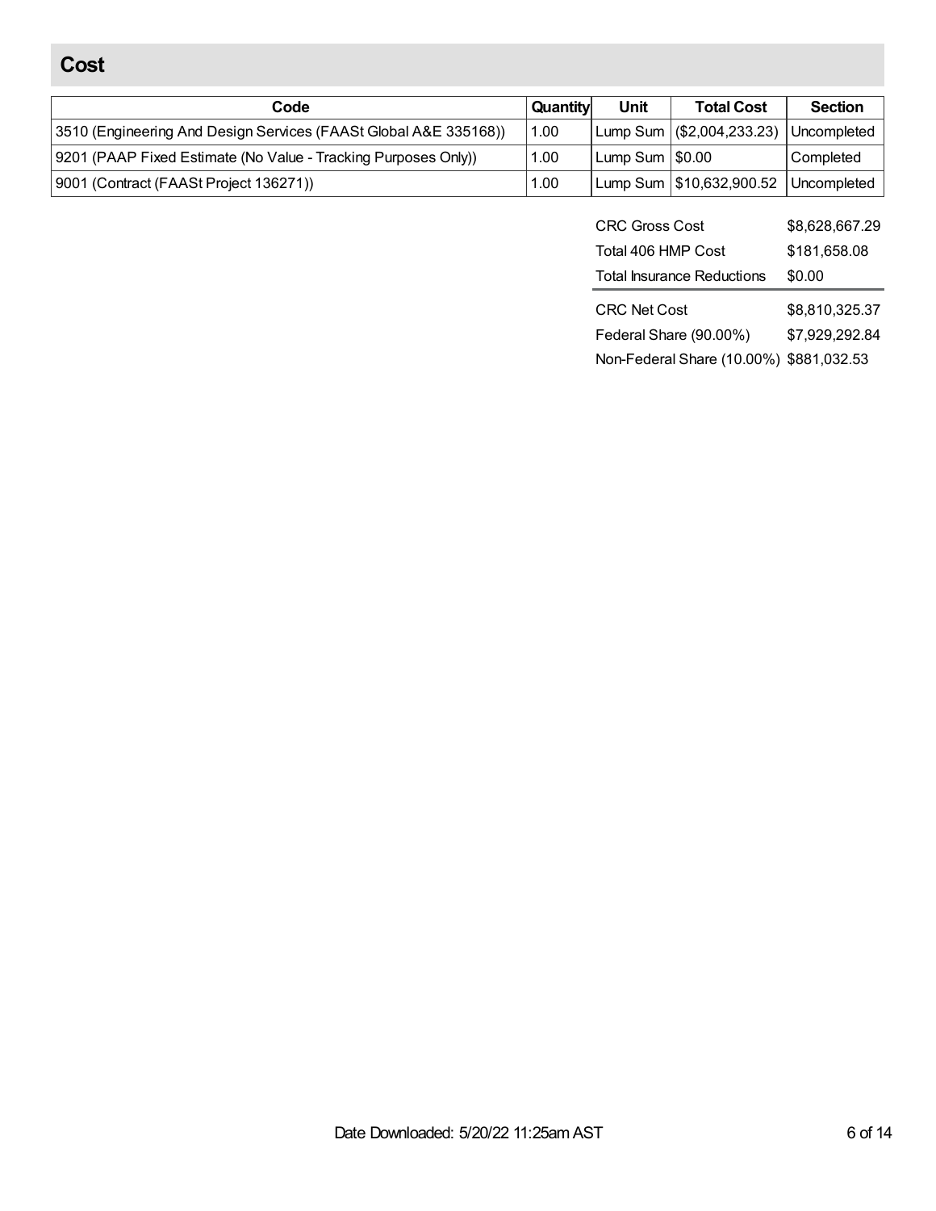## Cost

| Code | Quantity | Unit | Total Cost | Section |
|---|---|---|---|---|
| 3510 (Engineering And Design Services (FAASt Global A&E 335168)) | 1.00 | Lump Sum | ($2,004,233.23) | Uncompleted |
| 9201 (PAAP Fixed Estimate (No Value - Tracking Purposes Only)) | 1.00 | Lump Sum | $0.00 | Completed |
| 9001 (Contract (FAASt Project 136271)) | 1.00 | Lump Sum | $10,632,900.52 | Uncompleted |

| | |
|---|---|
| CRC Gross Cost | $8,628,667.29 |
| Total 406 HMP Cost | $181,658.08 |
| Total Insurance Reductions | $0.00 |
| CRC Net Cost | $8,810,325.37 |
| Federal Share (90.00%) | $7,929,292.84 |
| Non-Federal Share (10.00%) | $881,032.53 |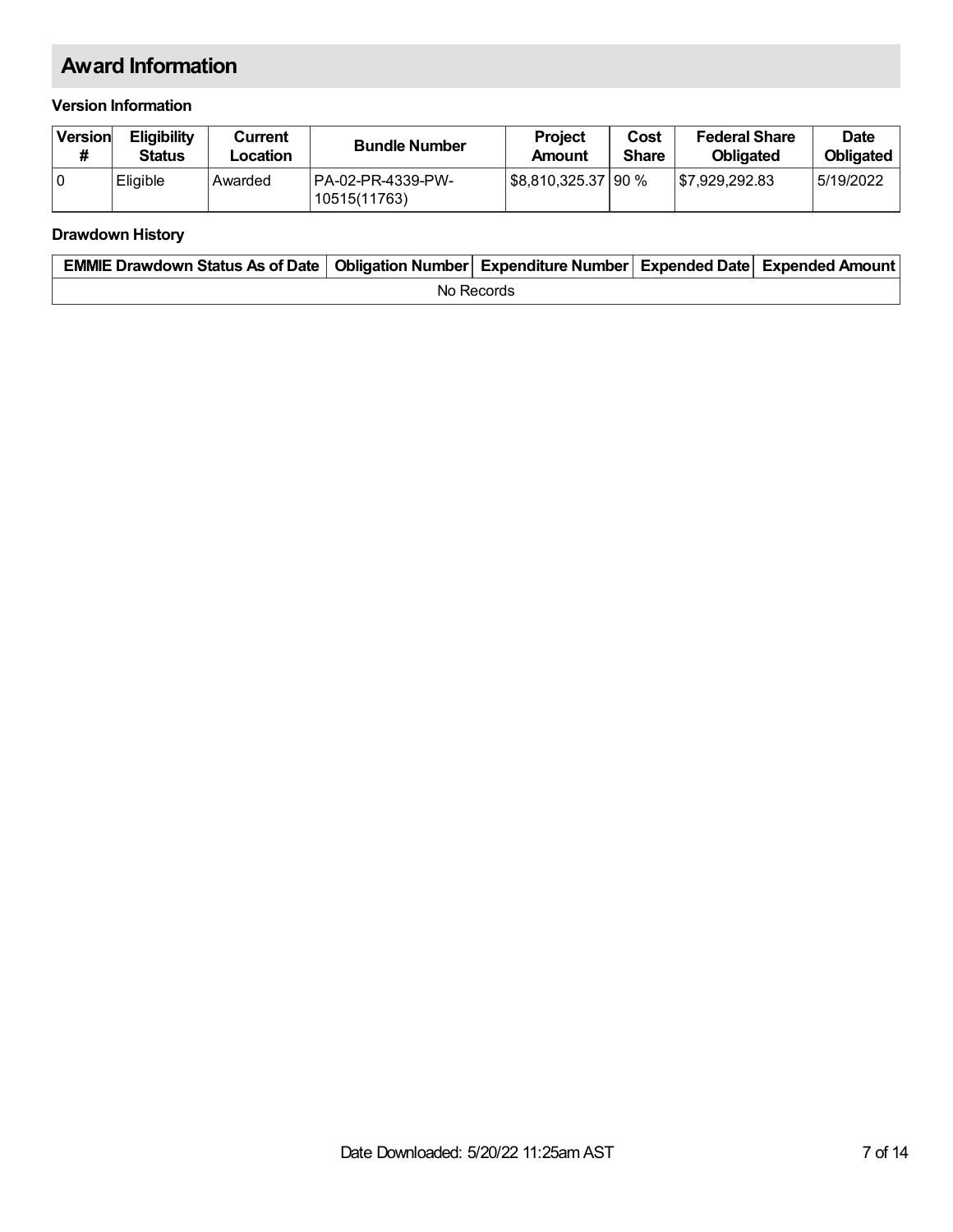## Award Information

### Version Information

| Version # | Eligibility Status | Current Location | Bundle Number | Project Amount | Cost Share | Federal Share Obligated | Date Obligated |
|---|---|---|---|---|---|---|---|
| 0 | Eligible | Awarded | PA-02-PR-4339-PW-10515(11763) | $8,810,325.37 | 90 % | $7,929,292.83 | 5/19/2022 |

### Drawdown History

| EMMIE Drawdown Status As of Date | Obligation Number | Expenditure Number | Expended Date | Expended Amount |
|---|---|---|---|---|
| No Records | | | | |

Date Downloaded: 5/20/22 11:25am AST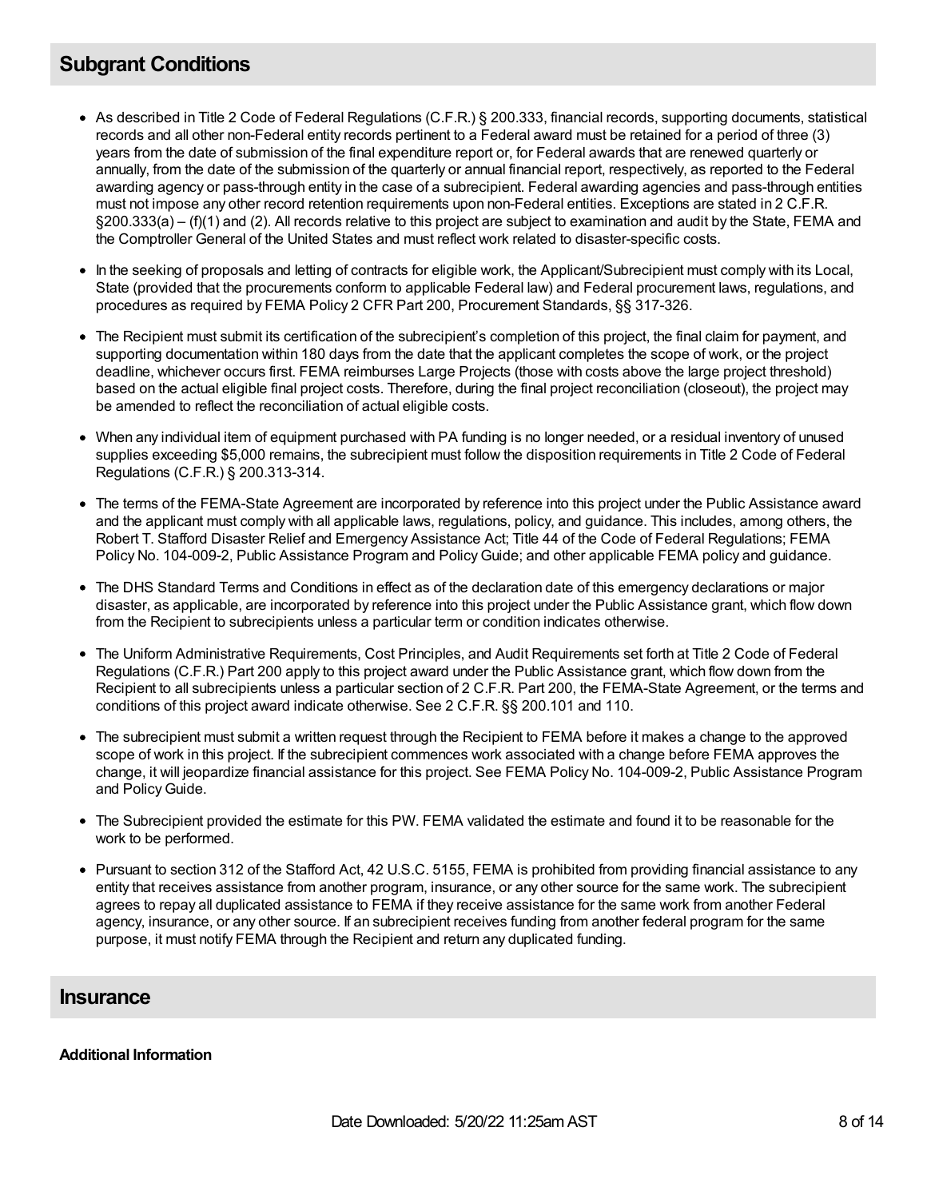## Subgrant Conditions

- As described in Title 2 Code of Federal Regulations (C.F.R.) § 200.333, financial records, supporting documents, statistical records and all other non-Federal entity records pertinent to a Federal award must be retained for a period of three (3) years from the date of submission of the final expenditure report or, for Federal awards that are renewed quarterly or annually, from the date of the submission of the quarterly or annual financial report, respectively, as reported to the Federal awarding agency or pass-through entity in the case of a subrecipient. Federal awarding agencies and pass-through entities must not impose any other record retention requirements upon non-Federal entities. Exceptions are stated in 2 C.F.R. §200.333(a) – (f)(1) and (2). All records relative to this project are subject to examination and audit by the State, FEMA and the Comptroller General of the United States and must reflect work related to disaster-specific costs.
- In the seeking of proposals and letting of contracts for eligible work, the Applicant/Subrecipient must comply with its Local, State (provided that the procurements conform to applicable Federal law) and Federal procurement laws, regulations, and procedures as required by FEMA Policy 2 CFR Part 200, Procurement Standards, §§ 317-326.
- The Recipient must submit its certification of the subrecipient's completion of this project, the final claim for payment, and supporting documentation within 180 days from the date that the applicant completes the scope of work, or the project deadline, whichever occurs first. FEMA reimburses Large Projects (those with costs above the large project threshold) based on the actual eligible final project costs. Therefore, during the final project reconciliation (closeout), the project may be amended to reflect the reconciliation of actual eligible costs.
- When any individual item of equipment purchased with PA funding is no longer needed, or a residual inventory of unused supplies exceeding $5,000 remains, the subrecipient must follow the disposition requirements in Title 2 Code of Federal Regulations (C.F.R.) § 200.313-314.
- The terms of the FEMA-State Agreement are incorporated by reference into this project under the Public Assistance award and the applicant must comply with all applicable laws, regulations, policy, and guidance. This includes, among others, the Robert T. Stafford Disaster Relief and Emergency Assistance Act; Title 44 of the Code of Federal Regulations; FEMA Policy No. 104-009-2, Public Assistance Program and Policy Guide; and other applicable FEMA policy and guidance.
- The DHS Standard Terms and Conditions in effect as of the declaration date of this emergency declarations or major disaster, as applicable, are incorporated by reference into this project under the Public Assistance grant, which flow down from the Recipient to subrecipients unless a particular term or condition indicates otherwise.
- The Uniform Administrative Requirements, Cost Principles, and Audit Requirements set forth at Title 2 Code of Federal Regulations (C.F.R.) Part 200 apply to this project award under the Public Assistance grant, which flow down from the Recipient to all subrecipients unless a particular section of 2 C.F.R. Part 200, the FEMA-State Agreement, or the terms and conditions of this project award indicate otherwise. See 2 C.F.R. §§ 200.101 and 110.
- The subrecipient must submit a written request through the Recipient to FEMA before it makes a change to the approved scope of work in this project. If the subrecipient commences work associated with a change before FEMA approves the change, it will jeopardize financial assistance for this project. See FEMA Policy No. 104-009-2, Public Assistance Program and Policy Guide.
- The Subrecipient provided the estimate for this PW. FEMA validated the estimate and found it to be reasonable for the work to be performed.
- Pursuant to section 312 of the Stafford Act, 42 U.S.C. 5155, FEMA is prohibited from providing financial assistance to any entity that receives assistance from another program, insurance, or any other source for the same work. The subrecipient agrees to repay all duplicated assistance to FEMA if they receive assistance for the same work from another Federal agency, insurance, or any other source. If an subrecipient receives funding from another federal program for the same purpose, it must notify FEMA through the Recipient and return any duplicated funding.

## Insurance

**Additional Information**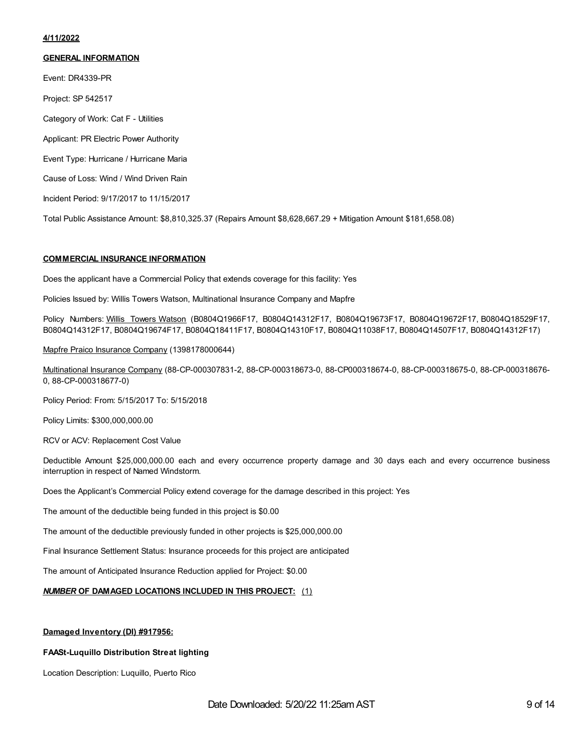**4/11/2022**

**GENERAL INFORMATION**

Event: DR4339-PR

Project: SP 542517

Category of Work: Cat F - Utilities

Applicant: PR Electric Power Authority

Event Type: Hurricane / Hurricane Maria

Cause of Loss: Wind / Wind Driven Rain

Incident Period: 9/17/2017 to 11/15/2017

Total Public Assistance Amount: $8,810,325.37 (Repairs Amount $8,628,667.29 + Mitigation Amount $181,658.08)

**COMMERCIAL INSURANCE INFORMATION**

Does the applicant have a Commercial Policy that extends coverage for this facility: Yes

Policies Issued by: Willis Towers Watson, Multinational Insurance Company and Mapfre

Policy Numbers: Willis Towers Watson (B0804Q1966F17, B0804Q14312F17, B0804Q19673F17, B0804Q19672F17, B0804Q18529F17, B0804Q14312F17, B0804Q19674F17, B0804Q18411F17, B0804Q14310F17, B0804Q11038F17, B0804Q14507F17, B0804Q14312F17)

Mapfre Praico Insurance Company (1398178000644)

Multinational Insurance Company (88-CP-000307831-2, 88-CP-000318673-0, 88-CP000318674-0, 88-CP-000318675-0, 88-CP-000318676-0, 88-CP-000318677-0)

Policy Period: From: 5/15/2017 To: 5/15/2018

Policy Limits: $300,000,000.00

RCV or ACV: Replacement Cost Value

Deductible Amount $25,000,000.00 each and every occurrence property damage and 30 days each and every occurrence business interruption in respect of Named Windstorm.

Does the Applicant's Commercial Policy extend coverage for the damage described in this project: Yes

The amount of the deductible being funded in this project is $0.00

The amount of the deductible previously funded in other projects is $25,000,000.00

Final Insurance Settlement Status: Insurance proceeds for this project are anticipated

The amount of Anticipated Insurance Reduction applied for Project: $0.00

***NUMBER* OF DAMAGED LOCATIONS INCLUDED IN THIS PROJECT:** (1)

**Damaged Inventory (DI) #917956:**

**FAASt-Luquillo Distribution Streat lighting**

Location Description: Luquillo, Puerto Rico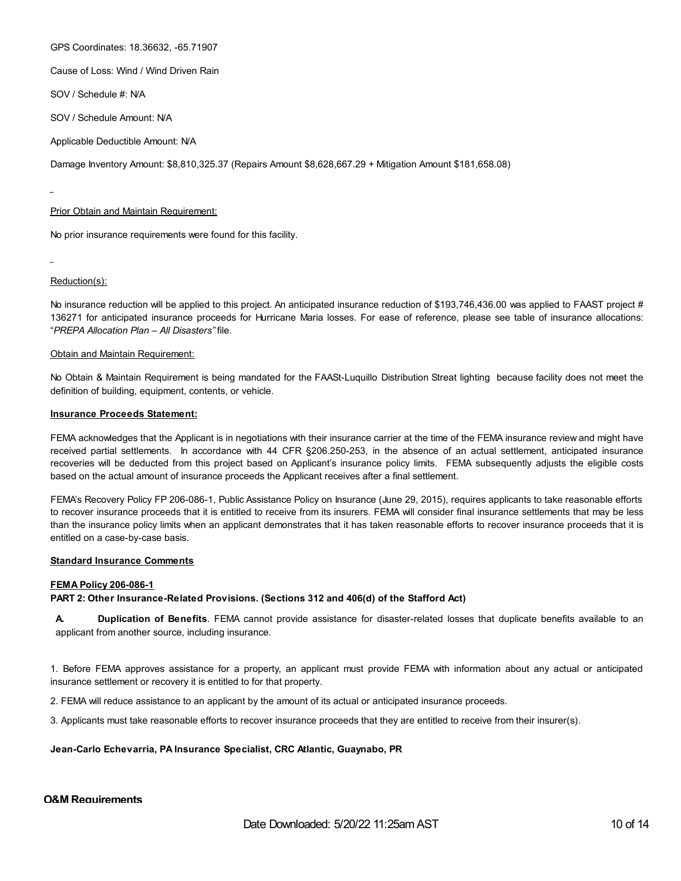GPS Coordinates: 18.36632, -65.71907

Cause of Loss: Wind / Wind Driven Rain

SOV / Schedule #: N/A

SOV / Schedule Amount: N/A

Applicable Deductible Amount: N/A

Damage Inventory Amount: $8,810,325.37 (Repairs Amount $8,628,667.29 + Mitigation Amount $181,658.08)

Prior Obtain and Maintain Requirement:

No prior insurance requirements were found for this facility.

Reduction(s):

No insurance reduction will be applied to this project. An anticipated insurance reduction of $193,746,436.00 was applied to FAAST project # 136271 for anticipated insurance proceeds for Hurricane Maria losses. For ease of reference, please see table of insurance allocations: "*PREPA Allocation Plan – All Disasters"* file.

Obtain and Maintain Requirement:

No Obtain & Maintain Requirement is being mandated for the FAASt-Luquillo Distribution Streat lighting because facility does not meet the definition of building, equipment, contents, or vehicle.

**Insurance Proceeds Statement:**

FEMA acknowledges that the Applicant is in negotiations with their insurance carrier at the time of the FEMA insurance review and might have received partial settlements. In accordance with 44 CFR §206.250-253, in the absence of an actual settlement, anticipated insurance recoveries will be deducted from this project based on Applicant's insurance policy limits. FEMA subsequently adjusts the eligible costs based on the actual amount of insurance proceeds the Applicant receives after a final settlement.

FEMA's Recovery Policy FP 206-086-1, Public Assistance Policy on Insurance (June 29, 2015), requires applicants to take reasonable efforts to recover insurance proceeds that it is entitled to receive from its insurers. FEMA will consider final insurance settlements that may be less than the insurance policy limits when an applicant demonstrates that it has taken reasonable efforts to recover insurance proceeds that it is entitled on a case-by-case basis.

**Standard Insurance Comments**

**FEMA Policy 206-086-1**

**PART 2: Other Insurance-Related Provisions. (Sections 312 and 406(d) of the Stafford Act)**

**A. Duplication of Benefits**. FEMA cannot provide assistance for disaster-related losses that duplicate benefits available to an applicant from another source, including insurance.

1. Before FEMA approves assistance for a property, an applicant must provide FEMA with information about any actual or anticipated insurance settlement or recovery it is entitled to for that property.

2. FEMA will reduce assistance to an applicant by the amount of its actual or anticipated insurance proceeds.

3. Applicants must take reasonable efforts to recover insurance proceeds that they are entitled to receive from their insurer(s).

**Jean-Carlo Echevarria, PA Insurance Specialist, CRC Atlantic, Guaynabo, PR**

**O&M Requirements**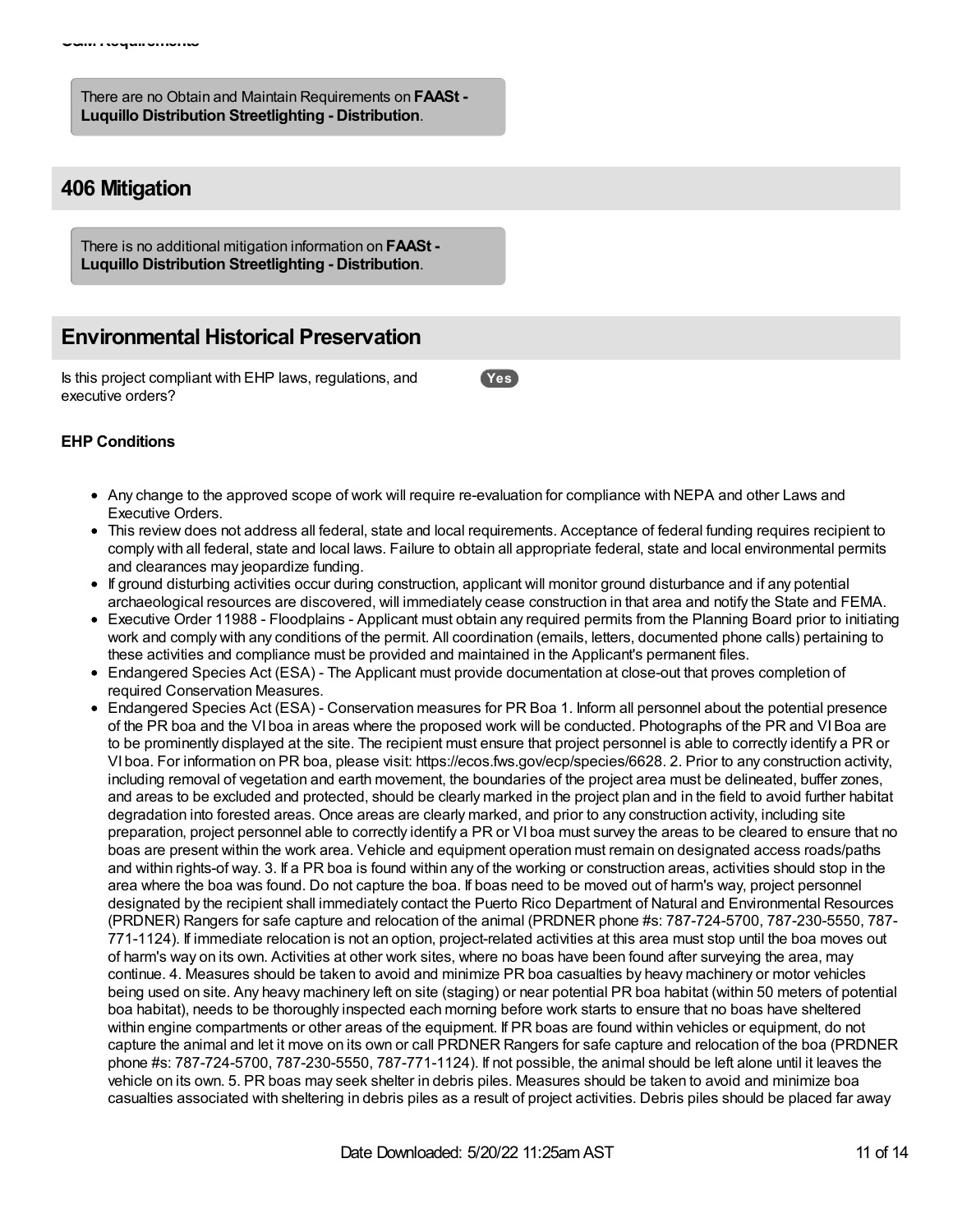There are no Obtain and Maintain Requirements on **FAASt - Luquillo Distribution Streetlighting - Distribution**.

## 406 Mitigation

There is no additional mitigation information on **FAASt - Luquillo Distribution Streetlighting - Distribution**.

## Environmental Historical Preservation

Is this project compliant with EHP laws, regulations, and executive orders? **Yes**

### EHP Conditions

- Any change to the approved scope of work will require re-evaluation for compliance with NEPA and other Laws and Executive Orders.
- This review does not address all federal, state and local requirements. Acceptance of federal funding requires recipient to comply with all federal, state and local laws. Failure to obtain all appropriate federal, state and local environmental permits and clearances may jeopardize funding.
- If ground disturbing activities occur during construction, applicant will monitor ground disturbance and if any potential archaeological resources are discovered, will immediately cease construction in that area and notify the State and FEMA.
- Executive Order 11988 - Floodplains - Applicant must obtain any required permits from the Planning Board prior to initiating work and comply with any conditions of the permit. All coordination (emails, letters, documented phone calls) pertaining to these activities and compliance must be provided and maintained in the Applicant's permanent files.
- Endangered Species Act (ESA) - The Applicant must provide documentation at close-out that proves completion of required Conservation Measures.
- Endangered Species Act (ESA) - Conservation measures for PR Boa 1. Inform all personnel about the potential presence of the PR boa and the VI boa in areas where the proposed work will be conducted. Photographs of the PR and VI Boa are to be prominently displayed at the site. The recipient must ensure that project personnel is able to correctly identify a PR or VI boa. For information on PR boa, please visit: https://ecos.fws.gov/ecp/species/6628. 2. Prior to any construction activity, including removal of vegetation and earth movement, the boundaries of the project area must be delineated, buffer zones, and areas to be excluded and protected, should be clearly marked in the project plan and in the field to avoid further habitat degradation into forested areas. Once areas are clearly marked, and prior to any construction activity, including site preparation, project personnel able to correctly identify a PR or VI boa must survey the areas to be cleared to ensure that no boas are present within the work area. Vehicle and equipment operation must remain on designated access roads/paths and within rights-of way. 3. If a PR boa is found within any of the working or construction areas, activities should stop in the area where the boa was found. Do not capture the boa. If boas need to be moved out of harm's way, project personnel designated by the recipient shall immediately contact the Puerto Rico Department of Natural and Environmental Resources (PRDNER) Rangers for safe capture and relocation of the animal (PRDNER phone #s: 787-724-5700, 787-230-5550, 787-771-1124). If immediate relocation is not an option, project-related activities at this area must stop until the boa moves out of harm's way on its own. Activities at other work sites, where no boas have been found after surveying the area, may continue. 4. Measures should be taken to avoid and minimize PR boa casualties by heavy machinery or motor vehicles being used on site. Any heavy machinery left on site (staging) or near potential PR boa habitat (within 50 meters of potential boa habitat), needs to be thoroughly inspected each morning before work starts to ensure that no boas have sheltered within engine compartments or other areas of the equipment. If PR boas are found within vehicles or equipment, do not capture the animal and let it move on its own or call PRDNER Rangers for safe capture and relocation of the boa (PRDNER phone #s: 787-724-5700, 787-230-5550, 787-771-1124). If not possible, the animal should be left alone until it leaves the vehicle on its own. 5. PR boas may seek shelter in debris piles. Measures should be taken to avoid and minimize boa casualties associated with sheltering in debris piles as a result of project activities. Debris piles should be placed far away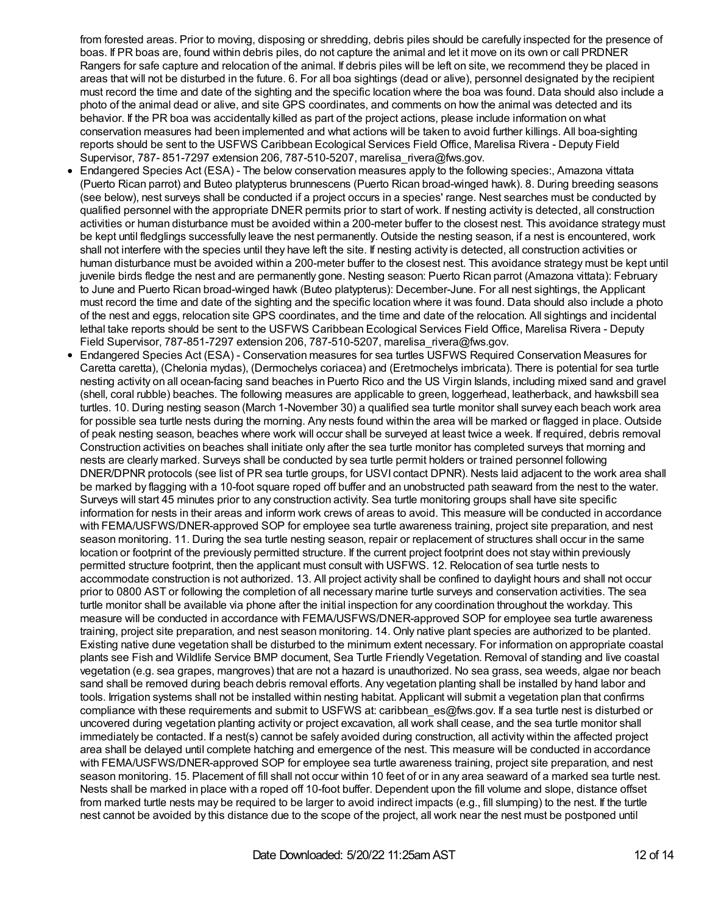from forested areas. Prior to moving, disposing or shredding, debris piles should be carefully inspected for the presence of boas. If PR boas are, found within debris piles, do not capture the animal and let it move on its own or call PRDNER Rangers for safe capture and relocation of the animal. If debris piles will be left on site, we recommend they be placed in areas that will not be disturbed in the future. 6. For all boa sightings (dead or alive), personnel designated by the recipient must record the time and date of the sighting and the specific location where the boa was found. Data should also include a photo of the animal dead or alive, and site GPS coordinates, and comments on how the animal was detected and its behavior. If the PR boa was accidentally killed as part of the project actions, please include information on what conservation measures had been implemented and what actions will be taken to avoid further killings. All boa-sighting reports should be sent to the USFWS Caribbean Ecological Services Field Office, Marelisa Rivera - Deputy Field Supervisor, 787- 851-7297 extension 206, 787-510-5207, marelisa_rivera@fws.gov.

- Endangered Species Act (ESA) - The below conservation measures apply to the following species:, Amazona vittata (Puerto Rican parrot) and Buteo platypterus brunnescens (Puerto Rican broad-winged hawk). 8. During breeding seasons (see below), nest surveys shall be conducted if a project occurs in a species' range. Nest searches must be conducted by qualified personnel with the appropriate DNER permits prior to start of work. If nesting activity is detected, all construction activities or human disturbance must be avoided within a 200-meter buffer to the closest nest. This avoidance strategy must be kept until fledglings successfully leave the nest permanently. Outside the nesting season, if a nest is encountered, work shall not interfere with the species until they have left the site. If nesting activity is detected, all construction activities or human disturbance must be avoided within a 200-meter buffer to the closest nest. This avoidance strategy must be kept until juvenile birds fledge the nest and are permanently gone. Nesting season: Puerto Rican parrot (Amazona vittata): February to June and Puerto Rican broad-winged hawk (Buteo platypterus): December-June. For all nest sightings, the Applicant must record the time and date of the sighting and the specific location where it was found. Data should also include a photo of the nest and eggs, relocation site GPS coordinates, and the time and date of the relocation. All sightings and incidental lethal take reports should be sent to the USFWS Caribbean Ecological Services Field Office, Marelisa Rivera - Deputy Field Supervisor, 787-851-7297 extension 206, 787-510-5207, marelisa_rivera@fws.gov.
- Endangered Species Act (ESA) - Conservation measures for sea turtles USFWS Required Conservation Measures for Caretta caretta), (Chelonia mydas), (Dermochelys coriacea) and (Eretmochelys imbricata). There is potential for sea turtle nesting activity on all ocean-facing sand beaches in Puerto Rico and the US Virgin Islands, including mixed sand and gravel (shell, coral rubble) beaches. The following measures are applicable to green, loggerhead, leatherback, and hawksbill sea turtles. 10. During nesting season (March 1-November 30) a qualified sea turtle monitor shall survey each beach work area for possible sea turtle nests during the morning. Any nests found within the area will be marked or flagged in place. Outside of peak nesting season, beaches where work will occur shall be surveyed at least twice a week. If required, debris removal Construction activities on beaches shall initiate only after the sea turtle monitor has completed surveys that morning and nests are clearly marked. Surveys shall be conducted by sea turtle permit holders or trained personnel following DNER/DPNR protocols (see list of PR sea turtle groups, for USVI contact DPNR). Nests laid adjacent to the work area shall be marked by flagging with a 10-foot square roped off buffer and an unobstructed path seaward from the nest to the water. Surveys will start 45 minutes prior to any construction activity. Sea turtle monitoring groups shall have site specific information for nests in their areas and inform work crews of areas to avoid. This measure will be conducted in accordance with FEMA/USFWS/DNER-approved SOP for employee sea turtle awareness training, project site preparation, and nest season monitoring. 11. During the sea turtle nesting season, repair or replacement of structures shall occur in the same location or footprint of the previously permitted structure. If the current project footprint does not stay within previously permitted structure footprint, then the applicant must consult with USFWS. 12. Relocation of sea turtle nests to accommodate construction is not authorized. 13. All project activity shall be confined to daylight hours and shall not occur prior to 0800 AST or following the completion of all necessary marine turtle surveys and conservation activities. The sea turtle monitor shall be available via phone after the initial inspection for any coordination throughout the workday. This measure will be conducted in accordance with FEMA/USFWS/DNER-approved SOP for employee sea turtle awareness training, project site preparation, and nest season monitoring. 14. Only native plant species are authorized to be planted. Existing native dune vegetation shall be disturbed to the minimum extent necessary. For information on appropriate coastal plants see Fish and Wildlife Service BMP document, Sea Turtle Friendly Vegetation. Removal of standing and live coastal vegetation (e.g. sea grapes, mangroves) that are not a hazard is unauthorized. No sea grass, sea weeds, algae nor beach sand shall be removed during beach debris removal efforts. Any vegetation planting shall be installed by hand labor and tools. Irrigation systems shall not be installed within nesting habitat. Applicant will submit a vegetation plan that confirms compliance with these requirements and submit to USFWS at: caribbean_es@fws.gov. If a sea turtle nest is disturbed or uncovered during vegetation planting activity or project excavation, all work shall cease, and the sea turtle monitor shall immediately be contacted. If a nest(s) cannot be safely avoided during construction, all activity within the affected project area shall be delayed until complete hatching and emergence of the nest. This measure will be conducted in accordance with FEMA/USFWS/DNER-approved SOP for employee sea turtle awareness training, project site preparation, and nest season monitoring. 15. Placement of fill shall not occur within 10 feet of or in any area seaward of a marked sea turtle nest. Nests shall be marked in place with a roped off 10-foot buffer. Dependent upon the fill volume and slope, distance offset from marked turtle nests may be required to be larger to avoid indirect impacts (e.g., fill slumping) to the nest. If the turtle nest cannot be avoided by this distance due to the scope of the project, all work near the nest must be postponed until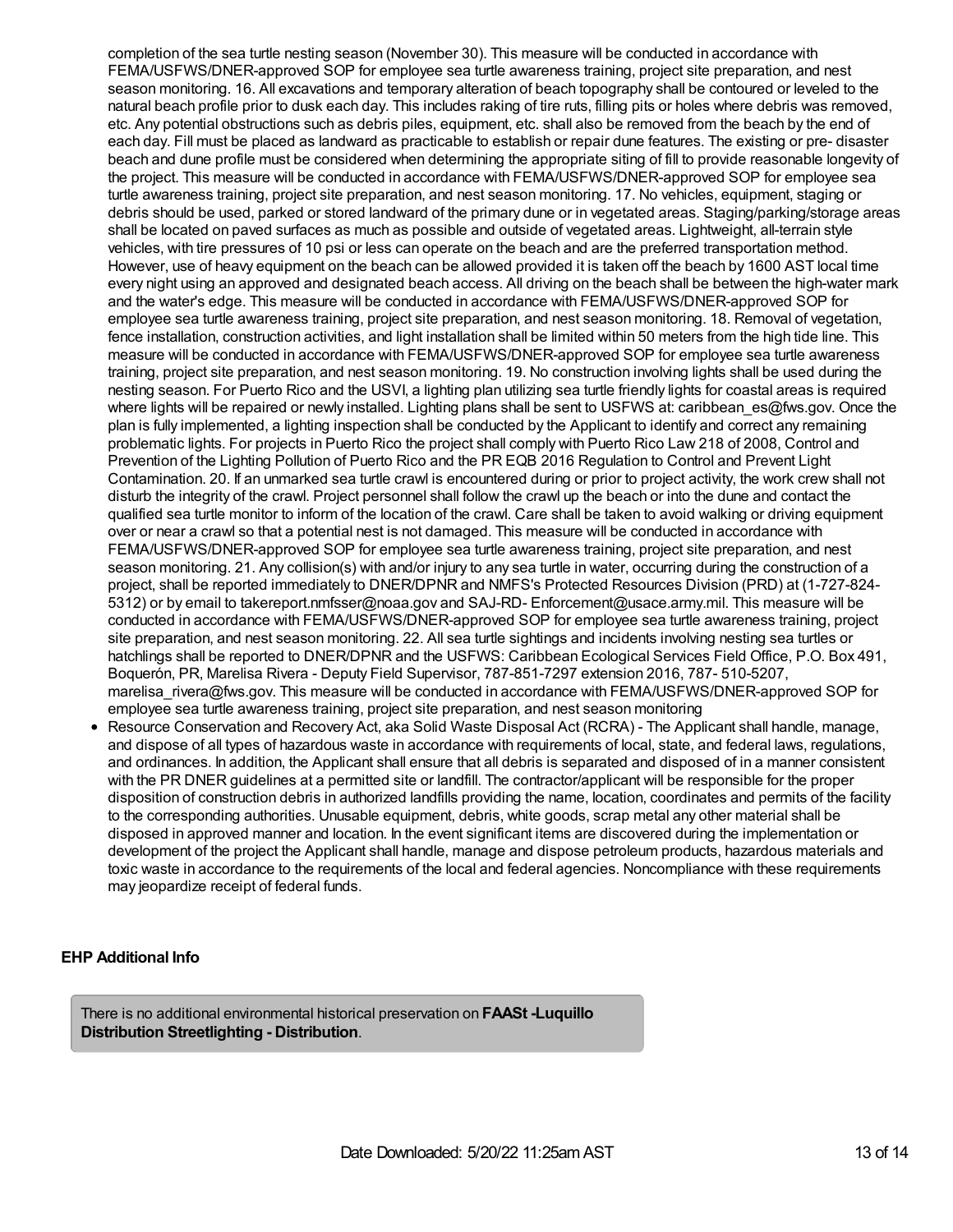completion of the sea turtle nesting season (November 30). This measure will be conducted in accordance with FEMA/USFWS/DNER-approved SOP for employee sea turtle awareness training, project site preparation, and nest season monitoring. 16. All excavations and temporary alteration of beach topography shall be contoured or leveled to the natural beach profile prior to dusk each day. This includes raking of tire ruts, filling pits or holes where debris was removed, etc. Any potential obstructions such as debris piles, equipment, etc. shall also be removed from the beach by the end of each day. Fill must be placed as landward as practicable to establish or repair dune features. The existing or pre- disaster beach and dune profile must be considered when determining the appropriate siting of fill to provide reasonable longevity of the project. This measure will be conducted in accordance with FEMA/USFWS/DNER-approved SOP for employee sea turtle awareness training, project site preparation, and nest season monitoring. 17. No vehicles, equipment, staging or debris should be used, parked or stored landward of the primary dune or in vegetated areas. Staging/parking/storage areas shall be located on paved surfaces as much as possible and outside of vegetated areas. Lightweight, all-terrain style vehicles, with tire pressures of 10 psi or less can operate on the beach and are the preferred transportation method. However, use of heavy equipment on the beach can be allowed provided it is taken off the beach by 1600 AST local time every night using an approved and designated beach access. All driving on the beach shall be between the high-water mark and the water's edge. This measure will be conducted in accordance with FEMA/USFWS/DNER-approved SOP for employee sea turtle awareness training, project site preparation, and nest season monitoring. 18. Removal of vegetation, fence installation, construction activities, and light installation shall be limited within 50 meters from the high tide line. This measure will be conducted in accordance with FEMA/USFWS/DNER-approved SOP for employee sea turtle awareness training, project site preparation, and nest season monitoring. 19. No construction involving lights shall be used during the nesting season. For Puerto Rico and the USVI, a lighting plan utilizing sea turtle friendly lights for coastal areas is required where lights will be repaired or newly installed. Lighting plans shall be sent to USFWS at: caribbean_es@fws.gov. Once the plan is fully implemented, a lighting inspection shall be conducted by the Applicant to identify and correct any remaining problematic lights. For projects in Puerto Rico the project shall comply with Puerto Rico Law 218 of 2008, Control and Prevention of the Lighting Pollution of Puerto Rico and the PR EQB 2016 Regulation to Control and Prevent Light Contamination. 20. If an unmarked sea turtle crawl is encountered during or prior to project activity, the work crew shall not disturb the integrity of the crawl. Project personnel shall follow the crawl up the beach or into the dune and contact the qualified sea turtle monitor to inform of the location of the crawl. Care shall be taken to avoid walking or driving equipment over or near a crawl so that a potential nest is not damaged. This measure will be conducted in accordance with FEMA/USFWS/DNER-approved SOP for employee sea turtle awareness training, project site preparation, and nest season monitoring. 21. Any collision(s) with and/or injury to any sea turtle in water, occurring during the construction of a project, shall be reported immediately to DNER/DPNR and NMFS's Protected Resources Division (PRD) at (1-727-824-5312) or by email to takereport.nmfsser@noaa.gov and SAJ-RD- Enforcement@usace.army.mil. This measure will be conducted in accordance with FEMA/USFWS/DNER-approved SOP for employee sea turtle awareness training, project site preparation, and nest season monitoring. 22. All sea turtle sightings and incidents involving nesting sea turtles or hatchlings shall be reported to DNER/DPNR and the USFWS: Caribbean Ecological Services Field Office, P.O. Box 491, Boquerón, PR, Marelisa Rivera - Deputy Field Supervisor, 787-851-7297 extension 2016, 787- 510-5207, marelisa_rivera@fws.gov. This measure will be conducted in accordance with FEMA/USFWS/DNER-approved SOP for employee sea turtle awareness training, project site preparation, and nest season monitoring

- Resource Conservation and Recovery Act, aka Solid Waste Disposal Act (RCRA) - The Applicant shall handle, manage, and dispose of all types of hazardous waste in accordance with requirements of local, state, and federal laws, regulations, and ordinances. In addition, the Applicant shall ensure that all debris is separated and disposed of in a manner consistent with the PR DNER guidelines at a permitted site or landfill. The contractor/applicant will be responsible for the proper disposition of construction debris in authorized landfills providing the name, location, coordinates and permits of the facility to the corresponding authorities. Unusable equipment, debris, white goods, scrap metal any other material shall be disposed in approved manner and location. In the event significant items are discovered during the implementation or development of the project the Applicant shall handle, manage and dispose petroleum products, hazardous materials and toxic waste in accordance to the requirements of the local and federal agencies. Noncompliance with these requirements may jeopardize receipt of federal funds.

### EHP Additional Info

There is no additional environmental historical preservation on **FAASt -Luquillo Distribution Streetlighting - Distribution**.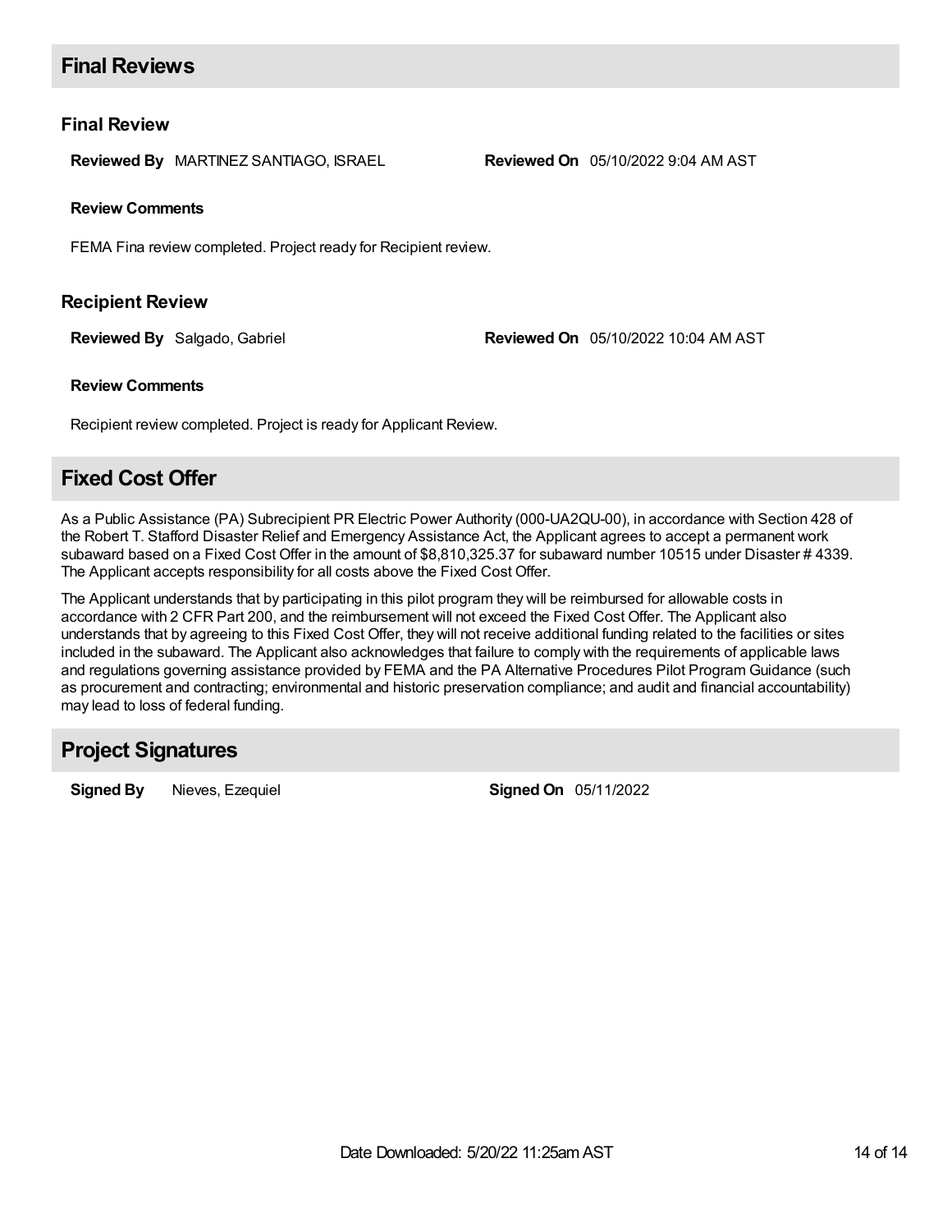## Final Reviews

### Final Review

**Reviewed By** MARTINEZ SANTIAGO, ISRAEL **Reviewed On** 05/10/2022 9:04 AM AST

**Review Comments**

FEMA Fina review completed. Project ready for Recipient review.

### Recipient Review

**Reviewed By** Salgado, Gabriel **Reviewed On** 05/10/2022 10:04 AM AST

**Review Comments**

Recipient review completed. Project is ready for Applicant Review.

## Fixed Cost Offer

As a Public Assistance (PA) Subrecipient PR Electric Power Authority (000-UA2QU-00), in accordance with Section 428 of the Robert T. Stafford Disaster Relief and Emergency Assistance Act, the Applicant agrees to accept a permanent work subaward based on a Fixed Cost Offer in the amount of $8,810,325.37 for subaward number 10515 under Disaster # 4339. The Applicant accepts responsibility for all costs above the Fixed Cost Offer.

The Applicant understands that by participating in this pilot program they will be reimbursed for allowable costs in accordance with 2 CFR Part 200, and the reimbursement will not exceed the Fixed Cost Offer. The Applicant also understands that by agreeing to this Fixed Cost Offer, they will not receive additional funding related to the facilities or sites included in the subaward. The Applicant also acknowledges that failure to comply with the requirements of applicable laws and regulations governing assistance provided by FEMA and the PA Alternative Procedures Pilot Program Guidance (such as procurement and contracting; environmental and historic preservation compliance; and audit and financial accountability) may lead to loss of federal funding.

## Project Signatures

**Signed By** Nieves, Ezequiel **Signed On** 05/11/2022

Date Downloaded: 5/20/22 11:25am AST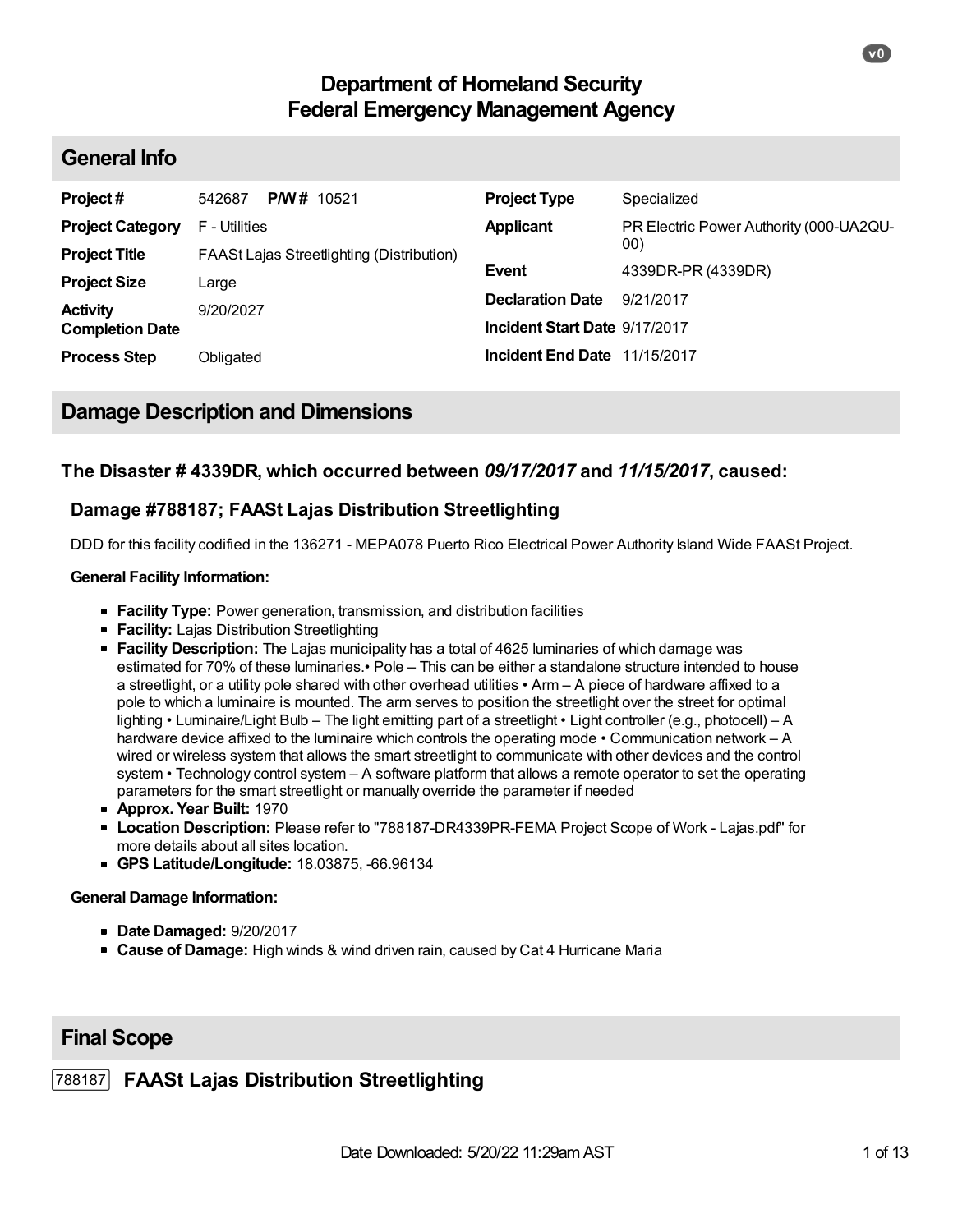# Department of Homeland Security
# Federal Emergency Management Agency

## General Info

| | | | |
|---|---|---|---|
| **Project #** | 542687 **P/W #** 10521 | **Project Type** | Specialized |
| **Project Category** | F - Utilities | **Applicant** | PR Electric Power Authority (000-UA2QU-00) |
| **Project Title** | FAASt Lajas Streetlighting (Distribution) | **Event** | 4339DR-PR (4339DR) |
| **Project Size** | Large | **Declaration Date** | 9/21/2017 |
| **Activity Completion Date** | 9/20/2027 | **Incident Start Date** | 9/17/2017 |
| **Process Step** | Obligated | **Incident End Date** | 11/15/2017 |

## Damage Description and Dimensions

### The Disaster # 4339DR, which occurred between *09/17/2017* and *11/15/2017*, caused:

#### Damage #788187; FAASt Lajas Distribution Streetlighting

DDD for this facility codified in the 136271 - MEPA078 Puerto Rico Electrical Power Authority Island Wide FAASt Project.

**General Facility Information:**

- **Facility Type:** Power generation, transmission, and distribution facilities
- **Facility:** Lajas Distribution Streetlighting
- **Facility Description:** The Lajas municipality has a total of 4625 luminaries of which damage was estimated for 70% of these luminaries.• Pole – This can be either a standalone structure intended to house a streetlight, or a utility pole shared with other overhead utilities • Arm – A piece of hardware affixed to a pole to which a luminaire is mounted. The arm serves to position the streetlight over the street for optimal lighting • Luminaire/Light Bulb – The light emitting part of a streetlight • Light controller (e.g., photocell) – A hardware device affixed to the luminaire which controls the operating mode • Communication network – A wired or wireless system that allows the smart streetlight to communicate with other devices and the control system • Technology control system – A software platform that allows a remote operator to set the operating parameters for the smart streetlight or manually override the parameter if needed
- **Approx. Year Built:** 1970
- **Location Description:** Please refer to "788187-DR4339PR-FEMA Project Scope of Work - Lajas.pdf" for more details about all sites location.
- **GPS Latitude/Longitude:** 18.03875, -66.96134

**General Damage Information:**

- **Date Damaged:** 9/20/2017
- **Cause of Damage:** High winds & wind driven rain, caused by Cat 4 Hurricane Maria

## Final Scope

### 788187 FAASt Lajas Distribution Streetlighting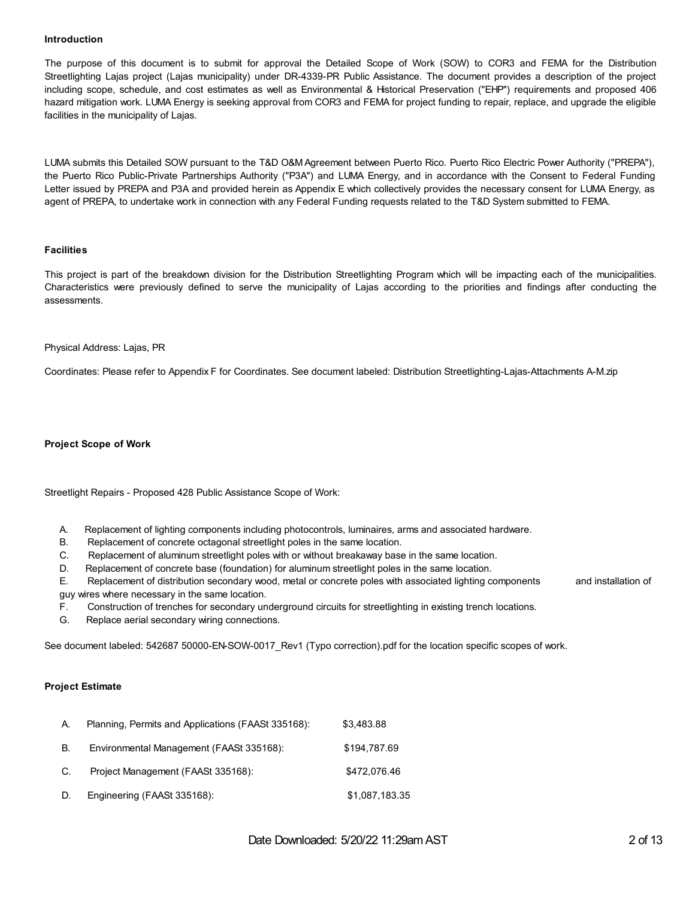**Introduction**

The purpose of this document is to submit for approval the Detailed Scope of Work (SOW) to COR3 and FEMA for the Distribution Streetlighting Lajas project (Lajas municipality) under DR-4339-PR Public Assistance. The document provides a description of the project including scope, schedule, and cost estimates as well as Environmental & Historical Preservation ("EHP") requirements and proposed 406 hazard mitigation work. LUMA Energy is seeking approval from COR3 and FEMA for project funding to repair, replace, and upgrade the eligible facilities in the municipality of Lajas.

LUMA submits this Detailed SOW pursuant to the T&D O&M Agreement between Puerto Rico. Puerto Rico Electric Power Authority ("PREPA"), the Puerto Rico Public-Private Partnerships Authority ("P3A") and LUMA Energy, and in accordance with the Consent to Federal Funding Letter issued by PREPA and P3A and provided herein as Appendix E which collectively provides the necessary consent for LUMA Energy, as agent of PREPA, to undertake work in connection with any Federal Funding requests related to the T&D System submitted to FEMA.

**Facilities**

This project is part of the breakdown division for the Distribution Streetlighting Program which will be impacting each of the municipalities. Characteristics were previously defined to serve the municipality of Lajas according to the priorities and findings after conducting the assessments.

Physical Address: Lajas, PR

Coordinates: Please refer to Appendix F for Coordinates. See document labeled: Distribution Streetlighting-Lajas-Attachments A-M.zip

**Project Scope of Work**

Streetlight Repairs - Proposed 428 Public Assistance Scope of Work:

A. Replacement of lighting components including photocontrols, luminaires, arms and associated hardware.
B. Replacement of concrete octagonal streetlight poles in the same location.
C. Replacement of aluminum streetlight poles with or without breakaway base in the same location.
D. Replacement of concrete base (foundation) for aluminum streetlight poles in the same location.
E. Replacement of distribution secondary wood, metal or concrete poles with associated lighting components and installation of guy wires where necessary in the same location.
F. Construction of trenches for secondary underground circuits for streetlighting in existing trench locations.
G. Replace aerial secondary wiring connections.

See document labeled: 542687 50000-EN-SOW-0017_Rev1 (Typo correction).pdf for the location specific scopes of work.

**Project Estimate**

A. Planning, Permits and Applications (FAASt 335168): $3,483.88

B. Environmental Management (FAASt 335168): $194,787.69

C. Project Management (FAASt 335168): $472,076.46

D. Engineering (FAASt 335168): $1,087,183.35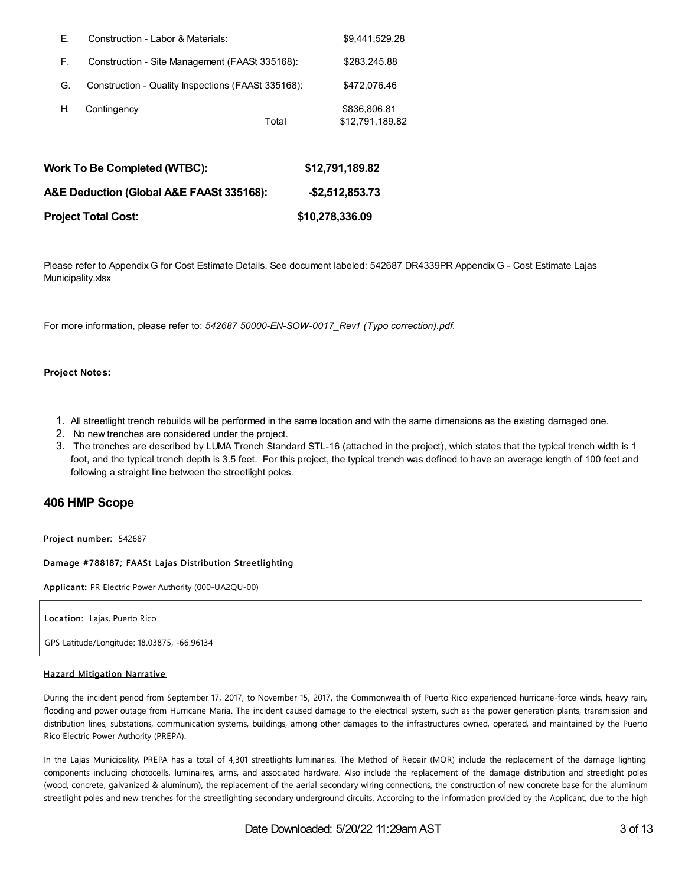| | | |
|---|---|---|
| E. | Construction - Labor & Materials: | $9,441,529.28 |
| F. | Construction - Site Management (FAASt 335168): | $283,245.88 |
| G. | Construction - Quality Inspections (FAASt 335168): | $472,076.46 |
| H. | Contingency | $836,806.81 |
| | Total | $12,791,189.82 |

| | |
|---|---|
| **Work To Be Completed (WTBC):** | **$12,791,189.82** |
| **A&E Deduction (Global A&E FAASt 335168):** | **-$2,512,853.73** |
| **Project Total Cost:** | **$10,278,336.09** |

Please refer to Appendix G for Cost Estimate Details. See document labeled: 542687 DR4339PR Appendix G - Cost Estimate Lajas Municipality.xlsx

For more information, please refer to: *542687 50000-EN-SOW-0017_Rev1 (Typo correction).pdf.*

**Project Notes:**

1. All streetlight trench rebuilds will be performed in the same location and with the same dimensions as the existing damaged one.
2. No new trenches are considered under the project.
3. The trenches are described by LUMA Trench Standard STL-16 (attached in the project), which states that the typical trench width is 1 foot, and the typical trench depth is 3.5 feet. For this project, the typical trench was defined to have an average length of 100 feet and following a straight line between the streetlight poles.

## 406 HMP Scope

**Project number:** 542687

**Damage #788187; FAASt Lajas Distribution Streetlighting**

**Applicant:** PR Electric Power Authority (000-UA2QU-00)

**Location:** Lajas, Puerto Rico

GPS Latitude/Longitude: 18.03875, -66.96134

**Hazard Mitigation Narrative**

During the incident period from September 17, 2017, to November 15, 2017, the Commonwealth of Puerto Rico experienced hurricane-force winds, heavy rain, flooding and power outage from Hurricane Maria. The incident caused damage to the electrical system, such as the power generation plants, transmission and distribution lines, substations, communication systems, buildings, among other damages to the infrastructures owned, operated, and maintained by the Puerto Rico Electric Power Authority (PREPA).

In the Lajas Municipality, PREPA has a total of 4,301 streetlights luminaries. The Method of Repair (MOR) include the replacement of the damage lighting components including photocells, luminaires, arms, and associated hardware. Also include the replacement of the damage distribution and streetlight poles (wood, concrete, galvanized & aluminum), the replacement of the aerial secondary wiring connections, the construction of new concrete base for the aluminum streetlight poles and new trenches for the streetlighting secondary underground circuits. According to the information provided by the Applicant, due to the high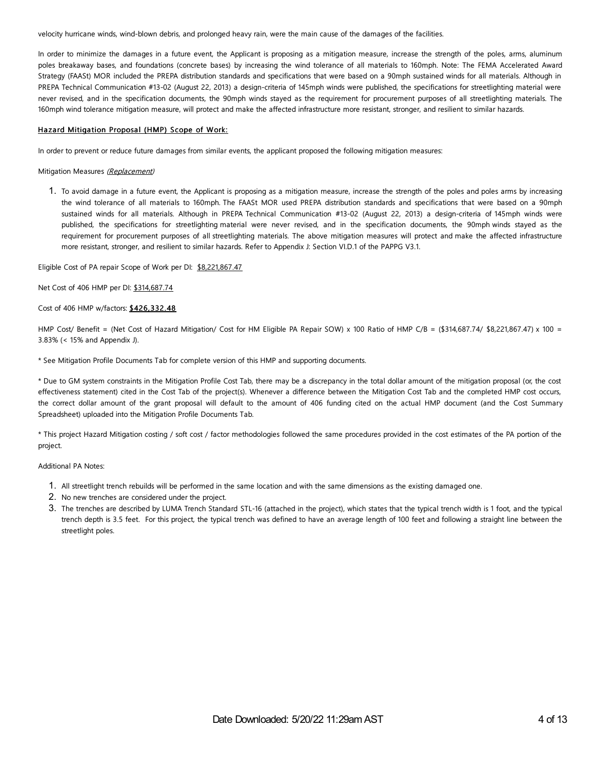velocity hurricane winds, wind-blown debris, and prolonged heavy rain, were the main cause of the damages of the facilities.

In order to minimize the damages in a future event, the Applicant is proposing as a mitigation measure, increase the strength of the poles, arms, aluminum poles breakaway bases, and foundations (concrete bases) by increasing the wind tolerance of all materials to 160mph. Note: The FEMA Accelerated Award Strategy (FAASt) MOR included the PREPA distribution standards and specifications that were based on a 90mph sustained winds for all materials. Although in PREPA Technical Communication #13-02 (August 22, 2013) a design-criteria of 145mph winds were published, the specifications for streetlighting material were never revised, and in the specification documents, the 90mph winds stayed as the requirement for procurement purposes of all streetlighting materials. The 160mph wind tolerance mitigation measure, will protect and make the affected infrastructure more resistant, stronger, and resilient to similar hazards.

**<u>Hazard Mitigation Proposal (HMP) Scope of Work:</u>**

In order to prevent or reduce future damages from similar events, the applicant proposed the following mitigation measures:

Mitigation Measures *<u>(Replacement)</u>*

1. To avoid damage in a future event, the Applicant is proposing as a mitigation measure, increase the strength of the poles and poles arms by increasing the wind tolerance of all materials to 160mph. The FAASt MOR used PREPA distribution standards and specifications that were based on a 90mph sustained winds for all materials. Although in PREPA Technical Communication #13-02 (August 22, 2013) a design-criteria of 145mph winds were published, the specifications for streetlighting material were never revised, and in the specification documents, the 90mph winds stayed as the requirement for procurement purposes of all streetlighting materials. The above mitigation measures will protect and make the affected infrastructure more resistant, stronger, and resilient to similar hazards. Refer to Appendix J: Section VI.D.1 of the PAPPG V3.1.

Eligible Cost of PA repair Scope of Work per DI: <u>$8,221,867.47</u>

Net Cost of 406 HMP per DI: <u>$314,687.74</u>

Cost of 406 HMP w/factors: **<u>$426,332.48</u>**

HMP Cost/ Benefit = (Net Cost of Hazard Mitigation/ Cost for HM Eligible PA Repair SOW) x 100 Ratio of HMP C/B = ($314,687.74/ $8,221,867.47) x 100 = 3.83% (< 15% and Appendix J).

* See Mitigation Profile Documents Tab for complete version of this HMP and supporting documents.

* Due to GM system constraints in the Mitigation Profile Cost Tab, there may be a discrepancy in the total dollar amount of the mitigation proposal (or, the cost effectiveness statement) cited in the Cost Tab of the project(s). Whenever a difference between the Mitigation Cost Tab and the completed HMP cost occurs, the correct dollar amount of the grant proposal will default to the amount of 406 funding cited on the actual HMP document (and the Cost Summary Spreadsheet) uploaded into the Mitigation Profile Documents Tab.

* This project Hazard Mitigation costing / soft cost / factor methodologies followed the same procedures provided in the cost estimates of the PA portion of the project.

Additional PA Notes:

1. All streetlight trench rebuilds will be performed in the same location and with the same dimensions as the existing damaged one.
2. No new trenches are considered under the project.
3. The trenches are described by LUMA Trench Standard STL-16 (attached in the project), which states that the typical trench width is 1 foot, and the typical trench depth is 3.5 feet. For this project, the typical trench was defined to have an average length of 100 feet and following a straight line between the streetlight poles.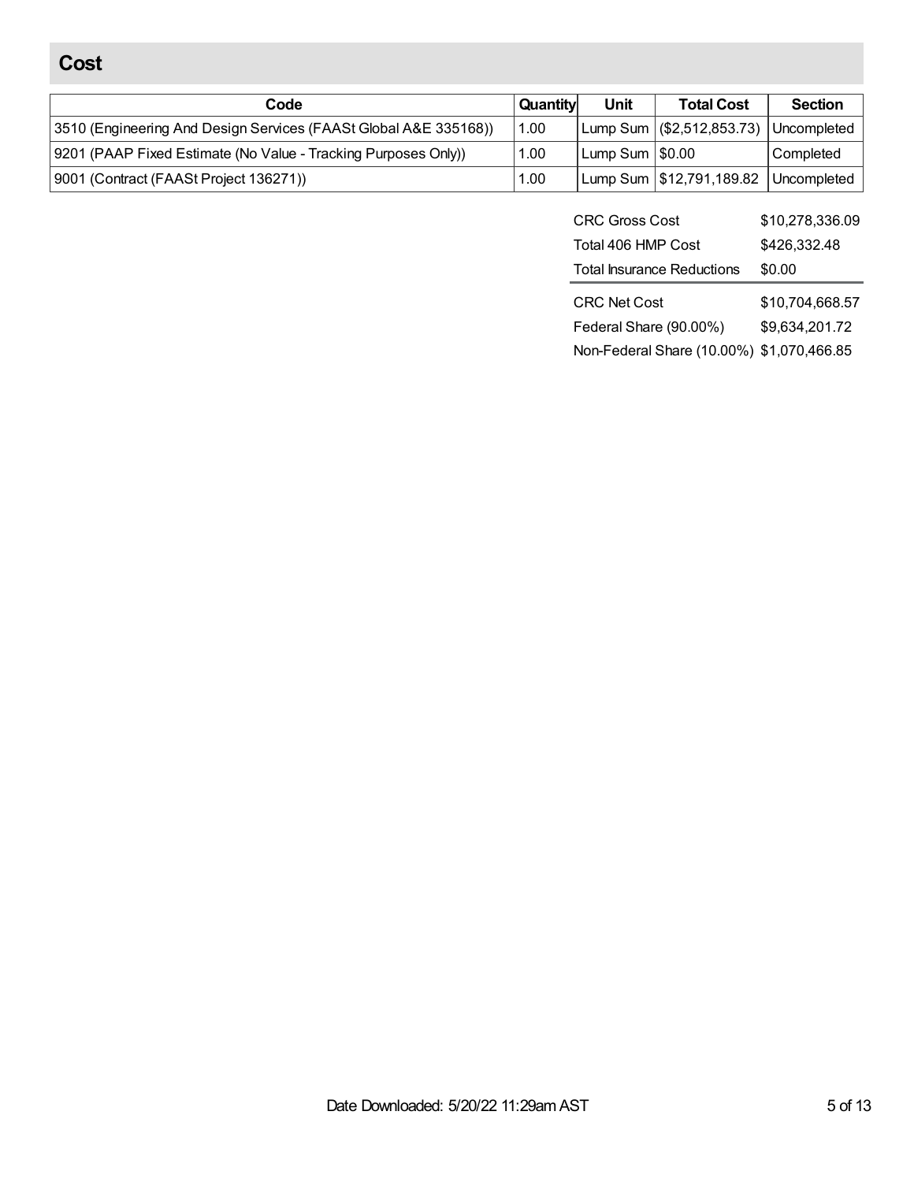## Cost

| Code | Quantity | Unit | Total Cost | Section |
|---|---|---|---|---|
| 3510 (Engineering And Design Services (FAASt Global A&E 335168)) | 1.00 | Lump Sum | ($2,512,853.73) | Uncompleted |
| 9201 (PAAP Fixed Estimate (No Value - Tracking Purposes Only)) | 1.00 | Lump Sum | $0.00 | Completed |
| 9001 (Contract (FAASt Project 136271)) | 1.00 | Lump Sum | $12,791,189.82 | Uncompleted |

| | |
|---|---|
| CRC Gross Cost | $10,278,336.09 |
| Total 406 HMP Cost | $426,332.48 |
| Total Insurance Reductions | $0.00 |
| CRC Net Cost | $10,704,668.57 |
| Federal Share (90.00%) | $9,634,201.72 |
| Non-Federal Share (10.00%) | $1,070,466.85 |

Date Downloaded: 5/20/22 11:29am AST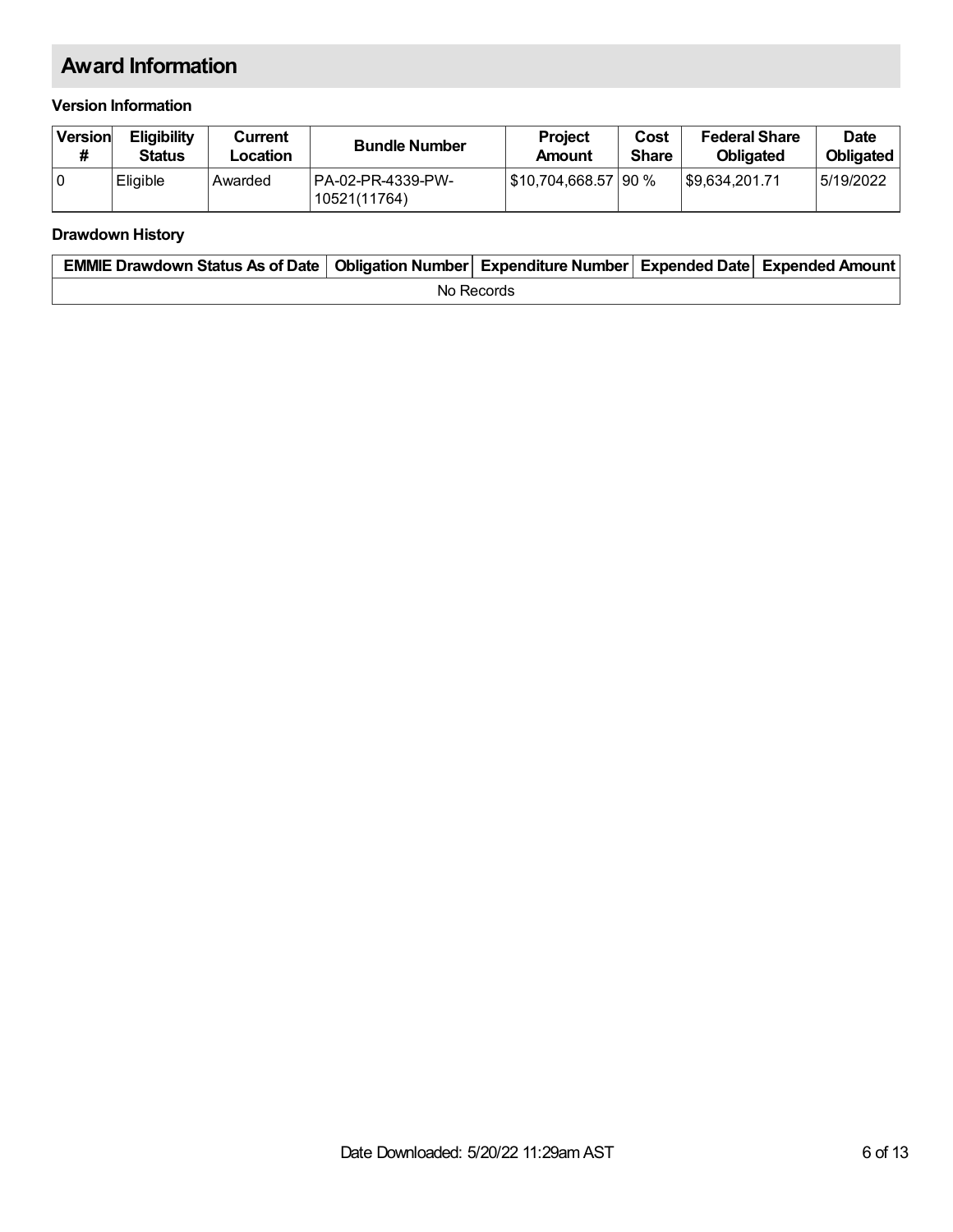## Award Information

### Version Information

| Version # | Eligibility Status | Current Location | Bundle Number | Project Amount | Cost Share | Federal Share Obligated | Date Obligated |
|---|---|---|---|---|---|---|---|
| 0 | Eligible | Awarded | PA-02-PR-4339-PW-10521(11764) | $10,704,668.57 | 90 % | $9,634,201.71 | 5/19/2022 |

### Drawdown History

| EMMIE Drawdown Status As of Date | Obligation Number | Expenditure Number | Expended Date | Expended Amount |
|---|---|---|---|---|
| No Records | | | | |

Date Downloaded: 5/20/22 11:29am AST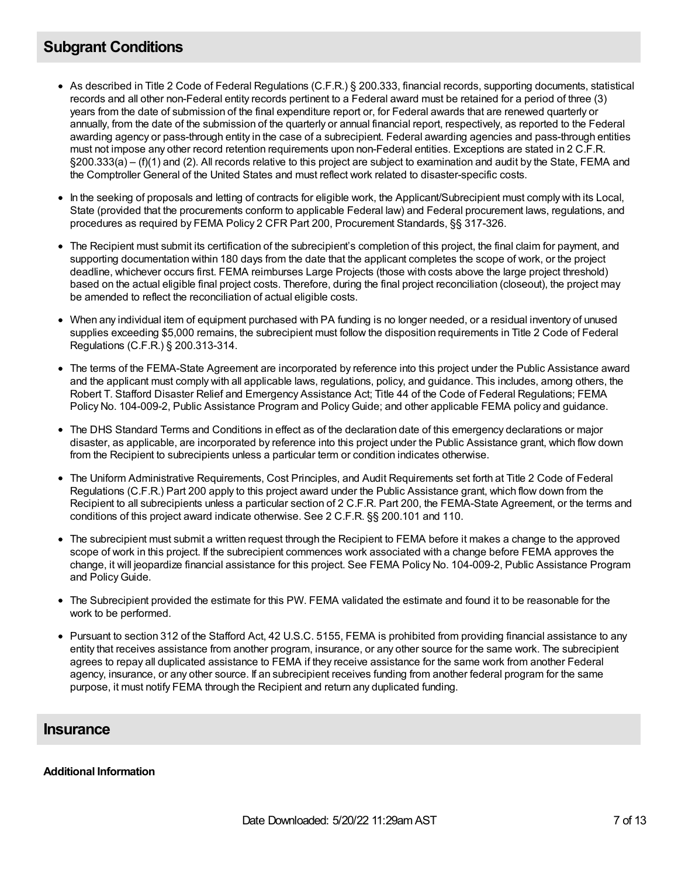## Subgrant Conditions

- As described in Title 2 Code of Federal Regulations (C.F.R.) § 200.333, financial records, supporting documents, statistical records and all other non-Federal entity records pertinent to a Federal award must be retained for a period of three (3) years from the date of submission of the final expenditure report or, for Federal awards that are renewed quarterly or annually, from the date of the submission of the quarterly or annual financial report, respectively, as reported to the Federal awarding agency or pass-through entity in the case of a subrecipient. Federal awarding agencies and pass-through entities must not impose any other record retention requirements upon non-Federal entities. Exceptions are stated in 2 C.F.R. §200.333(a) – (f)(1) and (2). All records relative to this project are subject to examination and audit by the State, FEMA and the Comptroller General of the United States and must reflect work related to disaster-specific costs.
- In the seeking of proposals and letting of contracts for eligible work, the Applicant/Subrecipient must comply with its Local, State (provided that the procurements conform to applicable Federal law) and Federal procurement laws, regulations, and procedures as required by FEMA Policy 2 CFR Part 200, Procurement Standards, §§ 317-326.
- The Recipient must submit its certification of the subrecipient's completion of this project, the final claim for payment, and supporting documentation within 180 days from the date that the applicant completes the scope of work, or the project deadline, whichever occurs first. FEMA reimburses Large Projects (those with costs above the large project threshold) based on the actual eligible final project costs. Therefore, during the final project reconciliation (closeout), the project may be amended to reflect the reconciliation of actual eligible costs.
- When any individual item of equipment purchased with PA funding is no longer needed, or a residual inventory of unused supplies exceeding $5,000 remains, the subrecipient must follow the disposition requirements in Title 2 Code of Federal Regulations (C.F.R.) § 200.313-314.
- The terms of the FEMA-State Agreement are incorporated by reference into this project under the Public Assistance award and the applicant must comply with all applicable laws, regulations, policy, and guidance. This includes, among others, the Robert T. Stafford Disaster Relief and Emergency Assistance Act; Title 44 of the Code of Federal Regulations; FEMA Policy No. 104-009-2, Public Assistance Program and Policy Guide; and other applicable FEMA policy and guidance.
- The DHS Standard Terms and Conditions in effect as of the declaration date of this emergency declarations or major disaster, as applicable, are incorporated by reference into this project under the Public Assistance grant, which flow down from the Recipient to subrecipients unless a particular term or condition indicates otherwise.
- The Uniform Administrative Requirements, Cost Principles, and Audit Requirements set forth at Title 2 Code of Federal Regulations (C.F.R.) Part 200 apply to this project award under the Public Assistance grant, which flow down from the Recipient to all subrecipients unless a particular section of 2 C.F.R. Part 200, the FEMA-State Agreement, or the terms and conditions of this project award indicate otherwise. See 2 C.F.R. §§ 200.101 and 110.
- The subrecipient must submit a written request through the Recipient to FEMA before it makes a change to the approved scope of work in this project. If the subrecipient commences work associated with a change before FEMA approves the change, it will jeopardize financial assistance for this project. See FEMA Policy No. 104-009-2, Public Assistance Program and Policy Guide.
- The Subrecipient provided the estimate for this PW. FEMA validated the estimate and found it to be reasonable for the work to be performed.
- Pursuant to section 312 of the Stafford Act, 42 U.S.C. 5155, FEMA is prohibited from providing financial assistance to any entity that receives assistance from another program, insurance, or any other source for the same work. The subrecipient agrees to repay all duplicated assistance to FEMA if they receive assistance for the same work from another Federal agency, insurance, or any other source. If an subrecipient receives funding from another federal program for the same purpose, it must notify FEMA through the Recipient and return any duplicated funding.

## Insurance

**Additional Information**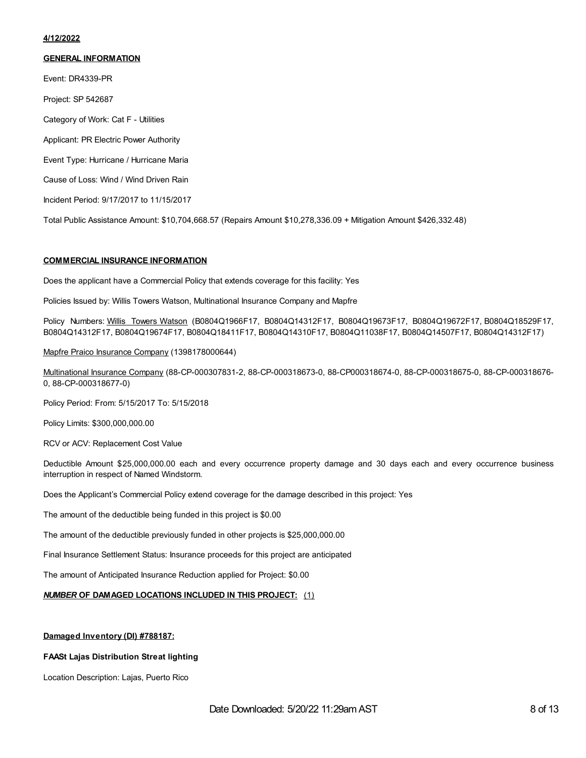**4/12/2022**

**GENERAL INFORMATION**

Event: DR4339-PR

Project: SP 542687

Category of Work: Cat F - Utilities

Applicant: PR Electric Power Authority

Event Type: Hurricane / Hurricane Maria

Cause of Loss: Wind / Wind Driven Rain

Incident Period: 9/17/2017 to 11/15/2017

Total Public Assistance Amount: $10,704,668.57 (Repairs Amount $10,278,336.09 + Mitigation Amount $426,332.48)

**COMMERCIAL INSURANCE INFORMATION**

Does the applicant have a Commercial Policy that extends coverage for this facility: Yes

Policies Issued by: Willis Towers Watson, Multinational Insurance Company and Mapfre

Policy Numbers: Willis Towers Watson (B0804Q1966F17, B0804Q14312F17, B0804Q19673F17, B0804Q19672F17, B0804Q18529F17, B0804Q14312F17, B0804Q19674F17, B0804Q18411F17, B0804Q14310F17, B0804Q11038F17, B0804Q14507F17, B0804Q14312F17)

Mapfre Praico Insurance Company (1398178000644)

Multinational Insurance Company (88-CP-000307831-2, 88-CP-000318673-0, 88-CP000318674-0, 88-CP-000318675-0, 88-CP-000318676-0, 88-CP-000318677-0)

Policy Period: From: 5/15/2017 To: 5/15/2018

Policy Limits: $300,000,000.00

RCV or ACV: Replacement Cost Value

Deductible Amount $25,000,000.00 each and every occurrence property damage and 30 days each and every occurrence business interruption in respect of Named Windstorm.

Does the Applicant's Commercial Policy extend coverage for the damage described in this project: Yes

The amount of the deductible being funded in this project is $0.00

The amount of the deductible previously funded in other projects is $25,000,000.00

Final Insurance Settlement Status: Insurance proceeds for this project are anticipated

The amount of Anticipated Insurance Reduction applied for Project: $0.00

***NUMBER*** **OF DAMAGED LOCATIONS INCLUDED IN THIS PROJECT:** (1)

**Damaged Inventory (DI) #788187:**

**FAASt Lajas Distribution Streat lighting**

Location Description: Lajas, Puerto Rico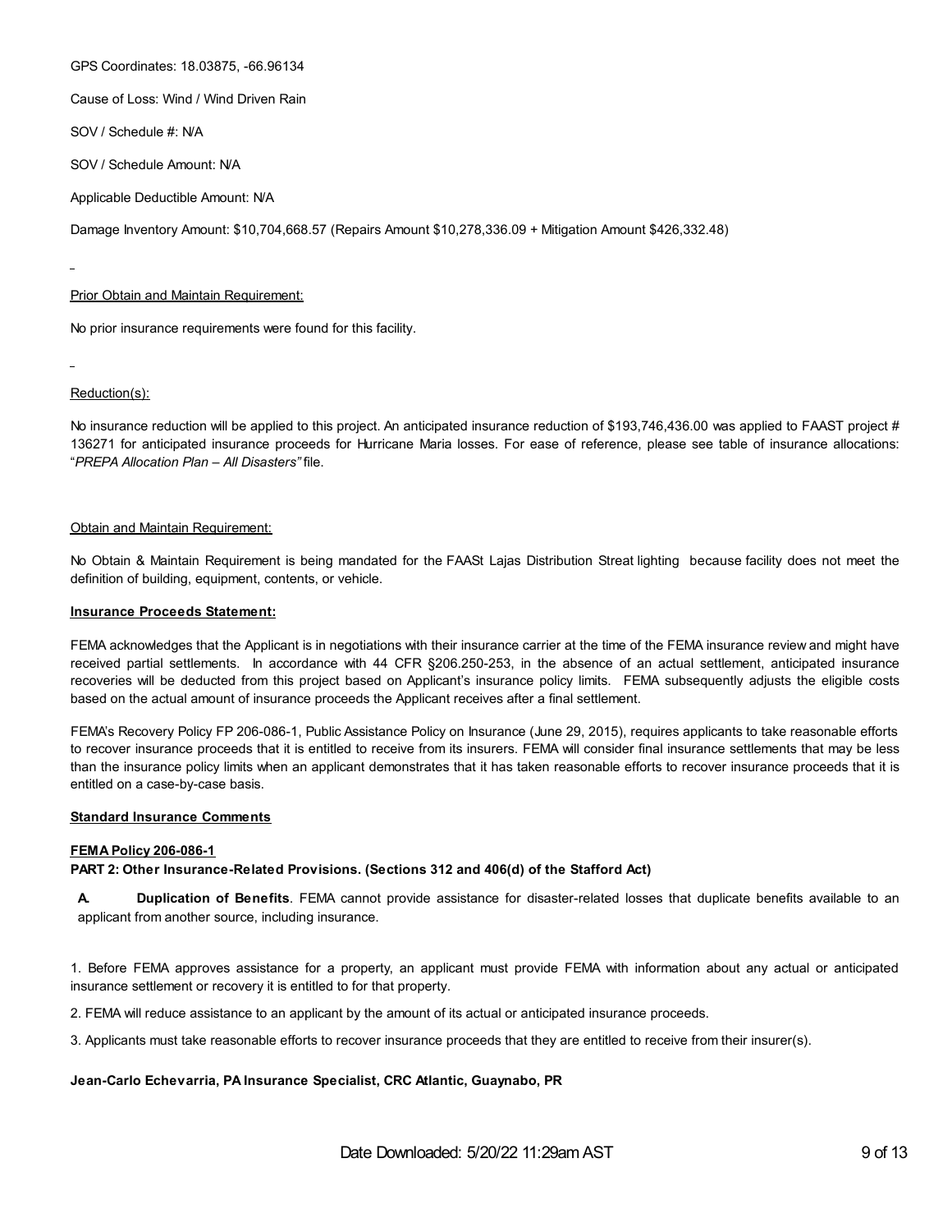GPS Coordinates: 18.03875, -66.96134

Cause of Loss: Wind / Wind Driven Rain

SOV / Schedule #: N/A

SOV / Schedule Amount: N/A

Applicable Deductible Amount: N/A

Damage Inventory Amount: $10,704,668.57 (Repairs Amount $10,278,336.09 + Mitigation Amount $426,332.48)

Prior Obtain and Maintain Requirement:

No prior insurance requirements were found for this facility.

Reduction(s):

No insurance reduction will be applied to this project. An anticipated insurance reduction of $193,746,436.00 was applied to FAAST project # 136271 for anticipated insurance proceeds for Hurricane Maria losses. For ease of reference, please see table of insurance allocations: "*PREPA Allocation Plan – All Disasters"* file.

Obtain and Maintain Requirement:

No Obtain & Maintain Requirement is being mandated for the FAASt Lajas Distribution Streat lighting because facility does not meet the definition of building, equipment, contents, or vehicle.

**Insurance Proceeds Statement:**

FEMA acknowledges that the Applicant is in negotiations with their insurance carrier at the time of the FEMA insurance review and might have received partial settlements. In accordance with 44 CFR §206.250-253, in the absence of an actual settlement, anticipated insurance recoveries will be deducted from this project based on Applicant's insurance policy limits. FEMA subsequently adjusts the eligible costs based on the actual amount of insurance proceeds the Applicant receives after a final settlement.

FEMA's Recovery Policy FP 206-086-1, Public Assistance Policy on Insurance (June 29, 2015), requires applicants to take reasonable efforts to recover insurance proceeds that it is entitled to receive from its insurers. FEMA will consider final insurance settlements that may be less than the insurance policy limits when an applicant demonstrates that it has taken reasonable efforts to recover insurance proceeds that it is entitled on a case-by-case basis.

**Standard Insurance Comments**

**FEMA Policy 206-086-1**

**PART 2: Other Insurance-Related Provisions. (Sections 312 and 406(d) of the Stafford Act)**

**A. Duplication of Benefits**. FEMA cannot provide assistance for disaster-related losses that duplicate benefits available to an applicant from another source, including insurance.

1. Before FEMA approves assistance for a property, an applicant must provide FEMA with information about any actual or anticipated insurance settlement or recovery it is entitled to for that property.

2. FEMA will reduce assistance to an applicant by the amount of its actual or anticipated insurance proceeds.

3. Applicants must take reasonable efforts to recover insurance proceeds that they are entitled to receive from their insurer(s).

**Jean-Carlo Echevarria, PA Insurance Specialist, CRC Atlantic, Guaynabo, PR**

Date Downloaded: 5/20/22 11:29am AST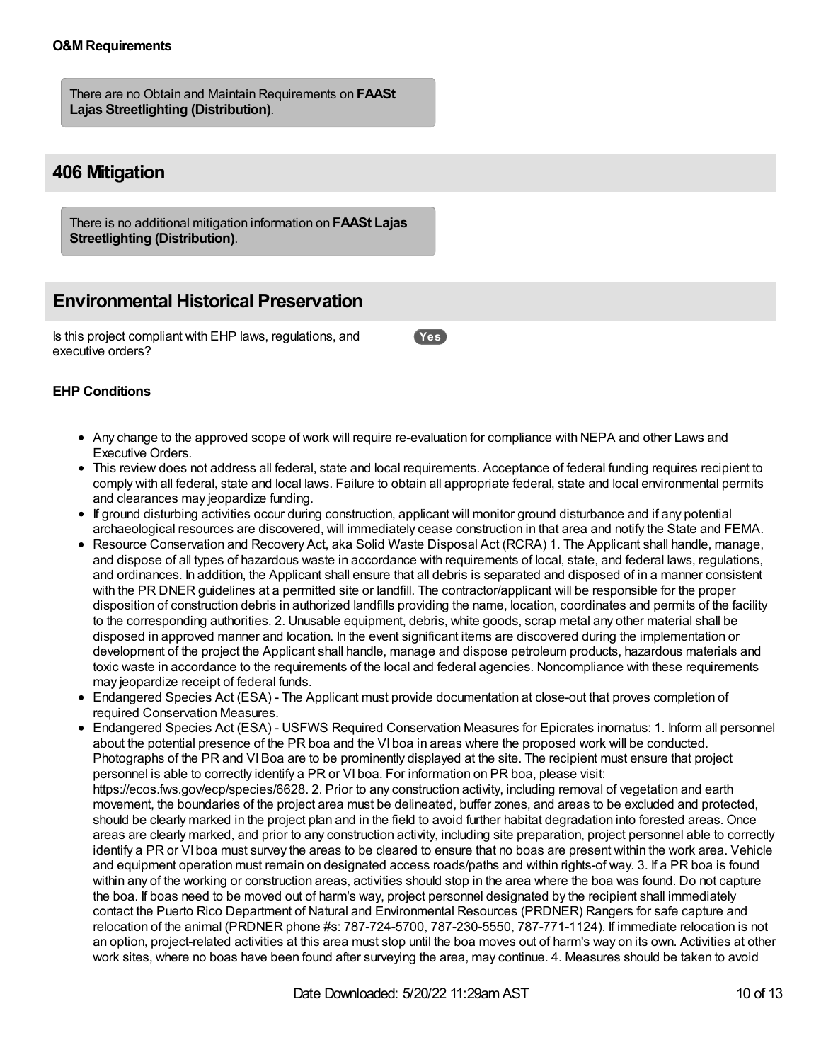**O&M Requirements**

There are no Obtain and Maintain Requirements on **FAASt Lajas Streetlighting (Distribution)**.

## 406 Mitigation

There is no additional mitigation information on **FAASt Lajas Streetlighting (Distribution)**.

## Environmental Historical Preservation

Is this project compliant with EHP laws, regulations, and executive orders? **Yes**

**EHP Conditions**

- Any change to the approved scope of work will require re-evaluation for compliance with NEPA and other Laws and Executive Orders.
- This review does not address all federal, state and local requirements. Acceptance of federal funding requires recipient to comply with all federal, state and local laws. Failure to obtain all appropriate federal, state and local environmental permits and clearances may jeopardize funding.
- If ground disturbing activities occur during construction, applicant will monitor ground disturbance and if any potential archaeological resources are discovered, will immediately cease construction in that area and notify the State and FEMA.
- Resource Conservation and Recovery Act, aka Solid Waste Disposal Act (RCRA) 1. The Applicant shall handle, manage, and dispose of all types of hazardous waste in accordance with requirements of local, state, and federal laws, regulations, and ordinances. In addition, the Applicant shall ensure that all debris is separated and disposed of in a manner consistent with the PR DNER guidelines at a permitted site or landfill. The contractor/applicant will be responsible for the proper disposition of construction debris in authorized landfills providing the name, location, coordinates and permits of the facility to the corresponding authorities. 2. Unusable equipment, debris, white goods, scrap metal any other material shall be disposed in approved manner and location. In the event significant items are discovered during the implementation or development of the project the Applicant shall handle, manage and dispose petroleum products, hazardous materials and toxic waste in accordance to the requirements of the local and federal agencies. Noncompliance with these requirements may jeopardize receipt of federal funds.
- Endangered Species Act (ESA) - The Applicant must provide documentation at close-out that proves completion of required Conservation Measures.
- Endangered Species Act (ESA) - USFWS Required Conservation Measures for Epicrates inornatus: 1. Inform all personnel about the potential presence of the PR boa and the VI boa in areas where the proposed work will be conducted. Photographs of the PR and VI Boa are to be prominently displayed at the site. The recipient must ensure that project personnel is able to correctly identify a PR or VI boa. For information on PR boa, please visit: https://ecos.fws.gov/ecp/species/6628. 2. Prior to any construction activity, including removal of vegetation and earth movement, the boundaries of the project area must be delineated, buffer zones, and areas to be excluded and protected, should be clearly marked in the project plan and in the field to avoid further habitat degradation into forested areas. Once areas are clearly marked, and prior to any construction activity, including site preparation, project personnel able to correctly identify a PR or VI boa must survey the areas to be cleared to ensure that no boas are present within the work area. Vehicle and equipment operation must remain on designated access roads/paths and within rights-of way. 3. If a PR boa is found within any of the working or construction areas, activities should stop in the area where the boa was found. Do not capture the boa. If boas need to be moved out of harm's way, project personnel designated by the recipient shall immediately contact the Puerto Rico Department of Natural and Environmental Resources (PRDNER) Rangers for safe capture and relocation of the animal (PRDNER phone #s: 787-724-5700, 787-230-5550, 787-771-1124). If immediate relocation is not an option, project-related activities at this area must stop until the boa moves out of harm's way on its own. Activities at other work sites, where no boas have been found after surveying the area, may continue. 4. Measures should be taken to avoid

Date Downloaded: 5/20/22 11:29am AST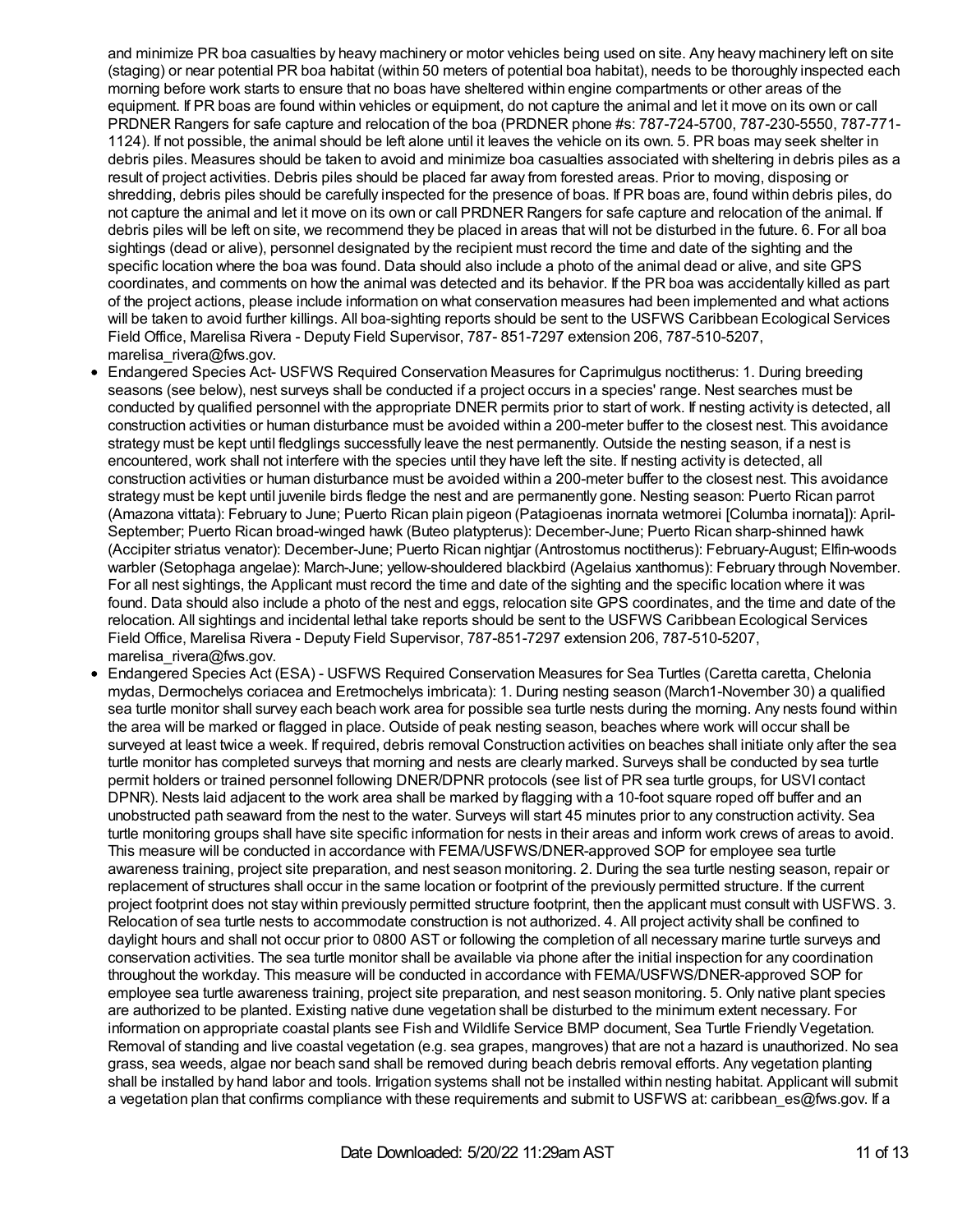and minimize PR boa casualties by heavy machinery or motor vehicles being used on site. Any heavy machinery left on site (staging) or near potential PR boa habitat (within 50 meters of potential boa habitat), needs to be thoroughly inspected each morning before work starts to ensure that no boas have sheltered within engine compartments or other areas of the equipment. If PR boas are found within vehicles or equipment, do not capture the animal and let it move on its own or call PRDNER Rangers for safe capture and relocation of the boa (PRDNER phone #s: 787-724-5700, 787-230-5550, 787-771-1124). If not possible, the animal should be left alone until it leaves the vehicle on its own. 5. PR boas may seek shelter in debris piles. Measures should be taken to avoid and minimize boa casualties associated with sheltering in debris piles as a result of project activities. Debris piles should be placed far away from forested areas. Prior to moving, disposing or shredding, debris piles should be carefully inspected for the presence of boas. If PR boas are, found within debris piles, do not capture the animal and let it move on its own or call PRDNER Rangers for safe capture and relocation of the animal. If debris piles will be left on site, we recommend they be placed in areas that will not be disturbed in the future. 6. For all boa sightings (dead or alive), personnel designated by the recipient must record the time and date of the sighting and the specific location where the boa was found. Data should also include a photo of the animal dead or alive, and site GPS coordinates, and comments on how the animal was detected and its behavior. If the PR boa was accidentally killed as part of the project actions, please include information on what conservation measures had been implemented and what actions will be taken to avoid further killings. All boa-sighting reports should be sent to the USFWS Caribbean Ecological Services Field Office, Marelisa Rivera - Deputy Field Supervisor, 787- 851-7297 extension 206, 787-510-5207, marelisa_rivera@fws.gov.

- Endangered Species Act- USFWS Required Conservation Measures for Caprimulgus noctitherus: 1. During breeding seasons (see below), nest surveys shall be conducted if a project occurs in a species' range. Nest searches must be conducted by qualified personnel with the appropriate DNER permits prior to start of work. If nesting activity is detected, all construction activities or human disturbance must be avoided within a 200-meter buffer to the closest nest. This avoidance strategy must be kept until fledglings successfully leave the nest permanently. Outside the nesting season, if a nest is encountered, work shall not interfere with the species until they have left the site. If nesting activity is detected, all construction activities or human disturbance must be avoided within a 200-meter buffer to the closest nest. This avoidance strategy must be kept until juvenile birds fledge the nest and are permanently gone. Nesting season: Puerto Rican parrot (Amazona vittata): February to June; Puerto Rican plain pigeon (Patagioenas inornata wetmorei [Columba inornata]): April-September; Puerto Rican broad-winged hawk (Buteo platypterus): December-June; Puerto Rican sharp-shinned hawk (Accipiter striatus venator): December-June; Puerto Rican nightjar (Antrostomus noctitherus): February-August; Elfin-woods warbler (Setophaga angelae): March-June; yellow-shouldered blackbird (Agelaius xanthomus): February through November. For all nest sightings, the Applicant must record the time and date of the sighting and the specific location where it was found. Data should also include a photo of the nest and eggs, relocation site GPS coordinates, and the time and date of the relocation. All sightings and incidental lethal take reports should be sent to the USFWS Caribbean Ecological Services Field Office, Marelisa Rivera - Deputy Field Supervisor, 787-851-7297 extension 206, 787-510-5207, marelisa_rivera@fws.gov.
- Endangered Species Act (ESA) - USFWS Required Conservation Measures for Sea Turtles (Caretta caretta, Chelonia mydas, Dermochelys coriacea and Eretmochelys imbricata): 1. During nesting season (March1-November 30) a qualified sea turtle monitor shall survey each beach work area for possible sea turtle nests during the morning. Any nests found within the area will be marked or flagged in place. Outside of peak nesting season, beaches where work will occur shall be surveyed at least twice a week. If required, debris removal Construction activities on beaches shall initiate only after the sea turtle monitor has completed surveys that morning and nests are clearly marked. Surveys shall be conducted by sea turtle permit holders or trained personnel following DNER/DPNR protocols (see list of PR sea turtle groups, for USVI contact DPNR). Nests laid adjacent to the work area shall be marked by flagging with a 10-foot square roped off buffer and an unobstructed path seaward from the nest to the water. Surveys will start 45 minutes prior to any construction activity. Sea turtle monitoring groups shall have site specific information for nests in their areas and inform work crews of areas to avoid. This measure will be conducted in accordance with FEMA/USFWS/DNER-approved SOP for employee sea turtle awareness training, project site preparation, and nest season monitoring. 2. During the sea turtle nesting season, repair or replacement of structures shall occur in the same location or footprint of the previously permitted structure. If the current project footprint does not stay within previously permitted structure footprint, then the applicant must consult with USFWS. 3. Relocation of sea turtle nests to accommodate construction is not authorized. 4. All project activity shall be confined to daylight hours and shall not occur prior to 0800 AST or following the completion of all necessary marine turtle surveys and conservation activities. The sea turtle monitor shall be available via phone after the initial inspection for any coordination throughout the workday. This measure will be conducted in accordance with FEMA/USFWS/DNER-approved SOP for employee sea turtle awareness training, project site preparation, and nest season monitoring. 5. Only native plant species are authorized to be planted. Existing native dune vegetation shall be disturbed to the minimum extent necessary. For information on appropriate coastal plants see Fish and Wildlife Service BMP document, Sea Turtle Friendly Vegetation. Removal of standing and live coastal vegetation (e.g. sea grapes, mangroves) that are not a hazard is unauthorized. No sea grass, sea weeds, algae nor beach sand shall be removed during beach debris removal efforts. Any vegetation planting shall be installed by hand labor and tools. Irrigation systems shall not be installed within nesting habitat. Applicant will submit a vegetation plan that confirms compliance with these requirements and submit to USFWS at: caribbean_es@fws.gov. If a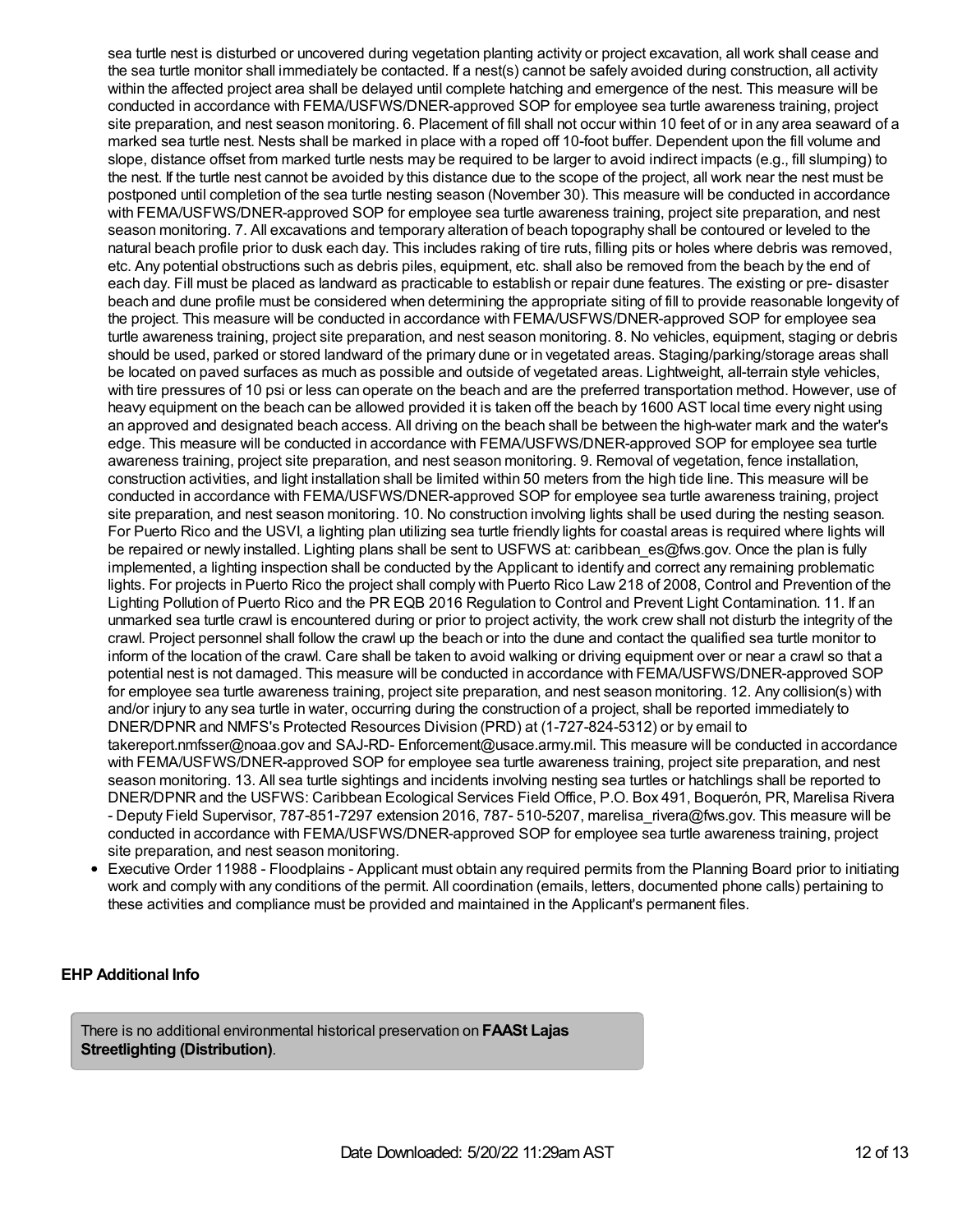sea turtle nest is disturbed or uncovered during vegetation planting activity or project excavation, all work shall cease and the sea turtle monitor shall immediately be contacted. If a nest(s) cannot be safely avoided during construction, all activity within the affected project area shall be delayed until complete hatching and emergence of the nest. This measure will be conducted in accordance with FEMA/USFWS/DNER-approved SOP for employee sea turtle awareness training, project site preparation, and nest season monitoring. 6. Placement of fill shall not occur within 10 feet of or in any area seaward of a marked sea turtle nest. Nests shall be marked in place with a roped off 10-foot buffer. Dependent upon the fill volume and slope, distance offset from marked turtle nests may be required to be larger to avoid indirect impacts (e.g., fill slumping) to the nest. If the turtle nest cannot be avoided by this distance due to the scope of the project, all work near the nest must be postponed until completion of the sea turtle nesting season (November 30). This measure will be conducted in accordance with FEMA/USFWS/DNER-approved SOP for employee sea turtle awareness training, project site preparation, and nest season monitoring. 7. All excavations and temporary alteration of beach topography shall be contoured or leveled to the natural beach profile prior to dusk each day. This includes raking of tire ruts, filling pits or holes where debris was removed, etc. Any potential obstructions such as debris piles, equipment, etc. shall also be removed from the beach by the end of each day. Fill must be placed as landward as practicable to establish or repair dune features. The existing or pre- disaster beach and dune profile must be considered when determining the appropriate siting of fill to provide reasonable longevity of the project. This measure will be conducted in accordance with FEMA/USFWS/DNER-approved SOP for employee sea turtle awareness training, project site preparation, and nest season monitoring. 8. No vehicles, equipment, staging or debris should be used, parked or stored landward of the primary dune or in vegetated areas. Staging/parking/storage areas shall be located on paved surfaces as much as possible and outside of vegetated areas. Lightweight, all-terrain style vehicles, with tire pressures of 10 psi or less can operate on the beach and are the preferred transportation method. However, use of heavy equipment on the beach can be allowed provided it is taken off the beach by 1600 AST local time every night using an approved and designated beach access. All driving on the beach shall be between the high-water mark and the water's edge. This measure will be conducted in accordance with FEMA/USFWS/DNER-approved SOP for employee sea turtle awareness training, project site preparation, and nest season monitoring. 9. Removal of vegetation, fence installation, construction activities, and light installation shall be limited within 50 meters from the high tide line. This measure will be conducted in accordance with FEMA/USFWS/DNER-approved SOP for employee sea turtle awareness training, project site preparation, and nest season monitoring. 10. No construction involving lights shall be used during the nesting season. For Puerto Rico and the USVI, a lighting plan utilizing sea turtle friendly lights for coastal areas is required where lights will be repaired or newly installed. Lighting plans shall be sent to USFWS at: caribbean_es@fws.gov. Once the plan is fully implemented, a lighting inspection shall be conducted by the Applicant to identify and correct any remaining problematic lights. For projects in Puerto Rico the project shall comply with Puerto Rico Law 218 of 2008, Control and Prevention of the Lighting Pollution of Puerto Rico and the PR EQB 2016 Regulation to Control and Prevent Light Contamination. 11. If an unmarked sea turtle crawl is encountered during or prior to project activity, the work crew shall not disturb the integrity of the crawl. Project personnel shall follow the crawl up the beach or into the dune and contact the qualified sea turtle monitor to inform of the location of the crawl. Care shall be taken to avoid walking or driving equipment over or near a crawl so that a potential nest is not damaged. This measure will be conducted in accordance with FEMA/USFWS/DNER-approved SOP for employee sea turtle awareness training, project site preparation, and nest season monitoring. 12. Any collision(s) with and/or injury to any sea turtle in water, occurring during the construction of a project, shall be reported immediately to DNER/DPNR and NMFS's Protected Resources Division (PRD) at (1-727-824-5312) or by email to takereport.nmfsser@noaa.gov and SAJ-RD- Enforcement@usace.army.mil. This measure will be conducted in accordance with FEMA/USFWS/DNER-approved SOP for employee sea turtle awareness training, project site preparation, and nest season monitoring. 13. All sea turtle sightings and incidents involving nesting sea turtles or hatchlings shall be reported to DNER/DPNR and the USFWS: Caribbean Ecological Services Field Office, P.O. Box 491, Boquerón, PR, Marelisa Rivera - Deputy Field Supervisor, 787-851-7297 extension 2016, 787- 510-5207, marelisa_rivera@fws.gov. This measure will be conducted in accordance with FEMA/USFWS/DNER-approved SOP for employee sea turtle awareness training, project site preparation, and nest season monitoring.

- Executive Order 11988 - Floodplains - Applicant must obtain any required permits from the Planning Board prior to initiating work and comply with any conditions of the permit. All coordination (emails, letters, documented phone calls) pertaining to these activities and compliance must be provided and maintained in the Applicant's permanent files.

### EHP Additional Info

There is no additional environmental historical preservation on **FAASt Lajas Streetlighting (Distribution)**.

Date Downloaded: 5/20/22 11:29am AST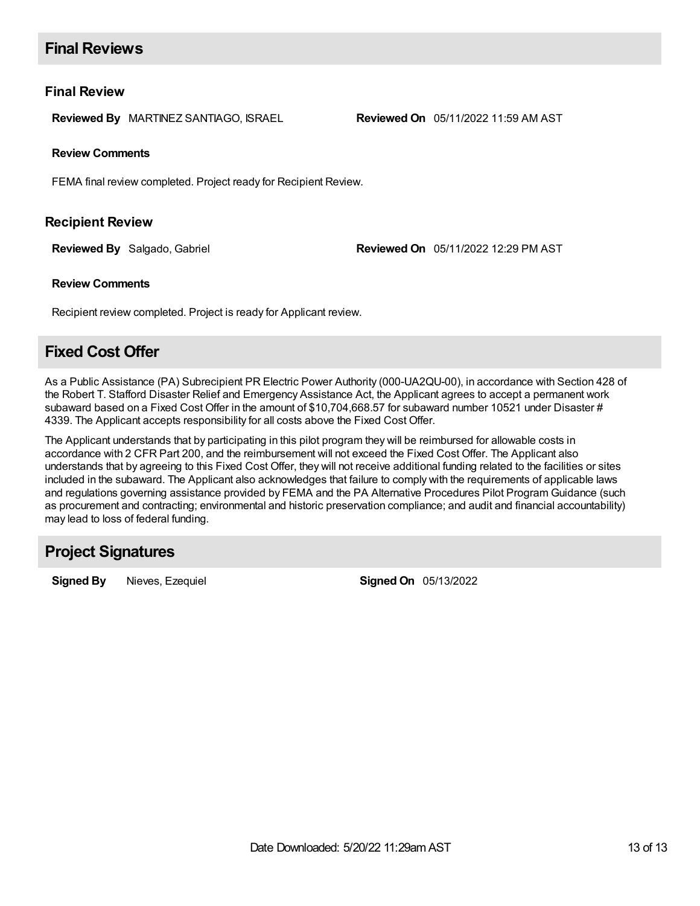## Final Reviews

### Final Review

**Reviewed By** MARTINEZ SANTIAGO, ISRAEL **Reviewed On** 05/11/2022 11:59 AM AST

**Review Comments**

FEMA final review completed. Project ready for Recipient Review.

### Recipient Review

**Reviewed By** Salgado, Gabriel **Reviewed On** 05/11/2022 12:29 PM AST

**Review Comments**

Recipient review completed. Project is ready for Applicant review.

## Fixed Cost Offer

As a Public Assistance (PA) Subrecipient PR Electric Power Authority (000-UA2QU-00), in accordance with Section 428 of the Robert T. Stafford Disaster Relief and Emergency Assistance Act, the Applicant agrees to accept a permanent work subaward based on a Fixed Cost Offer in the amount of $10,704,668.57 for subaward number 10521 under Disaster # 4339. The Applicant accepts responsibility for all costs above the Fixed Cost Offer.

The Applicant understands that by participating in this pilot program they will be reimbursed for allowable costs in accordance with 2 CFR Part 200, and the reimbursement will not exceed the Fixed Cost Offer. The Applicant also understands that by agreeing to this Fixed Cost Offer, they will not receive additional funding related to the facilities or sites included in the subaward. The Applicant also acknowledges that failure to comply with the requirements of applicable laws and regulations governing assistance provided by FEMA and the PA Alternative Procedures Pilot Program Guidance (such as procurement and contracting; environmental and historic preservation compliance; and audit and financial accountability) may lead to loss of federal funding.

## Project Signatures

**Signed By** Nieves, Ezequiel **Signed On** 05/13/2022

Date Downloaded: 5/20/22 11:29am AST